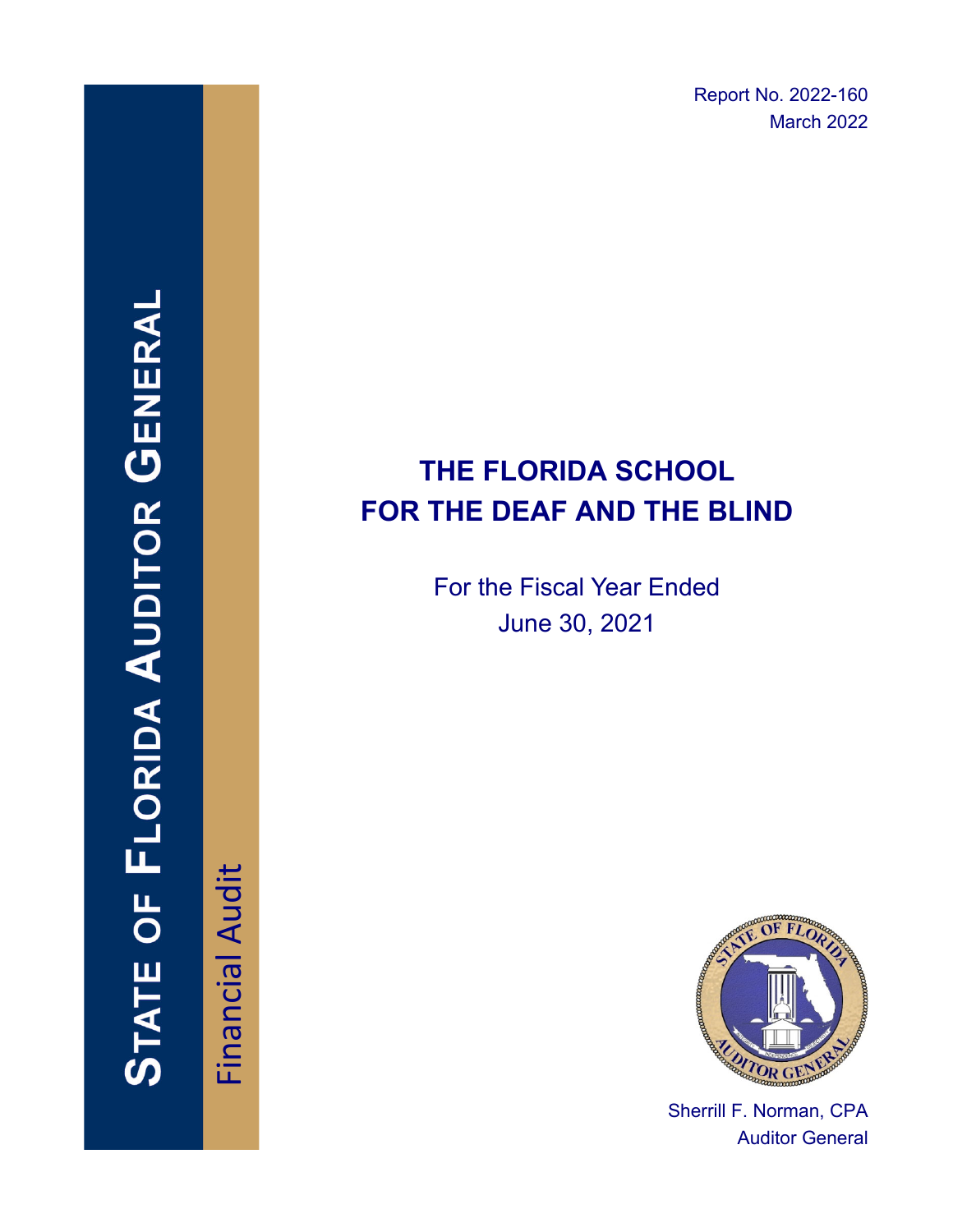Report No. 2022-160
March 2022

STATE OF FLORIDA AUDITOR GENERAL

Financial Audit

# THE FLORIDA SCHOOL FOR THE DEAF AND THE BLIND

For the Fiscal Year Ended
June 30, 2021

Sherrill F. Norman, CPA
Auditor General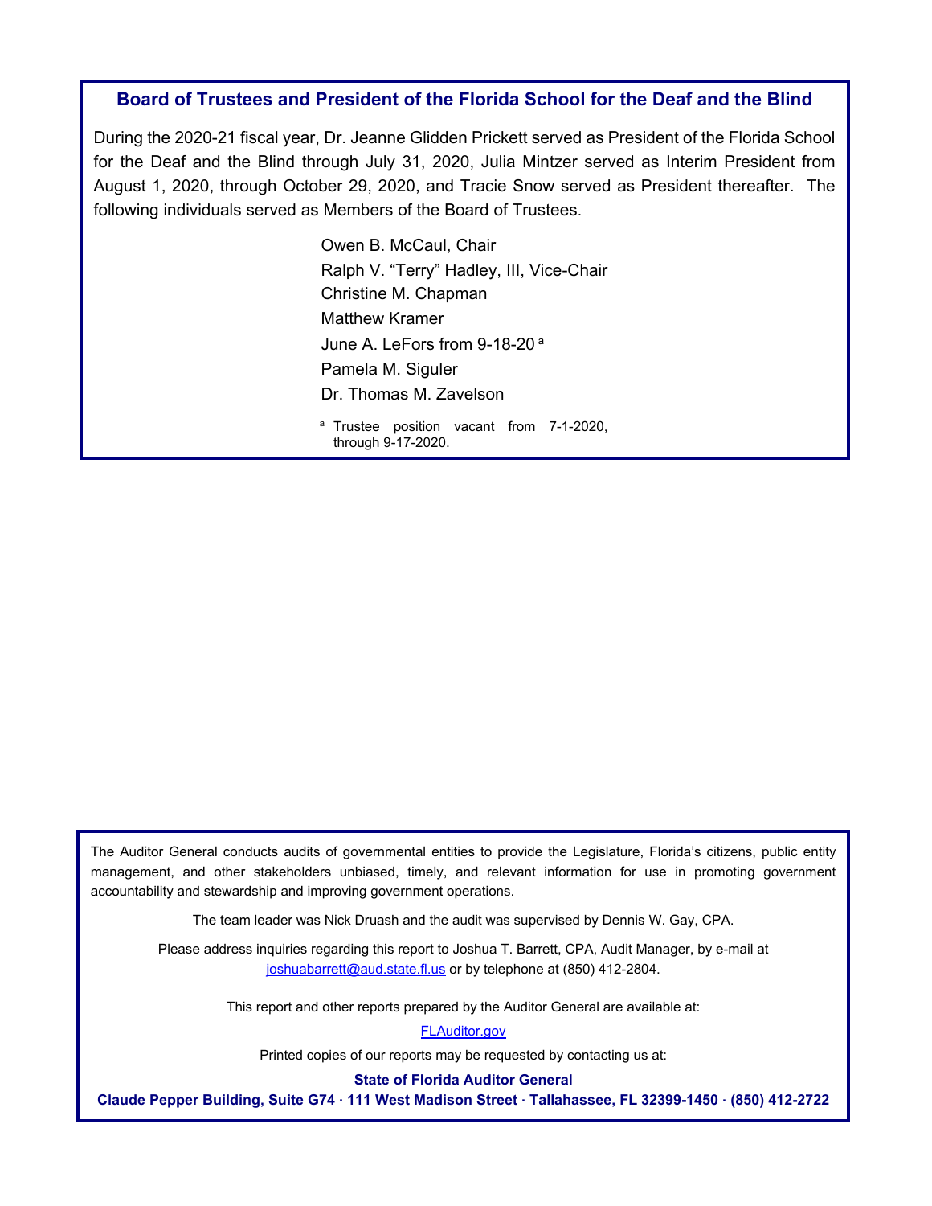## Board of Trustees and President of the Florida School for the Deaf and the Blind

During the 2020-21 fiscal year, Dr. Jeanne Glidden Prickett served as President of the Florida School for the Deaf and the Blind through July 31, 2020, Julia Mintzer served as Interim President from August 1, 2020, through October 29, 2020, and Tracie Snow served as President thereafter. The following individuals served as Members of the Board of Trustees.

Owen B. McCaul, Chair
Ralph V. "Terry" Hadley, III, Vice-Chair
Christine M. Chapman
Matthew Kramer
June A. LeFors from 9-18-20 [a]
Pamela M. Siguler
Dr. Thomas M. Zavelson

[a] Trustee position vacant from 7-1-2020, through 9-17-2020.

The Auditor General conducts audits of governmental entities to provide the Legislature, Florida's citizens, public entity management, and other stakeholders unbiased, timely, and relevant information for use in promoting government accountability and stewardship and improving government operations.

The team leader was Nick Druash and the audit was supervised by Dennis W. Gay, CPA.

Please address inquiries regarding this report to Joshua T. Barrett, CPA, Audit Manager, by e-mail at joshuabarrett@aud.state.fl.us or by telephone at (850) 412-2804.

This report and other reports prepared by the Auditor General are available at:

FLAuditor.gov

Printed copies of our reports may be requested by contacting us at:

**State of Florida Auditor General**
**Claude Pepper Building, Suite G74 · 111 West Madison Street · Tallahassee, FL 32399-1450 · (850) 412-2722**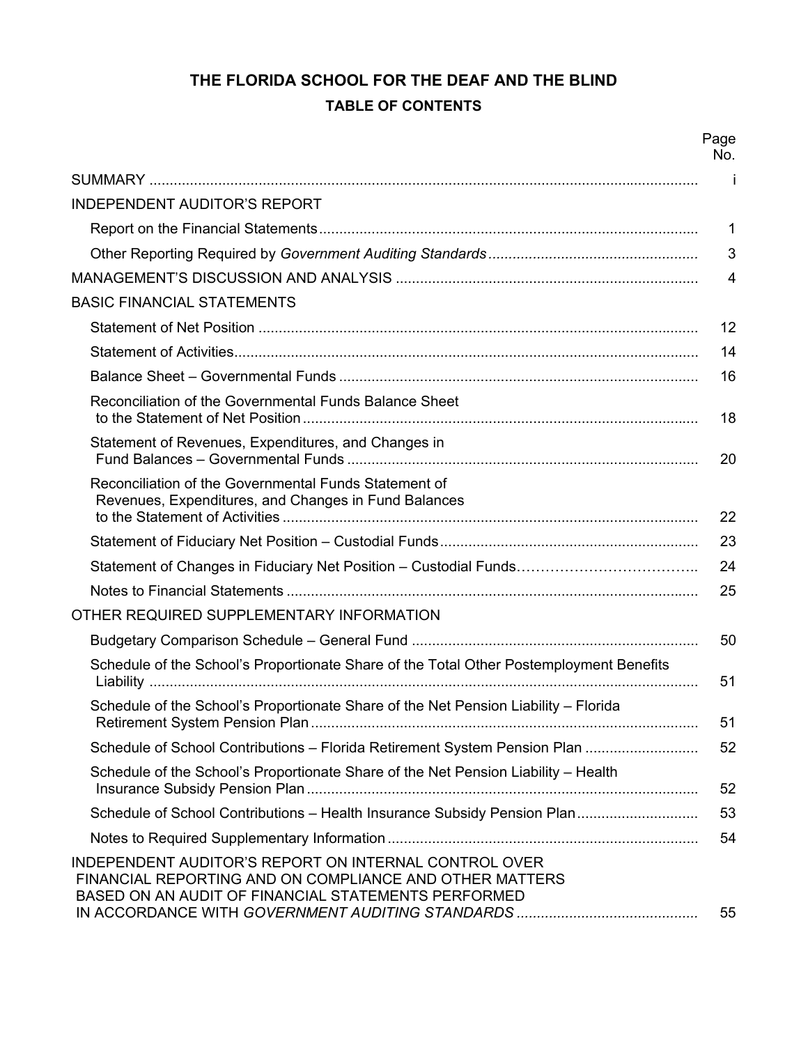# THE FLORIDA SCHOOL FOR THE DEAF AND THE BLIND

## TABLE OF CONTENTS

| | Page No. |
|---|---|
| SUMMARY | i |
| INDEPENDENT AUDITOR'S REPORT | |
| Report on the Financial Statements | 1 |
| Other Reporting Required by *Government Auditing Standards* | 3 |
| MANAGEMENT'S DISCUSSION AND ANALYSIS | 4 |
| BASIC FINANCIAL STATEMENTS | |
| Statement of Net Position | 12 |
| Statement of Activities | 14 |
| Balance Sheet – Governmental Funds | 16 |
| Reconciliation of the Governmental Funds Balance Sheet to the Statement of Net Position | 18 |
| Statement of Revenues, Expenditures, and Changes in Fund Balances – Governmental Funds | 20 |
| Reconciliation of the Governmental Funds Statement of Revenues, Expenditures, and Changes in Fund Balances to the Statement of Activities | 22 |
| Statement of Fiduciary Net Position – Custodial Funds | 23 |
| Statement of Changes in Fiduciary Net Position – Custodial Funds | 24 |
| Notes to Financial Statements | 25 |
| OTHER REQUIRED SUPPLEMENTARY INFORMATION | |
| Budgetary Comparison Schedule – General Fund | 50 |
| Schedule of the School's Proportionate Share of the Total Other Postemployment Benefits Liability | 51 |
| Schedule of the School's Proportionate Share of the Net Pension Liability – Florida Retirement System Pension Plan | 51 |
| Schedule of School Contributions – Florida Retirement System Pension Plan | 52 |
| Schedule of the School's Proportionate Share of the Net Pension Liability – Health Insurance Subsidy Pension Plan | 52 |
| Schedule of School Contributions – Health Insurance Subsidy Pension Plan | 53 |
| Notes to Required Supplementary Information | 54 |
| INDEPENDENT AUDITOR'S REPORT ON INTERNAL CONTROL OVER FINANCIAL REPORTING AND ON COMPLIANCE AND OTHER MATTERS BASED ON AN AUDIT OF FINANCIAL STATEMENTS PERFORMED IN ACCORDANCE WITH *GOVERNMENT AUDITING STANDARDS* | 55 |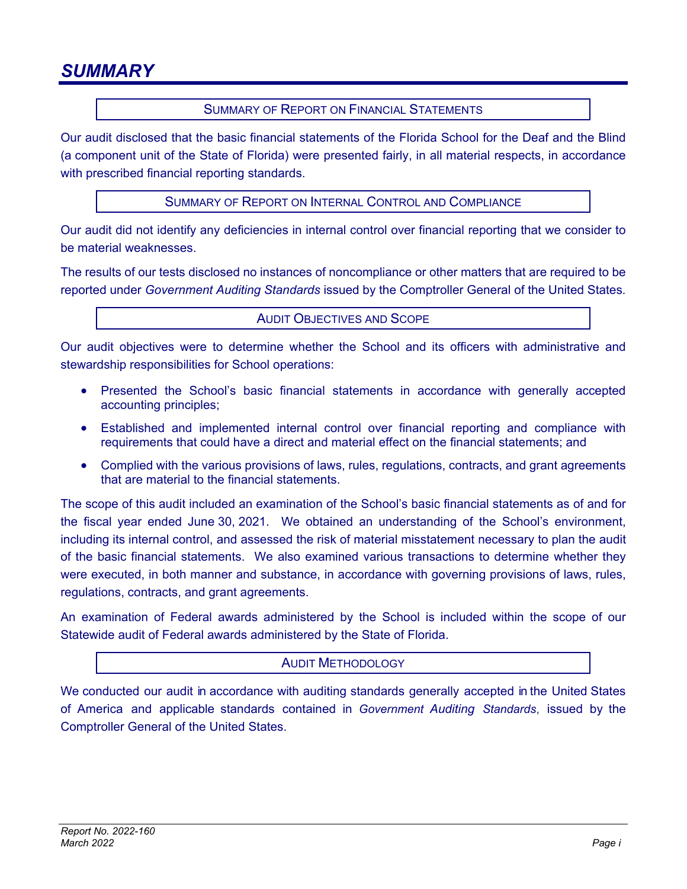# SUMMARY

## SUMMARY OF REPORT ON FINANCIAL STATEMENTS

Our audit disclosed that the basic financial statements of the Florida School for the Deaf and the Blind (a component unit of the State of Florida) were presented fairly, in all material respects, in accordance with prescribed financial reporting standards.

## SUMMARY OF REPORT ON INTERNAL CONTROL AND COMPLIANCE

Our audit did not identify any deficiencies in internal control over financial reporting that we consider to be material weaknesses.

The results of our tests disclosed no instances of noncompliance or other matters that are required to be reported under *Government Auditing Standards* issued by the Comptroller General of the United States.

## AUDIT OBJECTIVES AND SCOPE

Our audit objectives were to determine whether the School and its officers with administrative and stewardship responsibilities for School operations:

- Presented the School's basic financial statements in accordance with generally accepted accounting principles;
- Established and implemented internal control over financial reporting and compliance with requirements that could have a direct and material effect on the financial statements; and
- Complied with the various provisions of laws, rules, regulations, contracts, and grant agreements that are material to the financial statements.

The scope of this audit included an examination of the School's basic financial statements as of and for the fiscal year ended June 30, 2021. We obtained an understanding of the School's environment, including its internal control, and assessed the risk of material misstatement necessary to plan the audit of the basic financial statements. We also examined various transactions to determine whether they were executed, in both manner and substance, in accordance with governing provisions of laws, rules, regulations, contracts, and grant agreements.

An examination of Federal awards administered by the School is included within the scope of our Statewide audit of Federal awards administered by the State of Florida.

## AUDIT METHODOLOGY

We conducted our audit in accordance with auditing standards generally accepted in the United States of America and applicable standards contained in *Government Auditing Standards*, issued by the Comptroller General of the United States.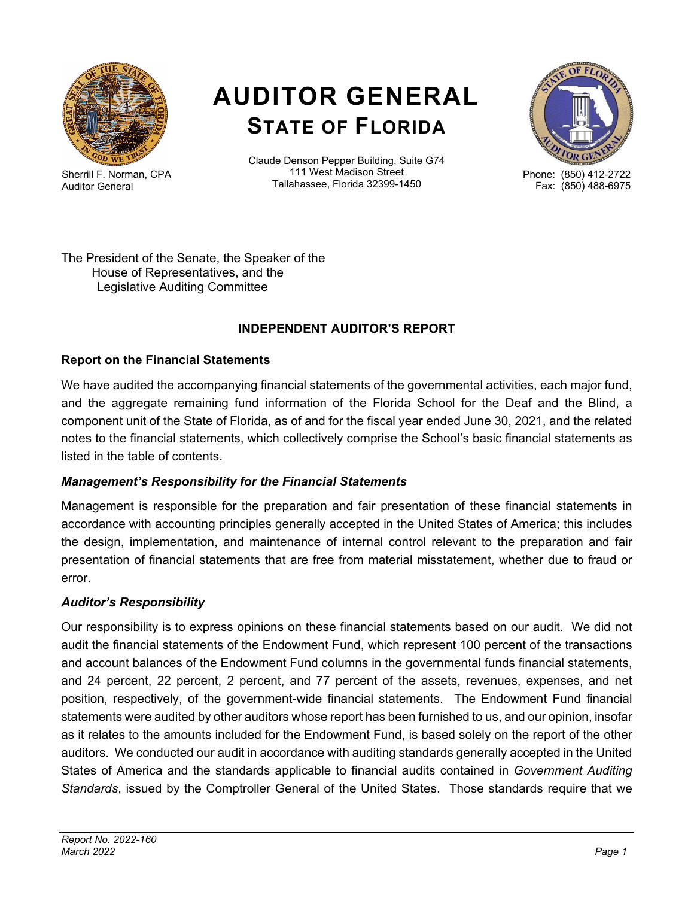# AUDITOR GENERAL
## STATE OF FLORIDA

Sherrill F. Norman, CPA
Auditor General

Claude Denson Pepper Building, Suite G74
111 West Madison Street
Tallahassee, Florida 32399-1450

Phone: (850) 412-2722
Fax: (850) 488-6975

The President of the Senate, the Speaker of the
House of Representatives, and the
Legislative Auditing Committee

### INDEPENDENT AUDITOR'S REPORT

**Report on the Financial Statements**

We have audited the accompanying financial statements of the governmental activities, each major fund, and the aggregate remaining fund information of the Florida School for the Deaf and the Blind, a component unit of the State of Florida, as of and for the fiscal year ended June 30, 2021, and the related notes to the financial statements, which collectively comprise the School's basic financial statements as listed in the table of contents.

***Management's Responsibility for the Financial Statements***

Management is responsible for the preparation and fair presentation of these financial statements in accordance with accounting principles generally accepted in the United States of America; this includes the design, implementation, and maintenance of internal control relevant to the preparation and fair presentation of financial statements that are free from material misstatement, whether due to fraud or error.

***Auditor's Responsibility***

Our responsibility is to express opinions on these financial statements based on our audit. We did not audit the financial statements of the Endowment Fund, which represent 100 percent of the transactions and account balances of the Endowment Fund columns in the governmental funds financial statements, and 24 percent, 22 percent, 2 percent, and 77 percent of the assets, revenues, expenses, and net position, respectively, of the government-wide financial statements. The Endowment Fund financial statements were audited by other auditors whose report has been furnished to us, and our opinion, insofar as it relates to the amounts included for the Endowment Fund, is based solely on the report of the other auditors. We conducted our audit in accordance with auditing standards generally accepted in the United States of America and the standards applicable to financial audits contained in *Government Auditing Standards*, issued by the Comptroller General of the United States. Those standards require that we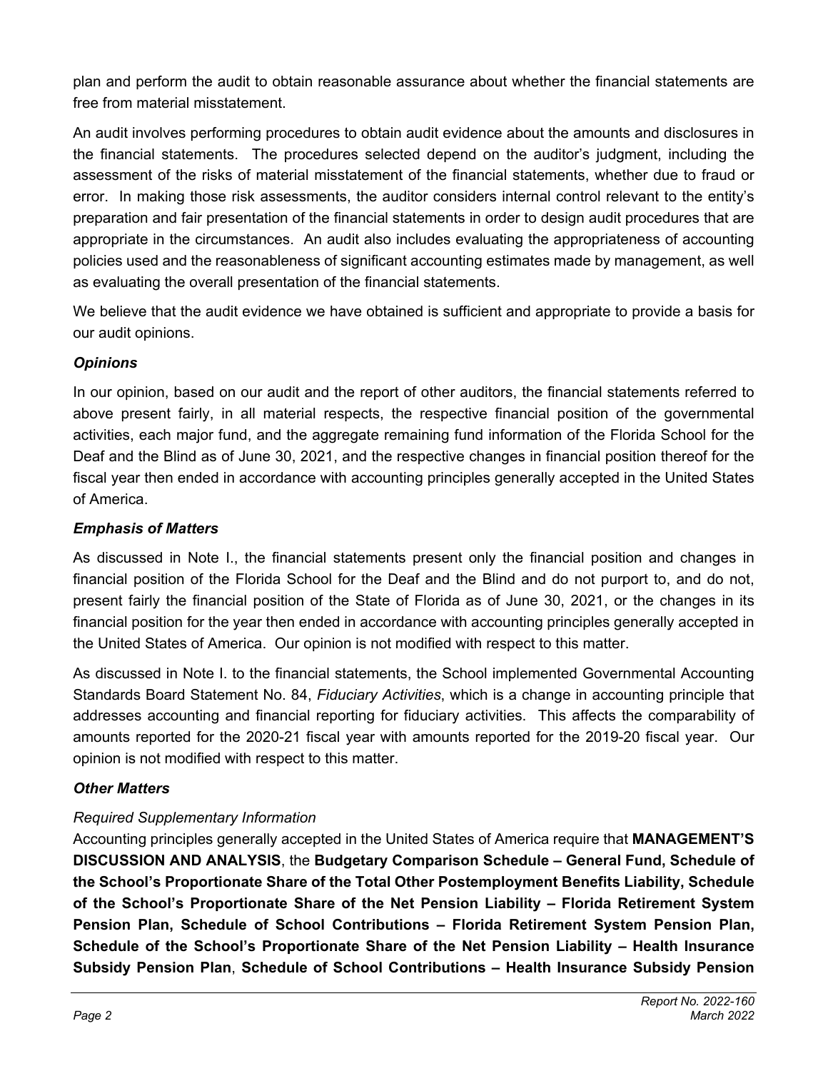plan and perform the audit to obtain reasonable assurance about whether the financial statements are free from material misstatement.

An audit involves performing procedures to obtain audit evidence about the amounts and disclosures in the financial statements. The procedures selected depend on the auditor's judgment, including the assessment of the risks of material misstatement of the financial statements, whether due to fraud or error. In making those risk assessments, the auditor considers internal control relevant to the entity's preparation and fair presentation of the financial statements in order to design audit procedures that are appropriate in the circumstances. An audit also includes evaluating the appropriateness of accounting policies used and the reasonableness of significant accounting estimates made by management, as well as evaluating the overall presentation of the financial statements.

We believe that the audit evidence we have obtained is sufficient and appropriate to provide a basis for our audit opinions.

### *Opinions*

In our opinion, based on our audit and the report of other auditors, the financial statements referred to above present fairly, in all material respects, the respective financial position of the governmental activities, each major fund, and the aggregate remaining fund information of the Florida School for the Deaf and the Blind as of June 30, 2021, and the respective changes in financial position thereof for the fiscal year then ended in accordance with accounting principles generally accepted in the United States of America.

### *Emphasis of Matters*

As discussed in Note I., the financial statements present only the financial position and changes in financial position of the Florida School for the Deaf and the Blind and do not purport to, and do not, present fairly the financial position of the State of Florida as of June 30, 2021, or the changes in its financial position for the year then ended in accordance with accounting principles generally accepted in the United States of America. Our opinion is not modified with respect to this matter.

As discussed in Note I. to the financial statements, the School implemented Governmental Accounting Standards Board Statement No. 84, *Fiduciary Activities*, which is a change in accounting principle that addresses accounting and financial reporting for fiduciary activities. This affects the comparability of amounts reported for the 2020-21 fiscal year with amounts reported for the 2019-20 fiscal year. Our opinion is not modified with respect to this matter.

### *Other Matters*

*Required Supplementary Information*

Accounting principles generally accepted in the United States of America require that **MANAGEMENT'S DISCUSSION AND ANALYSIS**, the **Budgetary Comparison Schedule – General Fund, Schedule of the School's Proportionate Share of the Total Other Postemployment Benefits Liability, Schedule of the School's Proportionate Share of the Net Pension Liability – Florida Retirement System Pension Plan, Schedule of School Contributions – Florida Retirement System Pension Plan, Schedule of the School's Proportionate Share of the Net Pension Liability – Health Insurance Subsidy Pension Plan**, **Schedule of School Contributions – Health Insurance Subsidy Pension**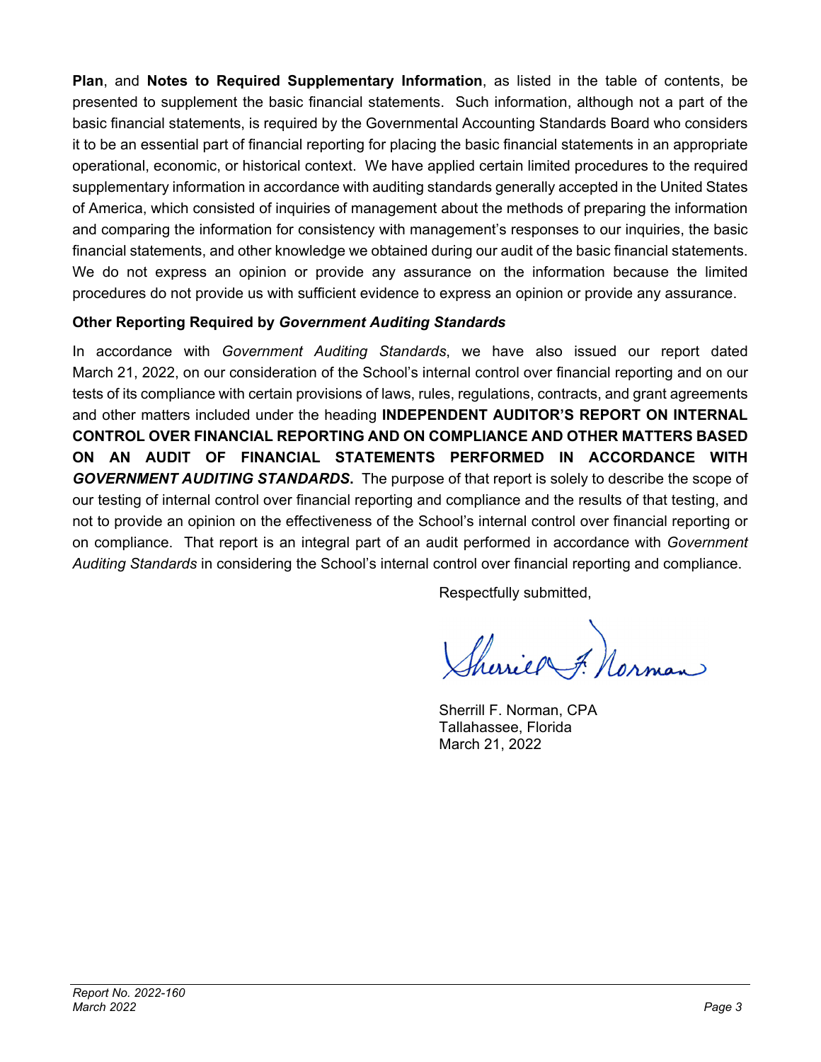**Plan**, and **Notes to Required Supplementary Information**, as listed in the table of contents, be presented to supplement the basic financial statements. Such information, although not a part of the basic financial statements, is required by the Governmental Accounting Standards Board who considers it to be an essential part of financial reporting for placing the basic financial statements in an appropriate operational, economic, or historical context. We have applied certain limited procedures to the required supplementary information in accordance with auditing standards generally accepted in the United States of America, which consisted of inquiries of management about the methods of preparing the information and comparing the information for consistency with management's responses to our inquiries, the basic financial statements, and other knowledge we obtained during our audit of the basic financial statements. We do not express an opinion or provide any assurance on the information because the limited procedures do not provide us with sufficient evidence to express an opinion or provide any assurance.

**Other Reporting Required by *Government Auditing Standards***

In accordance with *Government Auditing Standards*, we have also issued our report dated March 21, 2022, on our consideration of the School's internal control over financial reporting and on our tests of its compliance with certain provisions of laws, rules, regulations, contracts, and grant agreements and other matters included under the heading **INDEPENDENT AUDITOR'S REPORT ON INTERNAL CONTROL OVER FINANCIAL REPORTING AND ON COMPLIANCE AND OTHER MATTERS BASED ON AN AUDIT OF FINANCIAL STATEMENTS PERFORMED IN ACCORDANCE WITH *GOVERNMENT AUDITING STANDARDS*.** The purpose of that report is solely to describe the scope of our testing of internal control over financial reporting and compliance and the results of that testing, and not to provide an opinion on the effectiveness of the School's internal control over financial reporting or on compliance. That report is an integral part of an audit performed in accordance with *Government Auditing Standards* in considering the School's internal control over financial reporting and compliance.

Respectfully submitted,

Sherrill F. Norman, CPA
Tallahassee, Florida
March 21, 2022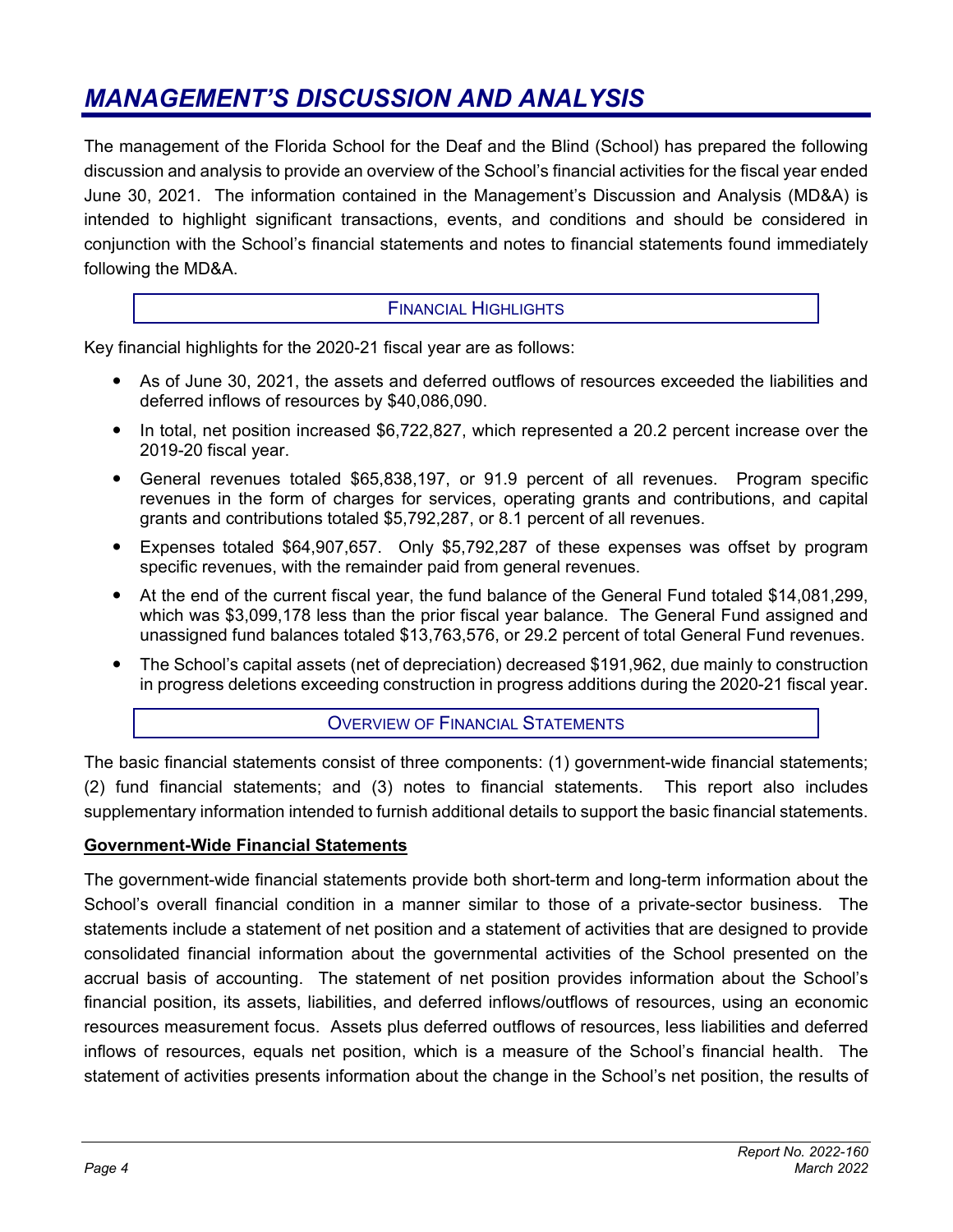# MANAGEMENT'S DISCUSSION AND ANALYSIS

The management of the Florida School for the Deaf and the Blind (School) has prepared the following discussion and analysis to provide an overview of the School's financial activities for the fiscal year ended June 30, 2021. The information contained in the Management's Discussion and Analysis (MD&A) is intended to highlight significant transactions, events, and conditions and should be considered in conjunction with the School's financial statements and notes to financial statements found immediately following the MD&A.

## FINANCIAL HIGHLIGHTS

Key financial highlights for the 2020-21 fiscal year are as follows:

- As of June 30, 2021, the assets and deferred outflows of resources exceeded the liabilities and deferred inflows of resources by $40,086,090.
- In total, net position increased $6,722,827, which represented a 20.2 percent increase over the 2019-20 fiscal year.
- General revenues totaled $65,838,197, or 91.9 percent of all revenues. Program specific revenues in the form of charges for services, operating grants and contributions, and capital grants and contributions totaled $5,792,287, or 8.1 percent of all revenues.
- Expenses totaled $64,907,657. Only $5,792,287 of these expenses was offset by program specific revenues, with the remainder paid from general revenues.
- At the end of the current fiscal year, the fund balance of the General Fund totaled $14,081,299, which was $3,099,178 less than the prior fiscal year balance. The General Fund assigned and unassigned fund balances totaled $13,763,576, or 29.2 percent of total General Fund revenues.
- The School's capital assets (net of depreciation) decreased $191,962, due mainly to construction in progress deletions exceeding construction in progress additions during the 2020-21 fiscal year.

## OVERVIEW OF FINANCIAL STATEMENTS

The basic financial statements consist of three components: (1) government-wide financial statements; (2) fund financial statements; and (3) notes to financial statements. This report also includes supplementary information intended to furnish additional details to support the basic financial statements.

### Government-Wide Financial Statements

The government-wide financial statements provide both short-term and long-term information about the School's overall financial condition in a manner similar to those of a private-sector business. The statements include a statement of net position and a statement of activities that are designed to provide consolidated financial information about the governmental activities of the School presented on the accrual basis of accounting. The statement of net position provides information about the School's financial position, its assets, liabilities, and deferred inflows/outflows of resources, using an economic resources measurement focus. Assets plus deferred outflows of resources, less liabilities and deferred inflows of resources, equals net position, which is a measure of the School's financial health. The statement of activities presents information about the change in the School's net position, the results of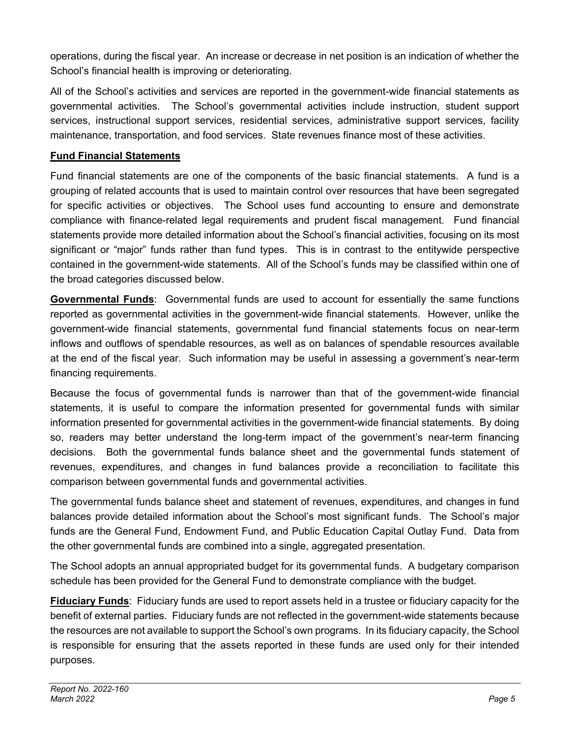operations, during the fiscal year. An increase or decrease in net position is an indication of whether the School's financial health is improving or deteriorating.

All of the School's activities and services are reported in the government-wide financial statements as governmental activities. The School's governmental activities include instruction, student support services, instructional support services, residential services, administrative support services, facility maintenance, transportation, and food services. State revenues finance most of these activities.

**Fund Financial Statements**

Fund financial statements are one of the components of the basic financial statements. A fund is a grouping of related accounts that is used to maintain control over resources that have been segregated for specific activities or objectives. The School uses fund accounting to ensure and demonstrate compliance with finance-related legal requirements and prudent fiscal management. Fund financial statements provide more detailed information about the School's financial activities, focusing on its most significant or "major" funds rather than fund types. This is in contrast to the entitywide perspective contained in the government-wide statements. All of the School's funds may be classified within one of the broad categories discussed below.

**Governmental Funds**: Governmental funds are used to account for essentially the same functions reported as governmental activities in the government-wide financial statements. However, unlike the government-wide financial statements, governmental fund financial statements focus on near-term inflows and outflows of spendable resources, as well as on balances of spendable resources available at the end of the fiscal year. Such information may be useful in assessing a government's near-term financing requirements.

Because the focus of governmental funds is narrower than that of the government-wide financial statements, it is useful to compare the information presented for governmental funds with similar information presented for governmental activities in the government-wide financial statements. By doing so, readers may better understand the long-term impact of the government's near-term financing decisions. Both the governmental funds balance sheet and the governmental funds statement of revenues, expenditures, and changes in fund balances provide a reconciliation to facilitate this comparison between governmental funds and governmental activities.

The governmental funds balance sheet and statement of revenues, expenditures, and changes in fund balances provide detailed information about the School's most significant funds. The School's major funds are the General Fund, Endowment Fund, and Public Education Capital Outlay Fund. Data from the other governmental funds are combined into a single, aggregated presentation.

The School adopts an annual appropriated budget for its governmental funds. A budgetary comparison schedule has been provided for the General Fund to demonstrate compliance with the budget.

**Fiduciary Funds**: Fiduciary funds are used to report assets held in a trustee or fiduciary capacity for the benefit of external parties. Fiduciary funds are not reflected in the government-wide statements because the resources are not available to support the School's own programs. In its fiduciary capacity, the School is responsible for ensuring that the assets reported in these funds are used only for their intended purposes.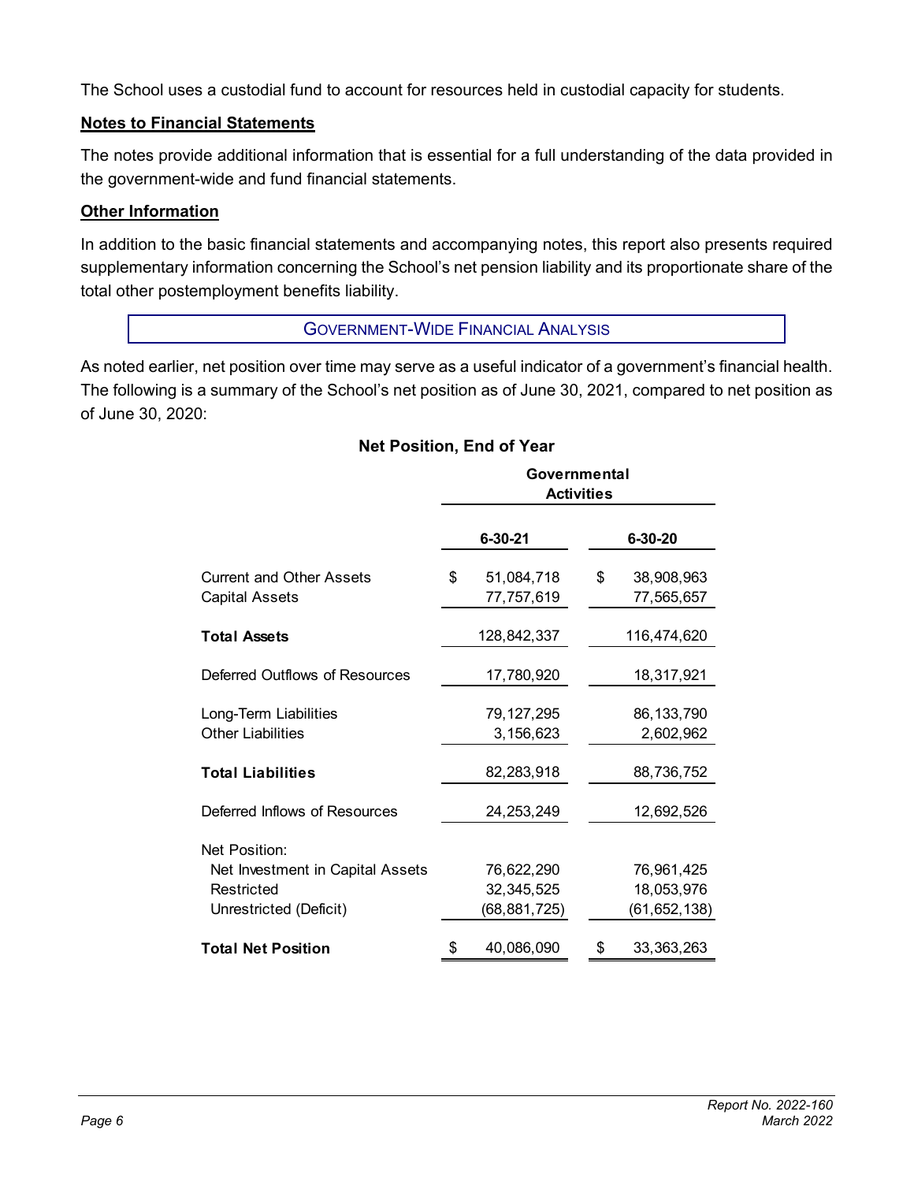The School uses a custodial fund to account for resources held in custodial capacity for students.

**Notes to Financial Statements**

The notes provide additional information that is essential for a full understanding of the data provided in the government-wide and fund financial statements.

**Other Information**

In addition to the basic financial statements and accompanying notes, this report also presents required supplementary information concerning the School's net pension liability and its proportionate share of the total other postemployment benefits liability.

## GOVERNMENT-WIDE FINANCIAL ANALYSIS

As noted earlier, net position over time may serve as a useful indicator of a government's financial health. The following is a summary of the School's net position as of June 30, 2021, compared to net position as of June 30, 2020:

**Net Position, End of Year**

| | Governmental Activities | |
|---|---|---|
| | **6-30-21** | **6-30-20** |
| Current and Other Assets | $ 51,084,718 | $ 38,908,963 |
| Capital Assets | 77,757,619 | 77,565,657 |
| **Total Assets** | 128,842,337 | 116,474,620 |
| Deferred Outflows of Resources | 17,780,920 | 18,317,921 |
| Long-Term Liabilities | 79,127,295 | 86,133,790 |
| Other Liabilities | 3,156,623 | 2,602,962 |
| **Total Liabilities** | 82,283,918 | 88,736,752 |
| Deferred Inflows of Resources | 24,253,249 | 12,692,526 |
| Net Position: | | |
| Net Investment in Capital Assets | 76,622,290 | 76,961,425 |
| Restricted | 32,345,525 | 18,053,976 |
| Unrestricted (Deficit) | (68,881,725) | (61,652,138) |
| **Total Net Position** | $ 40,086,090 | $ 33,363,263 |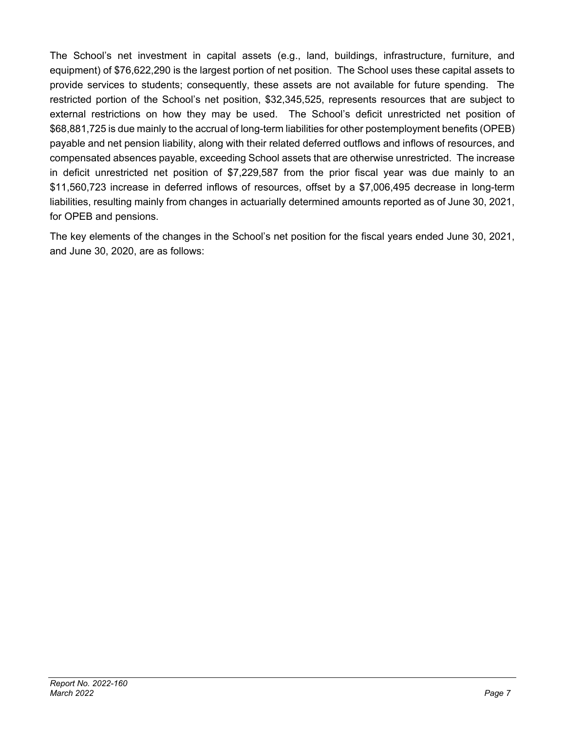The School's net investment in capital assets (e.g., land, buildings, infrastructure, furniture, and equipment) of $76,622,290 is the largest portion of net position. The School uses these capital assets to provide services to students; consequently, these assets are not available for future spending. The restricted portion of the School's net position, $32,345,525, represents resources that are subject to external restrictions on how they may be used. The School's deficit unrestricted net position of $68,881,725 is due mainly to the accrual of long-term liabilities for other postemployment benefits (OPEB) payable and net pension liability, along with their related deferred outflows and inflows of resources, and compensated absences payable, exceeding School assets that are otherwise unrestricted. The increase in deficit unrestricted net position of $7,229,587 from the prior fiscal year was due mainly to an $11,560,723 increase in deferred inflows of resources, offset by a $7,006,495 decrease in long-term liabilities, resulting mainly from changes in actuarially determined amounts reported as of June 30, 2021, for OPEB and pensions.

The key elements of the changes in the School's net position for the fiscal years ended June 30, 2021, and June 30, 2020, are as follows: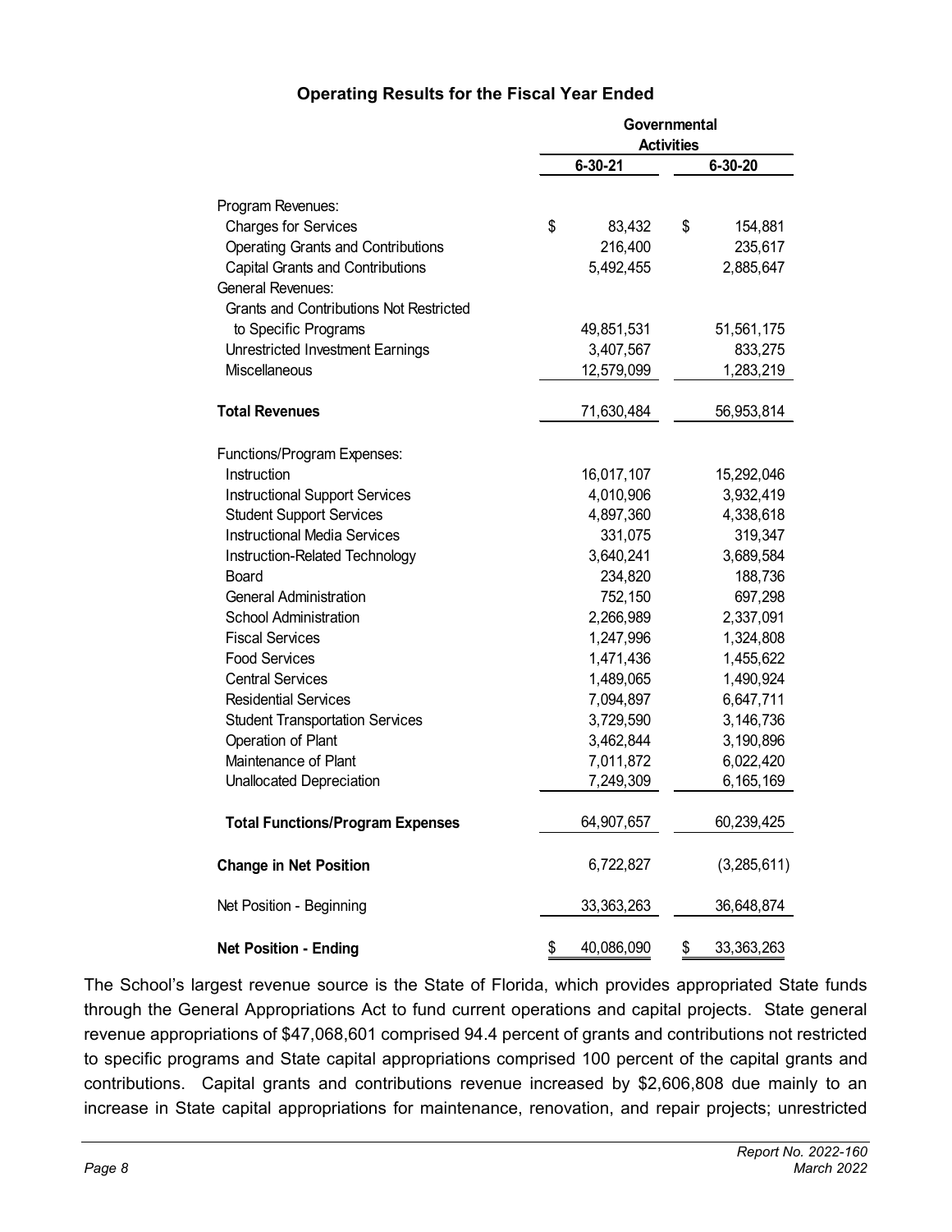### Operating Results for the Fiscal Year Ended

| | Governmental Activities | |
|---|---|---|
| | 6-30-21 | 6-30-20 |
| Program Revenues: | | |
| Charges for Services | $ 83,432 | $ 154,881 |
| Operating Grants and Contributions | 216,400 | 235,617 |
| Capital Grants and Contributions | 5,492,455 | 2,885,647 |
| General Revenues: | | |
| Grants and Contributions Not Restricted to Specific Programs | 49,851,531 | 51,561,175 |
| Unrestricted Investment Earnings | 3,407,567 | 833,275 |
| Miscellaneous | 12,579,099 | 1,283,219 |
| **Total Revenues** | 71,630,484 | 56,953,814 |
| Functions/Program Expenses: | | |
| Instruction | 16,017,107 | 15,292,046 |
| Instructional Support Services | 4,010,906 | 3,932,419 |
| Student Support Services | 4,897,360 | 4,338,618 |
| Instructional Media Services | 331,075 | 319,347 |
| Instruction-Related Technology | 3,640,241 | 3,689,584 |
| Board | 234,820 | 188,736 |
| General Administration | 752,150 | 697,298 |
| School Administration | 2,266,989 | 2,337,091 |
| Fiscal Services | 1,247,996 | 1,324,808 |
| Food Services | 1,471,436 | 1,455,622 |
| Central Services | 1,489,065 | 1,490,924 |
| Residential Services | 7,094,897 | 6,647,711 |
| Student Transportation Services | 3,729,590 | 3,146,736 |
| Operation of Plant | 3,462,844 | 3,190,896 |
| Maintenance of Plant | 7,011,872 | 6,022,420 |
| Unallocated Depreciation | 7,249,309 | 6,165,169 |
| **Total Functions/Program Expenses** | 64,907,657 | 60,239,425 |
| **Change in Net Position** | 6,722,827 | (3,285,611) |
| Net Position - Beginning | 33,363,263 | 36,648,874 |
| **Net Position - Ending** | $ 40,086,090 | $ 33,363,263 |

The School's largest revenue source is the State of Florida, which provides appropriated State funds through the General Appropriations Act to fund current operations and capital projects. State general revenue appropriations of $47,068,601 comprised 94.4 percent of grants and contributions not restricted to specific programs and State capital appropriations comprised 100 percent of the capital grants and contributions. Capital grants and contributions revenue increased by $2,606,808 due mainly to an increase in State capital appropriations for maintenance, renovation, and repair projects; unrestricted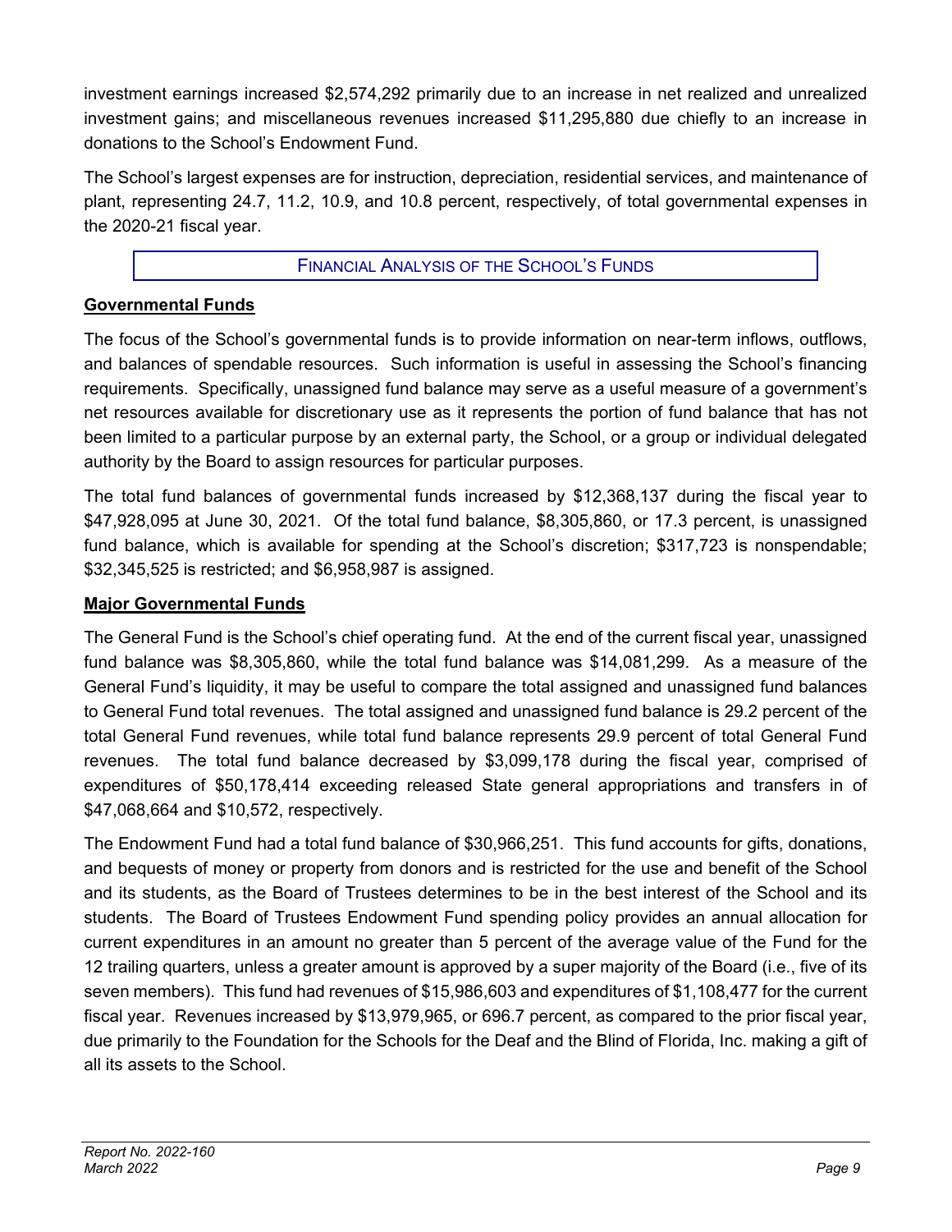investment earnings increased $2,574,292 primarily due to an increase in net realized and unrealized investment gains; and miscellaneous revenues increased $11,295,880 due chiefly to an increase in donations to the School's Endowment Fund.

The School's largest expenses are for instruction, depreciation, residential services, and maintenance of plant, representing 24.7, 11.2, 10.9, and 10.8 percent, respectively, of total governmental expenses in the 2020-21 fiscal year.

## FINANCIAL ANALYSIS OF THE SCHOOL'S FUNDS

### Governmental Funds

The focus of the School's governmental funds is to provide information on near-term inflows, outflows, and balances of spendable resources. Such information is useful in assessing the School's financing requirements. Specifically, unassigned fund balance may serve as a useful measure of a government's net resources available for discretionary use as it represents the portion of fund balance that has not been limited to a particular purpose by an external party, the School, or a group or individual delegated authority by the Board to assign resources for particular purposes.

The total fund balances of governmental funds increased by $12,368,137 during the fiscal year to $47,928,095 at June 30, 2021. Of the total fund balance, $8,305,860, or 17.3 percent, is unassigned fund balance, which is available for spending at the School's discretion; $317,723 is nonspendable; $32,345,525 is restricted; and $6,958,987 is assigned.

### Major Governmental Funds

The General Fund is the School's chief operating fund. At the end of the current fiscal year, unassigned fund balance was $8,305,860, while the total fund balance was $14,081,299. As a measure of the General Fund's liquidity, it may be useful to compare the total assigned and unassigned fund balances to General Fund total revenues. The total assigned and unassigned fund balance is 29.2 percent of the total General Fund revenues, while total fund balance represents 29.9 percent of total General Fund revenues. The total fund balance decreased by $3,099,178 during the fiscal year, comprised of expenditures of $50,178,414 exceeding released State general appropriations and transfers in of $47,068,664 and $10,572, respectively.

The Endowment Fund had a total fund balance of $30,966,251. This fund accounts for gifts, donations, and bequests of money or property from donors and is restricted for the use and benefit of the School and its students, as the Board of Trustees determines to be in the best interest of the School and its students. The Board of Trustees Endowment Fund spending policy provides an annual allocation for current expenditures in an amount no greater than 5 percent of the average value of the Fund for the 12 trailing quarters, unless a greater amount is approved by a super majority of the Board (i.e., five of its seven members). This fund had revenues of $15,986,603 and expenditures of $1,108,477 for the current fiscal year. Revenues increased by $13,979,965, or 696.7 percent, as compared to the prior fiscal year, due primarily to the Foundation for the Schools for the Deaf and the Blind of Florida, Inc. making a gift of all its assets to the School.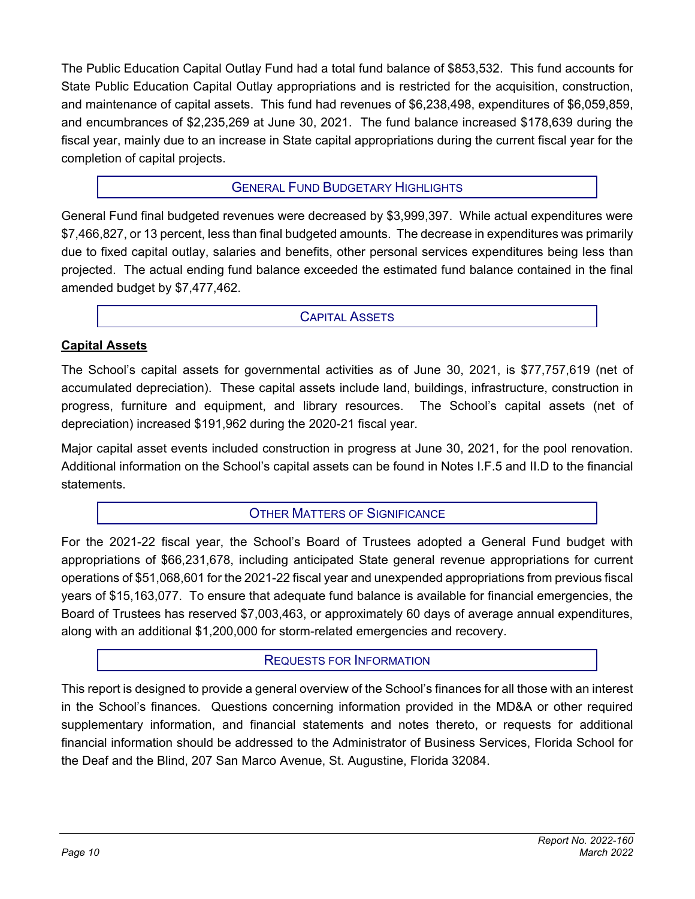The Public Education Capital Outlay Fund had a total fund balance of $853,532. This fund accounts for State Public Education Capital Outlay appropriations and is restricted for the acquisition, construction, and maintenance of capital assets. This fund had revenues of $6,238,498, expenditures of $6,059,859, and encumbrances of $2,235,269 at June 30, 2021. The fund balance increased $178,639 during the fiscal year, mainly due to an increase in State capital appropriations during the current fiscal year for the completion of capital projects.

## GENERAL FUND BUDGETARY HIGHLIGHTS

General Fund final budgeted revenues were decreased by $3,999,397. While actual expenditures were $7,466,827, or 13 percent, less than final budgeted amounts. The decrease in expenditures was primarily due to fixed capital outlay, salaries and benefits, other personal services expenditures being less than projected. The actual ending fund balance exceeded the estimated fund balance contained in the final amended budget by $7,477,462.

## CAPITAL ASSETS

### Capital Assets

The School's capital assets for governmental activities as of June 30, 2021, is $77,757,619 (net of accumulated depreciation). These capital assets include land, buildings, infrastructure, construction in progress, furniture and equipment, and library resources. The School's capital assets (net of depreciation) increased $191,962 during the 2020-21 fiscal year.

Major capital asset events included construction in progress at June 30, 2021, for the pool renovation. Additional information on the School's capital assets can be found in Notes I.F.5 and II.D to the financial statements.

## OTHER MATTERS OF SIGNIFICANCE

For the 2021-22 fiscal year, the School's Board of Trustees adopted a General Fund budget with appropriations of $66,231,678, including anticipated State general revenue appropriations for current operations of $51,068,601 for the 2021-22 fiscal year and unexpended appropriations from previous fiscal years of $15,163,077. To ensure that adequate fund balance is available for financial emergencies, the Board of Trustees has reserved $7,003,463, or approximately 60 days of average annual expenditures, along with an additional $1,200,000 for storm-related emergencies and recovery.

## REQUESTS FOR INFORMATION

This report is designed to provide a general overview of the School's finances for all those with an interest in the School's finances. Questions concerning information provided in the MD&A or other required supplementary information, and financial statements and notes thereto, or requests for additional financial information should be addressed to the Administrator of Business Services, Florida School for the Deaf and the Blind, 207 San Marco Avenue, St. Augustine, Florida 32084.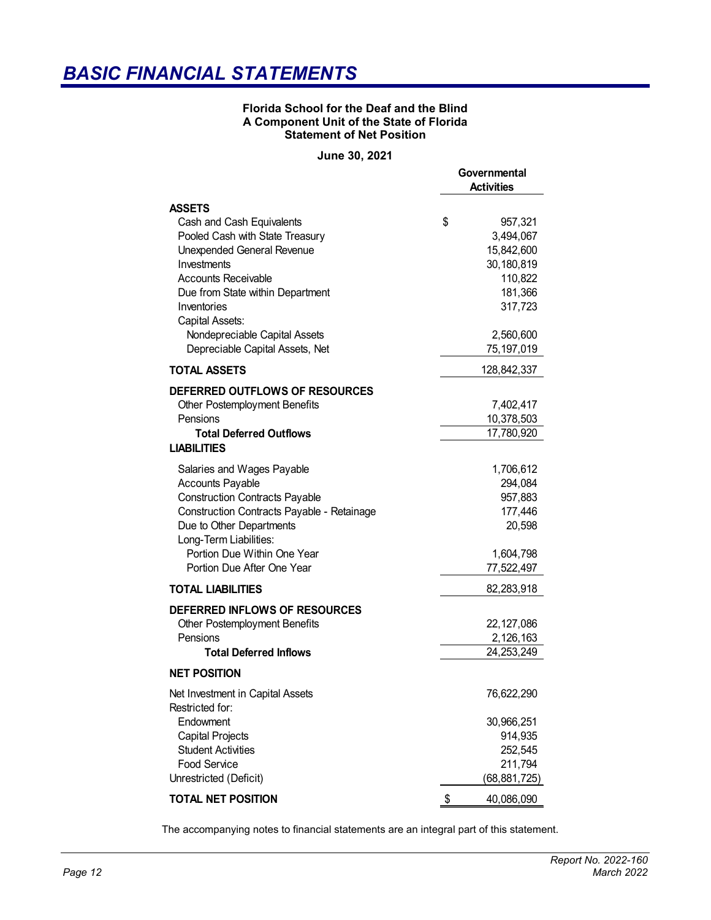# BASIC FINANCIAL STATEMENTS

**Florida School for the Deaf and the Blind**
**A Component Unit of the State of Florida**
**Statement of Net Position**

**June 30, 2021**

| | Governmental Activities |
|---|---|
| **ASSETS** | |
| Cash and Cash Equivalents | $ 957,321 |
| Pooled Cash with State Treasury | 3,494,067 |
| Unexpended General Revenue | 15,842,600 |
| Investments | 30,180,819 |
| Accounts Receivable | 110,822 |
| Due from State within Department | 181,366 |
| Inventories | 317,723 |
| Capital Assets: | |
| Nondepreciable Capital Assets | 2,560,600 |
| Depreciable Capital Assets, Net | 75,197,019 |
| **TOTAL ASSETS** | 128,842,337 |
| **DEFERRED OUTFLOWS OF RESOURCES** | |
| Other Postemployment Benefits | 7,402,417 |
| Pensions | 10,378,503 |
| **Total Deferred Outflows** | 17,780,920 |
| **LIABILITIES** | |
| Salaries and Wages Payable | 1,706,612 |
| Accounts Payable | 294,084 |
| Construction Contracts Payable | 957,883 |
| Construction Contracts Payable - Retainage | 177,446 |
| Due to Other Departments | 20,598 |
| Long-Term Liabilities: | |
| Portion Due Within One Year | 1,604,798 |
| Portion Due After One Year | 77,522,497 |
| **TOTAL LIABILITIES** | 82,283,918 |
| **DEFERRED INFLOWS OF RESOURCES** | |
| Other Postemployment Benefits | 22,127,086 |
| Pensions | 2,126,163 |
| **Total Deferred Inflows** | 24,253,249 |
| **NET POSITION** | |
| Net Investment in Capital Assets | 76,622,290 |
| Restricted for: | |
| Endowment | 30,966,251 |
| Capital Projects | 914,935 |
| Student Activities | 252,545 |
| Food Service | 211,794 |
| Unrestricted (Deficit) | (68,881,725) |
| **TOTAL NET POSITION** | $ 40,086,090 |

The accompanying notes to financial statements are an integral part of this statement.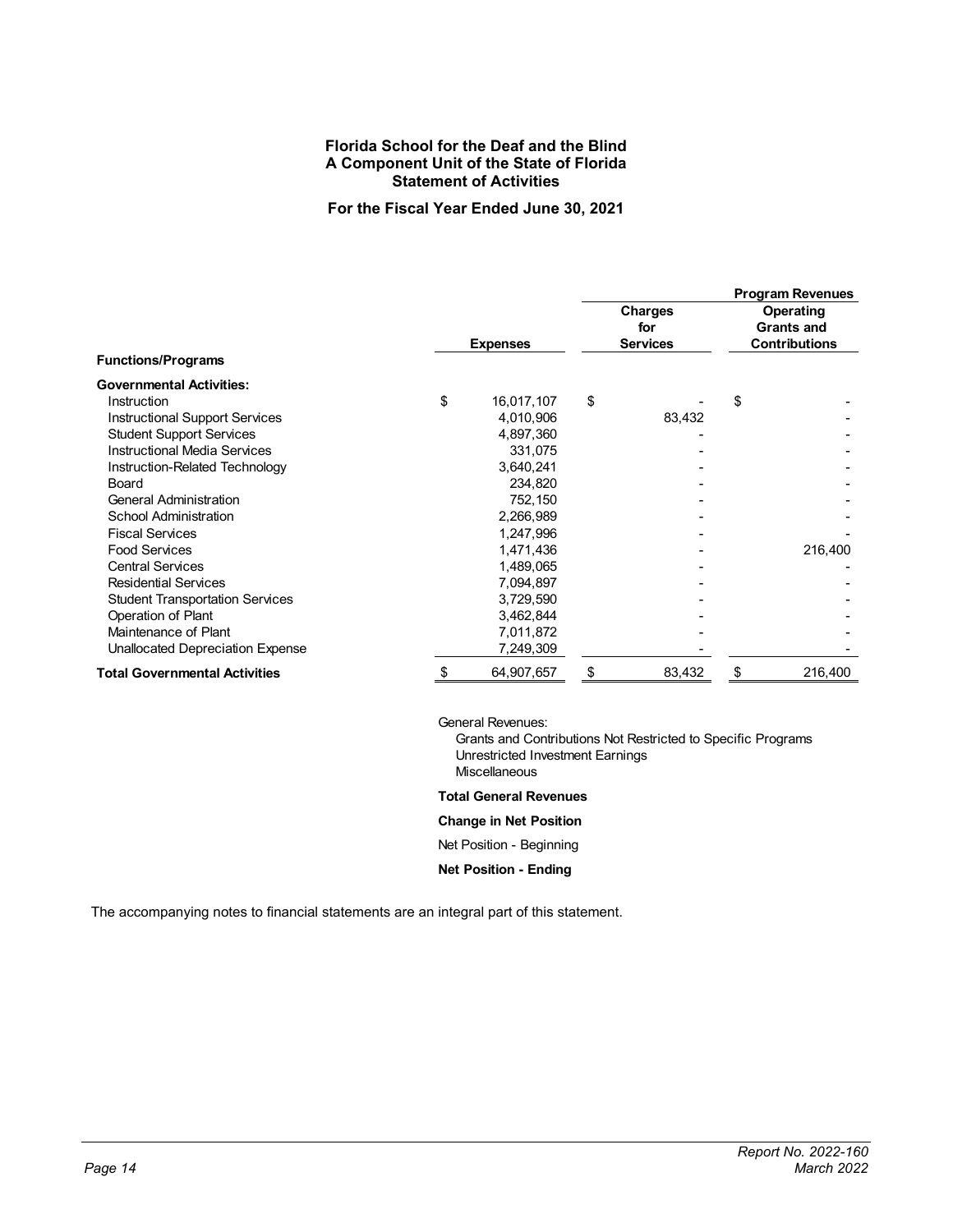# Florida School for the Deaf and the Blind
## A Component Unit of the State of Florida
## Statement of Activities

**For the Fiscal Year Ended June 30, 2021**

| | | Program Revenues | |
|---|---|---|---|
| **Functions/Programs** | **Expenses** | **Charges for Services** | **Operating Grants and Contributions** |
| **Governmental Activities:** | | | |
| Instruction | $ 16,017,107 | $ - | $ - |
| Instructional Support Services | 4,010,906 | 83,432 | - |
| Student Support Services | 4,897,360 | - | - |
| Instructional Media Services | 331,075 | - | - |
| Instruction-Related Technology | 3,640,241 | - | - |
| Board | 234,820 | - | - |
| General Administration | 752,150 | - | - |
| School Administration | 2,266,989 | - | - |
| Fiscal Services | 1,247,996 | - | - |
| Food Services | 1,471,436 | - | 216,400 |
| Central Services | 1,489,065 | - | - |
| Residential Services | 7,094,897 | - | - |
| Student Transportation Services | 3,729,590 | - | - |
| Operation of Plant | 3,462,844 | - | - |
| Maintenance of Plant | 7,011,872 | - | - |
| Unallocated Depreciation Expense | 7,249,309 | - | - |
| **Total Governmental Activities** | $ 64,907,657 | $ 83,432 | $ 216,400 |

General Revenues:
- Grants and Contributions Not Restricted to Specific Programs
- Unrestricted Investment Earnings
- Miscellaneous

**Total General Revenues**

**Change in Net Position**

Net Position - Beginning

**Net Position - Ending**

The accompanying notes to financial statements are an integral part of this statement.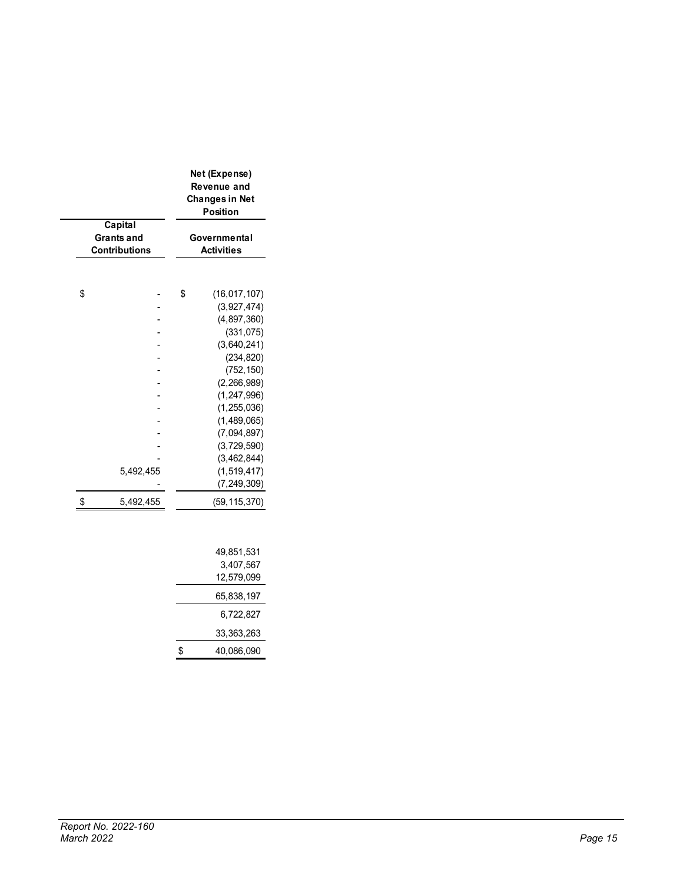| Capital Grants and Contributions | Net (Expense) Revenue and Changes in Net Position<br>Governmental Activities |
|---|---|
| | |
| $ - | $ (16,017,107) |
| - | (3,927,474) |
| - | (4,897,360) |
| - | (331,075) |
| - | (3,640,241) |
| - | (234,820) |
| - | (752,150) |
| - | (2,266,989) |
| - | (1,247,996) |
| - | (1,255,036) |
| - | (1,489,065) |
| - | (7,094,897) |
| - | (3,729,590) |
| - | (3,462,844) |
| 5,492,455 | (1,519,417) |
| - | (7,249,309) |
| $ 5,492,455 | (59,115,370) |
| | |
| | 49,851,531 |
| | 3,407,567 |
| | 12,579,099 |
| | 65,838,197 |
| | 6,722,827 |
| | 33,363,263 |
| | $ 40,086,090 |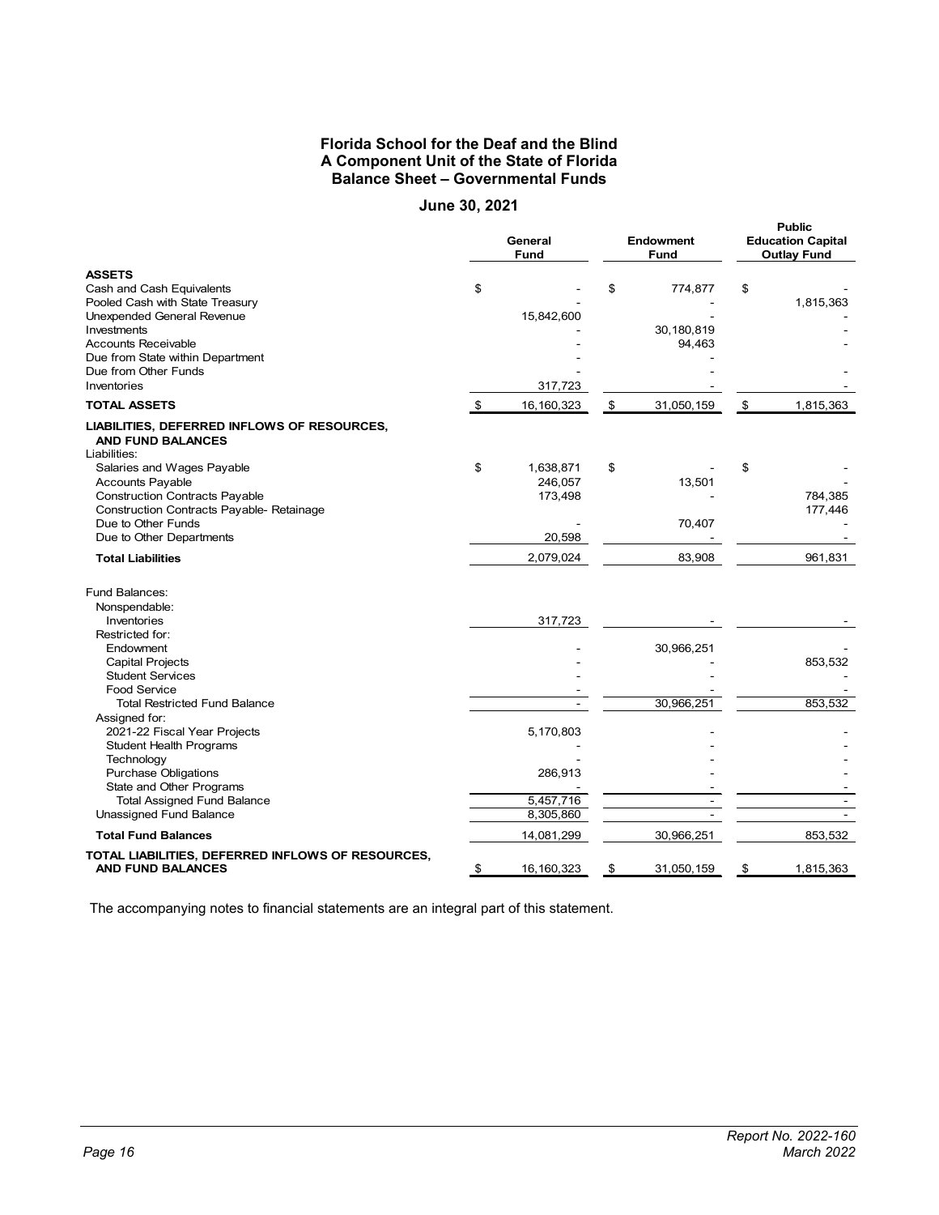# Florida School for the Deaf and the Blind
## A Component Unit of the State of Florida
## Balance Sheet – Governmental Funds

### June 30, 2021

| | General Fund | Endowment Fund | Public Education Capital Outlay Fund |
|---|---|---|---|
| **ASSETS** | | | |
| Cash and Cash Equivalents | $ - | $ 774,877 | $ - |
| Pooled Cash with State Treasury | - | - | 1,815,363 |
| Unexpended General Revenue | 15,842,600 | - | - |
| Investments | - | 30,180,819 | - |
| Accounts Receivable | - | 94,463 | - |
| Due from State within Department | - | - | |
| Due from Other Funds | - | - | - |
| Inventories | 317,723 | - | - |
| **TOTAL ASSETS** | $ 16,160,323 | $ 31,050,159 | $ 1,815,363 |
| **LIABILITIES, DEFERRED INFLOWS OF RESOURCES, AND FUND BALANCES** | | | |
| Liabilities: | | | |
| Salaries and Wages Payable | $ 1,638,871 | $ - | $ - |
| Accounts Payable | 246,057 | 13,501 | - |
| Construction Contracts Payable | 173,498 | - | 784,385 |
| Construction Contracts Payable- Retainage | | | 177,446 |
| Due to Other Funds | - | 70,407 | - |
| Due to Other Departments | 20,598 | - | - |
| **Total Liabilities** | 2,079,024 | 83,908 | 961,831 |
| Fund Balances: | | | |
| Nonspendable: | | | |
| Inventories | 317,723 | - | - |
| Restricted for: | | | |
| Endowment | - | 30,966,251 | - |
| Capital Projects | - | - | 853,532 |
| Student Services | - | - | - |
| Food Service | - | - | - |
| Total Restricted Fund Balance | - | 30,966,251 | 853,532 |
| Assigned for: | | | |
| 2021-22 Fiscal Year Projects | 5,170,803 | - | - |
| Student Health Programs | - | - | - |
| Technology | - | - | - |
| Purchase Obligations | 286,913 | - | - |
| State and Other Programs | - | - | - |
| Total Assigned Fund Balance | 5,457,716 | - | - |
| Unassigned Fund Balance | 8,305,860 | - | - |
| **Total Fund Balances** | 14,081,299 | 30,966,251 | 853,532 |
| **TOTAL LIABILITIES, DEFERRED INFLOWS OF RESOURCES, AND FUND BALANCES** | $ 16,160,323 | $ 31,050,159 | $ 1,815,363 |

The accompanying notes to financial statements are an integral part of this statement.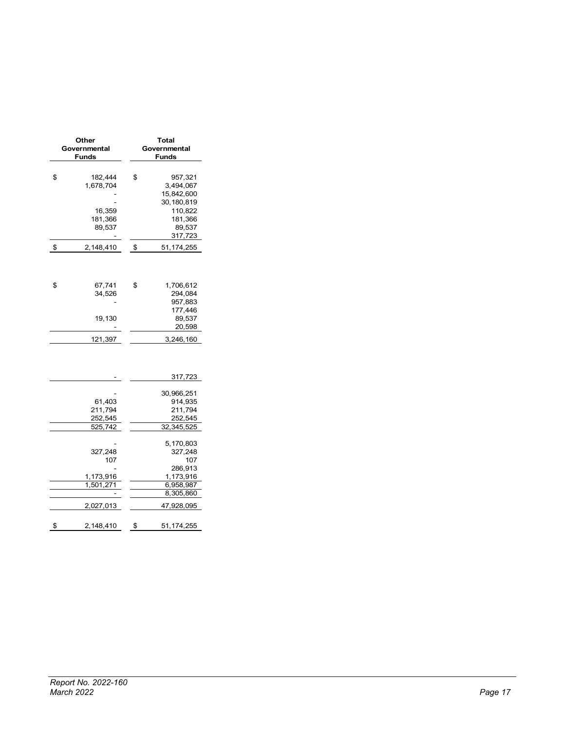| Other Governmental Funds | Total Governmental Funds |
|---|---|
| $ 182,444 | $ 957,321 |
| 1,678,704 | 3,494,067 |
| - | 15,842,600 |
| - | 30,180,819 |
| 16,359 | 110,822 |
| 181,366 | 181,366 |
| 89,537 | 89,537 |
| - | 317,723 |
| $ 2,148,410 | $ 51,174,255 |
| | |
| $ 67,741 | $ 1,706,612 |
| 34,526 | 294,084 |
| - | 957,883 |
| | 177,446 |
| 19,130 | 89,537 |
| - | 20,598 |
| 121,397 | 3,246,160 |
| | |
| - | 317,723 |
| | |
| - | 30,966,251 |
| 61,403 | 914,935 |
| 211,794 | 211,794 |
| 252,545 | 252,545 |
| 525,742 | 32,345,525 |
| | |
| - | 5,170,803 |
| 327,248 | 327,248 |
| 107 | 107 |
| - | 286,913 |
| 1,173,916 | 1,173,916 |
| 1,501,271 | 6,958,987 |
| - | 8,305,860 |
| 2,027,013 | 47,928,095 |
| | |
| $ 2,148,410 | $ 51,174,255 |

*Report No. 2022-160*
*March 2022*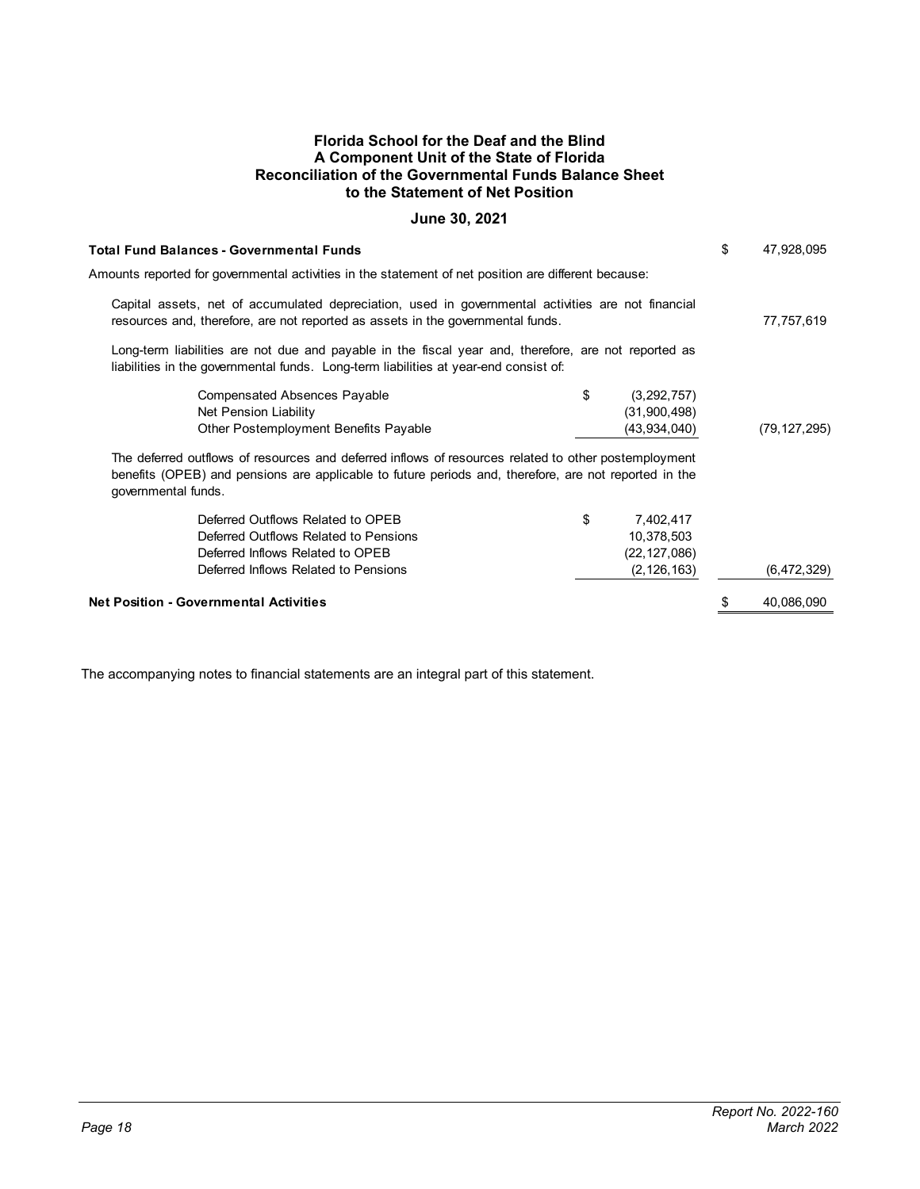# Florida School for the Deaf and the Blind
## A Component Unit of the State of Florida
## Reconciliation of the Governmental Funds Balance Sheet to the Statement of Net Position

**June 30, 2021**

| | | |
|---|---|---|
| **Total Fund Balances - Governmental Funds** | | $ 47,928,095 |
| Amounts reported for governmental activities in the statement of net position are different because: | | |
| Capital assets, net of accumulated depreciation, used in governmental activities are not financial resources and, therefore, are not reported as assets in the governmental funds. | | 77,757,619 |
| Long-term liabilities are not due and payable in the fiscal year and, therefore, are not reported as liabilities in the governmental funds. Long-term liabilities at year-end consist of: | | |
| Compensated Absences Payable | $ (3,292,757) | |
| Net Pension Liability | (31,900,498) | |
| Other Postemployment Benefits Payable | (43,934,040) | (79,127,295) |
| The deferred outflows of resources and deferred inflows of resources related to other postemployment benefits (OPEB) and pensions are applicable to future periods and, therefore, are not reported in the governmental funds. | | |
| Deferred Outflows Related to OPEB | $ 7,402,417 | |
| Deferred Outflows Related to Pensions | 10,378,503 | |
| Deferred Inflows Related to OPEB | (22,127,086) | |
| Deferred Inflows Related to Pensions | (2,126,163) | (6,472,329) |
| **Net Position - Governmental Activities** | | $ 40,086,090 |

The accompanying notes to financial statements are an integral part of this statement.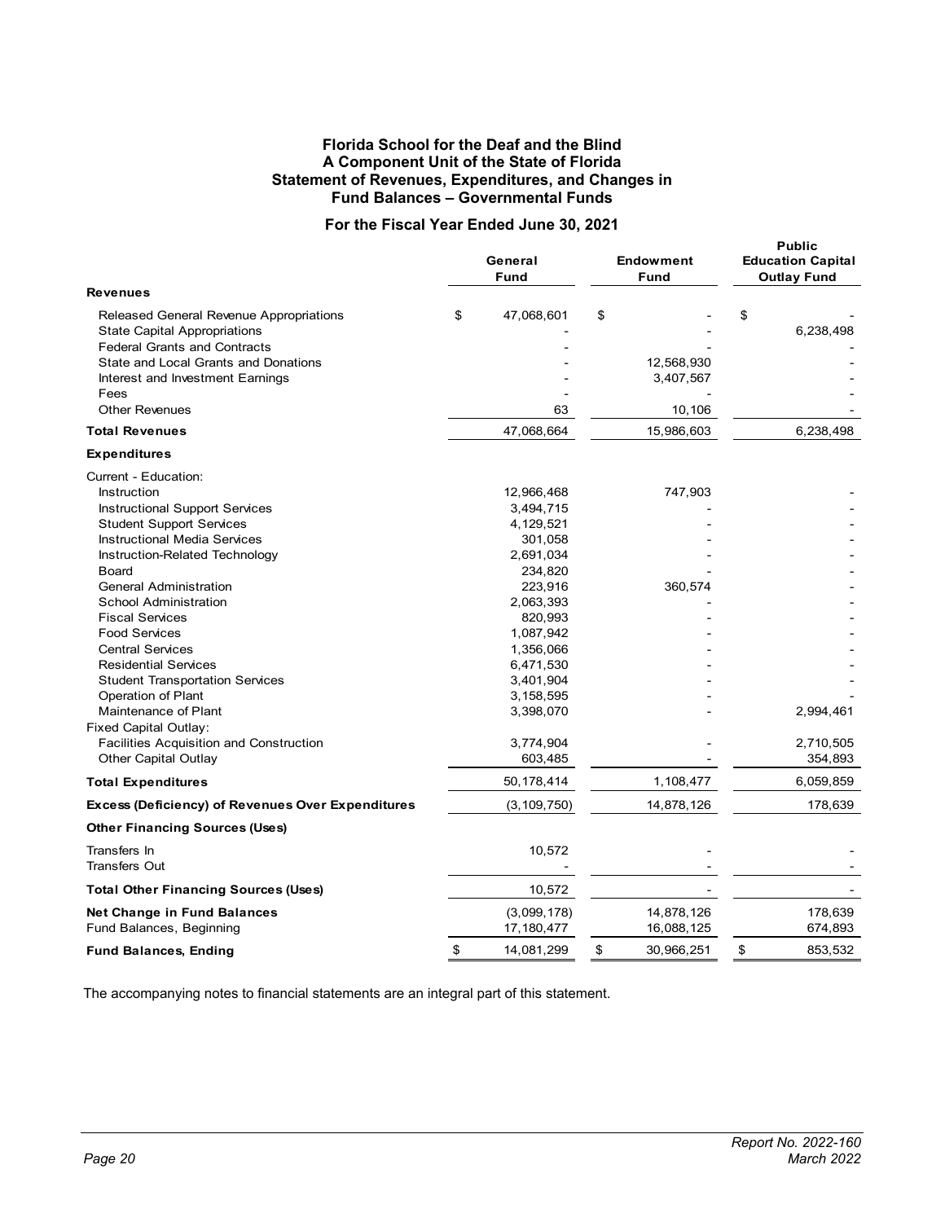# Florida School for the Deaf and the Blind
# A Component Unit of the State of Florida
# Statement of Revenues, Expenditures, and Changes in Fund Balances – Governmental Funds

## For the Fiscal Year Ended June 30, 2021

| | General Fund | Endowment Fund | Public Education Capital Outlay Fund |
|---|---|---|---|
| **Revenues** | | | |
| Released General Revenue Appropriations | $ 47,068,601 | $ - | $ - |
| State Capital Appropriations | - | - | 6,238,498 |
| Federal Grants and Contracts | - | - | - |
| State and Local Grants and Donations | - | 12,568,930 | - |
| Interest and Investment Earnings | - | 3,407,567 | - |
| Fees | - | - | - |
| Other Revenues | 63 | 10,106 | - |
| **Total Revenues** | 47,068,664 | 15,986,603 | 6,238,498 |
| **Expenditures** | | | |
| Current - Education: | | | |
| Instruction | 12,966,468 | 747,903 | - |
| Instructional Support Services | 3,494,715 | - | - |
| Student Support Services | 4,129,521 | - | - |
| Instructional Media Services | 301,058 | - | - |
| Instruction-Related Technology | 2,691,034 | - | - |
| Board | 234,820 | - | - |
| General Administration | 223,916 | 360,574 | - |
| School Administration | 2,063,393 | - | - |
| Fiscal Services | 820,993 | - | - |
| Food Services | 1,087,942 | - | - |
| Central Services | 1,356,066 | - | - |
| Residential Services | 6,471,530 | - | - |
| Student Transportation Services | 3,401,904 | - | - |
| Operation of Plant | 3,158,595 | - | - |
| Maintenance of Plant | 3,398,070 | - | 2,994,461 |
| Fixed Capital Outlay: | | | |
| Facilities Acquisition and Construction | 3,774,904 | - | 2,710,505 |
| Other Capital Outlay | 603,485 | - | 354,893 |
| **Total Expenditures** | 50,178,414 | 1,108,477 | 6,059,859 |
| **Excess (Deficiency) of Revenues Over Expenditures** | (3,109,750) | 14,878,126 | 178,639 |
| **Other Financing Sources (Uses)** | | | |
| Transfers In | 10,572 | - | - |
| Transfers Out | - | - | - |
| **Total Other Financing Sources (Uses)** | 10,572 | - | - |
| **Net Change in Fund Balances** | (3,099,178) | 14,878,126 | 178,639 |
| Fund Balances, Beginning | 17,180,477 | 16,088,125 | 674,893 |
| **Fund Balances, Ending** | $ 14,081,299 | $ 30,966,251 | $ 853,532 |

The accompanying notes to financial statements are an integral part of this statement.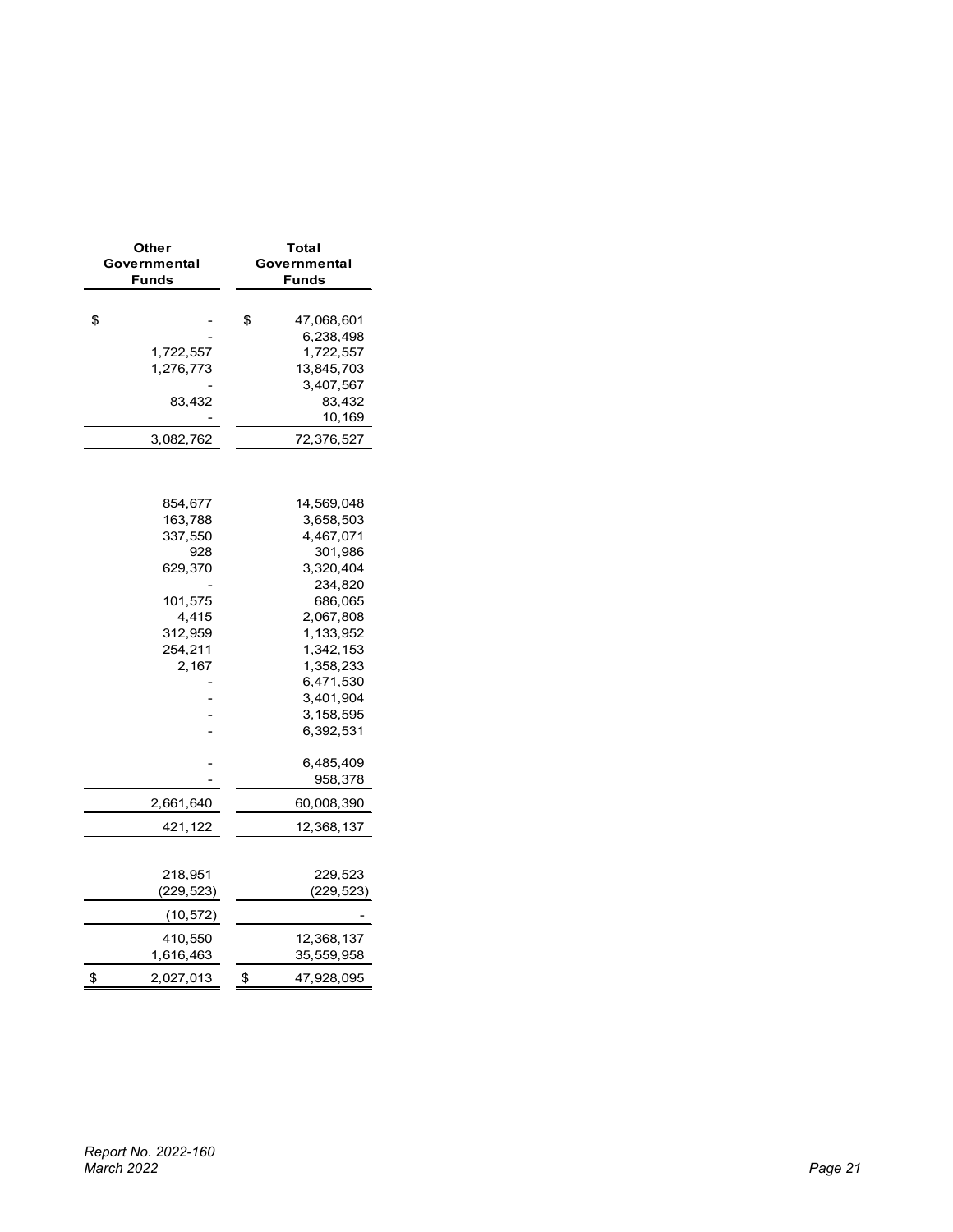| Other Governmental Funds | Total Governmental Funds |
|---|---|
| $ - | $ 47,068,601 |
| - | 6,238,498 |
| 1,722,557 | 1,722,557 |
| 1,276,773 | 13,845,703 |
| - | 3,407,567 |
| 83,432 | 83,432 |
| - | 10,169 |
| 3,082,762 | 72,376,527 |
| | |
| 854,677 | 14,569,048 |
| 163,788 | 3,658,503 |
| 337,550 | 4,467,071 |
| 928 | 301,986 |
| 629,370 | 3,320,404 |
| - | 234,820 |
| 101,575 | 686,065 |
| 4,415 | 2,067,808 |
| 312,959 | 1,133,952 |
| 254,211 | 1,342,153 |
| 2,167 | 1,358,233 |
| - | 6,471,530 |
| - | 3,401,904 |
| - | 3,158,595 |
| - | 6,392,531 |
| | |
| - | 6,485,409 |
| - | 958,378 |
| 2,661,640 | 60,008,390 |
| 421,122 | 12,368,137 |
| | |
| 218,951 | 229,523 |
| (229,523) | (229,523) |
| (10,572) | - |
| 410,550 | 12,368,137 |
| 1,616,463 | 35,559,958 |
| $ 2,027,013 | $ 47,928,095 |

*Report No. 2022-160*
*March 2022*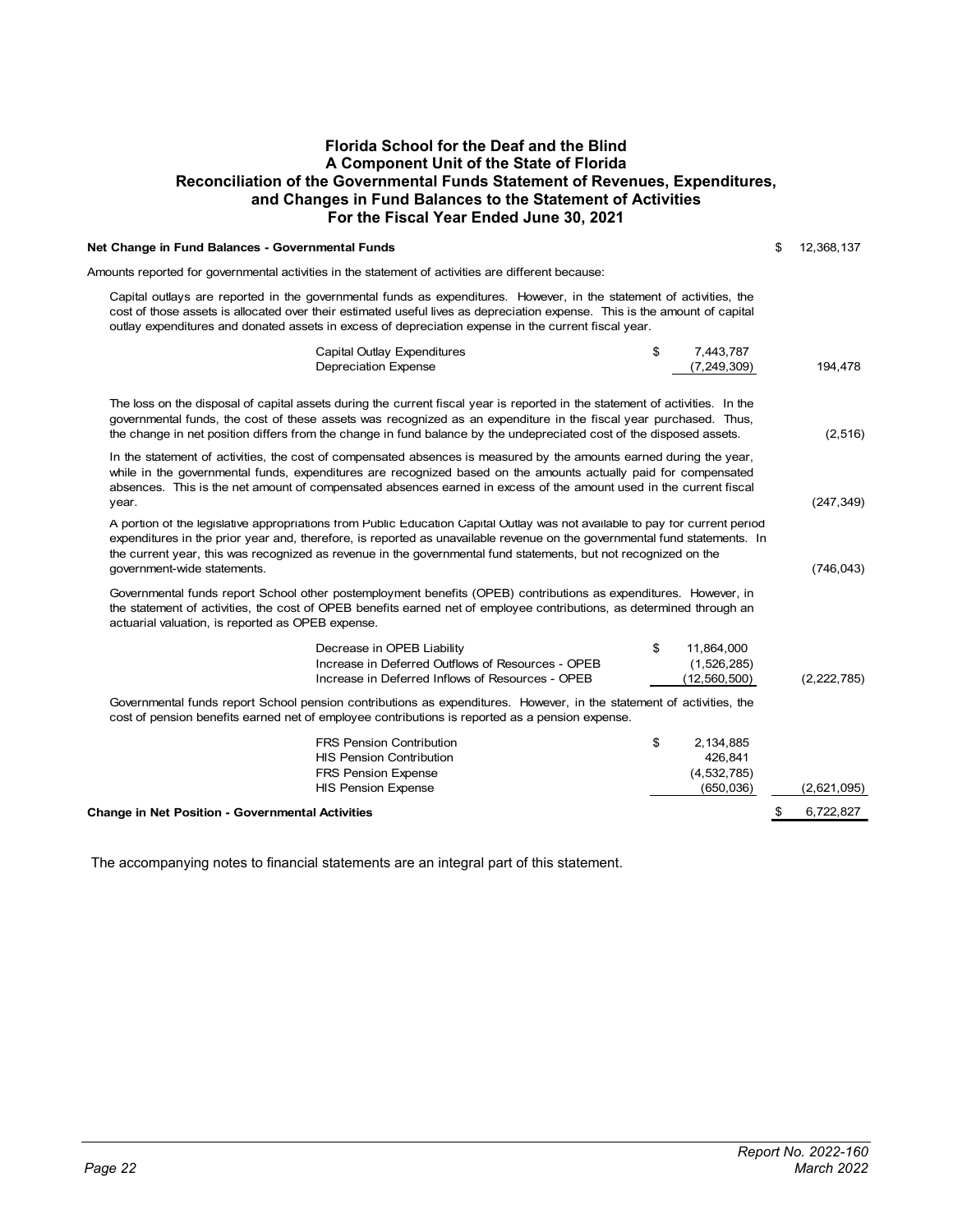# Florida School for the Deaf and the Blind
## A Component Unit of the State of Florida
## Reconciliation of the Governmental Funds Statement of Revenues, Expenditures, and Changes in Fund Balances to the Statement of Activities
## For the Fiscal Year Ended June 30, 2021

| | | |
|---|---|---|
| **Net Change in Fund Balances - Governmental Funds** | | $ 12,368,137 |
| Amounts reported for governmental activities in the statement of activities are different because: | | |
| Capital outlays are reported in the governmental funds as expenditures. However, in the statement of activities, the cost of those assets is allocated over their estimated useful lives as depreciation expense. This is the amount of capital outlay expenditures and donated assets in excess of depreciation expense in the current fiscal year. | | |
| Capital Outlay Expenditures | $ 7,443,787 | |
| Depreciation Expense | (7,249,309) | 194,478 |
| The loss on the disposal of capital assets during the current fiscal year is reported in the statement of activities. In the governmental funds, the cost of these assets was recognized as an expenditure in the fiscal year purchased. Thus, the change in net position differs from the change in fund balance by the undepreciated cost of the disposed assets. | | (2,516) |
| In the statement of activities, the cost of compensated absences is measured by the amounts earned during the year, while in the governmental funds, expenditures are recognized based on the amounts actually paid for compensated absences. This is the net amount of compensated absences earned in excess of the amount used in the current fiscal year. | | (247,349) |
| A portion of the legislative appropriations from Public Education Capital Outlay was not available to pay for current period expenditures in the prior year and, therefore, is reported as unavailable revenue on the governmental fund statements. In the current year, this was recognized as revenue in the governmental fund statements, but not recognized on the government-wide statements. | | (746,043) |
| Governmental funds report School other postemployment benefits (OPEB) contributions as expenditures. However, in the statement of activities, the cost of OPEB benefits earned net of employee contributions, as determined through an actuarial valuation, is reported as OPEB expense. | | |
| Decrease in OPEB Liability | $ 11,864,000 | |
| Increase in Deferred Outflows of Resources - OPEB | (1,526,285) | |
| Increase in Deferred Inflows of Resources - OPEB | (12,560,500) | (2,222,785) |
| Governmental funds report School pension contributions as expenditures. However, in the statement of activities, the cost of pension benefits earned net of employee contributions is reported as a pension expense. | | |
| FRS Pension Contribution | $ 2,134,885 | |
| HIS Pension Contribution | 426,841 | |
| FRS Pension Expense | (4,532,785) | |
| HIS Pension Expense | (650,036) | (2,621,095) |
| **Change in Net Position - Governmental Activities** | | $ 6,722,827 |

The accompanying notes to financial statements are an integral part of this statement.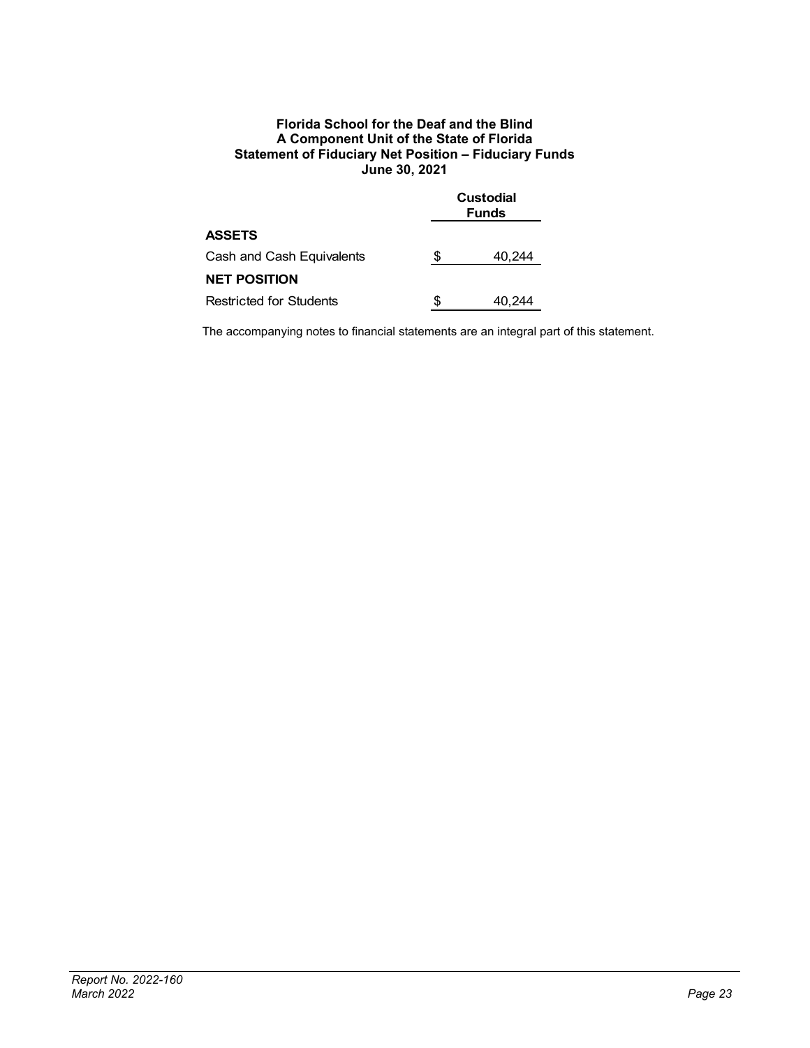**Florida School for the Deaf and the Blind**
**A Component Unit of the State of Florida**
**Statement of Fiduciary Net Position – Fiduciary Funds**
**June 30, 2021**

| | Custodial Funds |
|---|---|
| **ASSETS** | |
| Cash and Cash Equivalents | $ 40,244 |
| **NET POSITION** | |
| Restricted for Students | $ 40,244 |

The accompanying notes to financial statements are an integral part of this statement.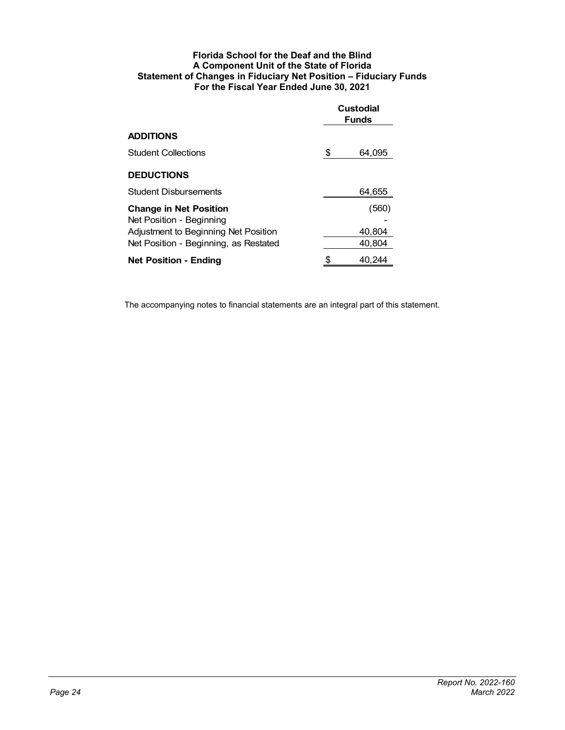**Florida School for the Deaf and the Blind**
**A Component Unit of the State of Florida**
**Statement of Changes in Fiduciary Net Position – Fiduciary Funds**
**For the Fiscal Year Ended June 30, 2021**

| | Custodial Funds |
|---|---|
| **ADDITIONS** | |
| Student Collections | $ 64,095 |
| **DEDUCTIONS** | |
| Student Disbursements | 64,655 |
| **Change in Net Position** | (560) |
| Net Position - Beginning | - |
| Adjustment to Beginning Net Position | 40,804 |
| Net Position - Beginning, as Restated | 40,804 |
| **Net Position - Ending** | $ 40,244 |

The accompanying notes to financial statements are an integral part of this statement.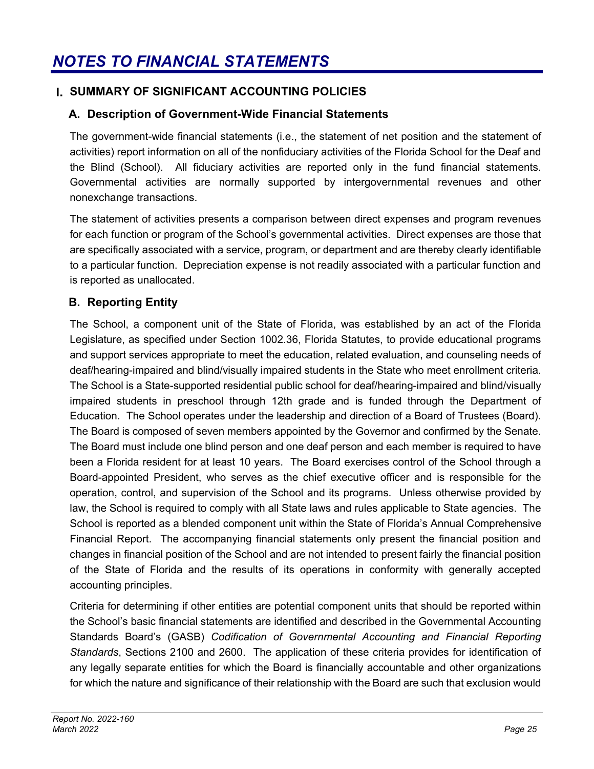# *NOTES TO FINANCIAL STATEMENTS*

## I. SUMMARY OF SIGNIFICANT ACCOUNTING POLICIES

### A. Description of Government-Wide Financial Statements

The government-wide financial statements (i.e., the statement of net position and the statement of activities) report information on all of the nonfiduciary activities of the Florida School for the Deaf and the Blind (School). All fiduciary activities are reported only in the fund financial statements. Governmental activities are normally supported by intergovernmental revenues and other nonexchange transactions.

The statement of activities presents a comparison between direct expenses and program revenues for each function or program of the School's governmental activities. Direct expenses are those that are specifically associated with a service, program, or department and are thereby clearly identifiable to a particular function. Depreciation expense is not readily associated with a particular function and is reported as unallocated.

### B. Reporting Entity

The School, a component unit of the State of Florida, was established by an act of the Florida Legislature, as specified under Section 1002.36, Florida Statutes, to provide educational programs and support services appropriate to meet the education, related evaluation, and counseling needs of deaf/hearing-impaired and blind/visually impaired students in the State who meet enrollment criteria. The School is a State-supported residential public school for deaf/hearing-impaired and blind/visually impaired students in preschool through 12th grade and is funded through the Department of Education. The School operates under the leadership and direction of a Board of Trustees (Board). The Board is composed of seven members appointed by the Governor and confirmed by the Senate. The Board must include one blind person and one deaf person and each member is required to have been a Florida resident for at least 10 years. The Board exercises control of the School through a Board-appointed President, who serves as the chief executive officer and is responsible for the operation, control, and supervision of the School and its programs. Unless otherwise provided by law, the School is required to comply with all State laws and rules applicable to State agencies. The School is reported as a blended component unit within the State of Florida's Annual Comprehensive Financial Report. The accompanying financial statements only present the financial position and changes in financial position of the School and are not intended to present fairly the financial position of the State of Florida and the results of its operations in conformity with generally accepted accounting principles.

Criteria for determining if other entities are potential component units that should be reported within the School's basic financial statements are identified and described in the Governmental Accounting Standards Board's (GASB) *Codification of Governmental Accounting and Financial Reporting Standards*, Sections 2100 and 2600. The application of these criteria provides for identification of any legally separate entities for which the Board is financially accountable and other organizations for which the nature and significance of their relationship with the Board are such that exclusion would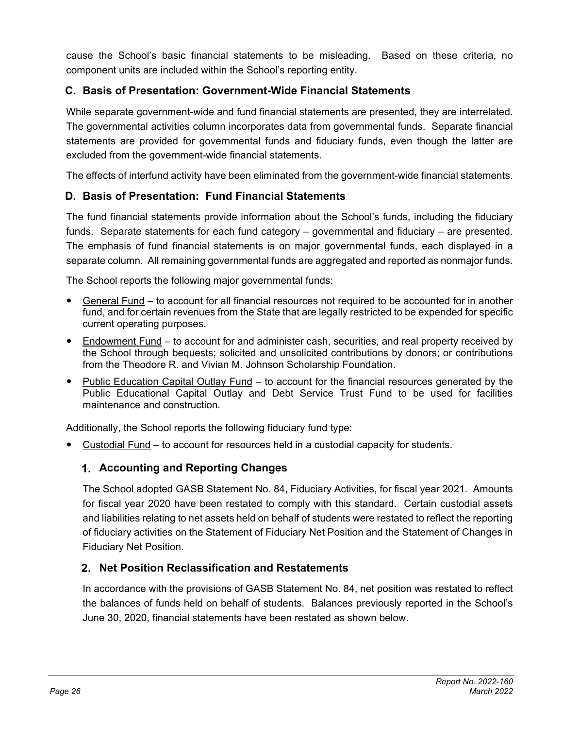cause the School's basic financial statements to be misleading. Based on these criteria, no component units are included within the School's reporting entity.

### C. Basis of Presentation: Government-Wide Financial Statements

While separate government-wide and fund financial statements are presented, they are interrelated. The governmental activities column incorporates data from governmental funds. Separate financial statements are provided for governmental funds and fiduciary funds, even though the latter are excluded from the government-wide financial statements.

The effects of interfund activity have been eliminated from the government-wide financial statements.

### D. Basis of Presentation: Fund Financial Statements

The fund financial statements provide information about the School's funds, including the fiduciary funds. Separate statements for each fund category – governmental and fiduciary – are presented. The emphasis of fund financial statements is on major governmental funds, each displayed in a separate column. All remaining governmental funds are aggregated and reported as nonmajor funds.

The School reports the following major governmental funds:

- General Fund – to account for all financial resources not required to be accounted for in another fund, and for certain revenues from the State that are legally restricted to be expended for specific current operating purposes.
- Endowment Fund – to account for and administer cash, securities, and real property received by the School through bequests; solicited and unsolicited contributions by donors; or contributions from the Theodore R. and Vivian M. Johnson Scholarship Foundation.
- Public Education Capital Outlay Fund – to account for the financial resources generated by the Public Educational Capital Outlay and Debt Service Trust Fund to be used for facilities maintenance and construction.

Additionally, the School reports the following fiduciary fund type:

- Custodial Fund – to account for resources held in a custodial capacity for students.

#### 1. Accounting and Reporting Changes

The School adopted GASB Statement No. 84, Fiduciary Activities, for fiscal year 2021. Amounts for fiscal year 2020 have been restated to comply with this standard. Certain custodial assets and liabilities relating to net assets held on behalf of students were restated to reflect the reporting of fiduciary activities on the Statement of Fiduciary Net Position and the Statement of Changes in Fiduciary Net Position.

#### 2. Net Position Reclassification and Restatements

In accordance with the provisions of GASB Statement No. 84, net position was restated to reflect the balances of funds held on behalf of students. Balances previously reported in the School's June 30, 2020, financial statements have been restated as shown below.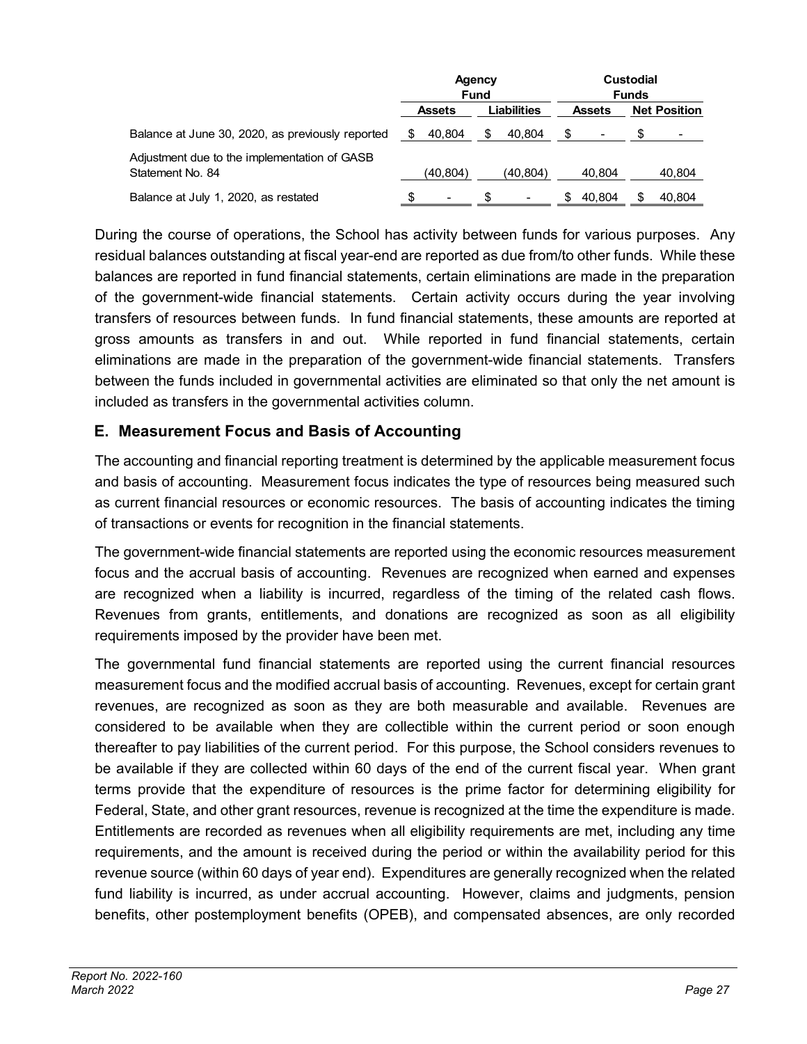| | Agency Fund | | Custodial Funds | |
|---|---|---|---|---|
| | Assets | Liabilities | Assets | Net Position |
| Balance at June 30, 2020, as previously reported | $ 40,804 | $ 40,804 | $ - | $ - |
| Adjustment due to the implementation of GASB Statement No. 84 | (40,804) | (40,804) | 40,804 | 40,804 |
| Balance at July 1, 2020, as restated | $ - | $ - | $ 40,804 | $ 40,804 |

During the course of operations, the School has activity between funds for various purposes. Any residual balances outstanding at fiscal year-end are reported as due from/to other funds. While these balances are reported in fund financial statements, certain eliminations are made in the preparation of the government-wide financial statements. Certain activity occurs during the year involving transfers of resources between funds. In fund financial statements, these amounts are reported at gross amounts as transfers in and out. While reported in fund financial statements, certain eliminations are made in the preparation of the government-wide financial statements. Transfers between the funds included in governmental activities are eliminated so that only the net amount is included as transfers in the governmental activities column.

## E. Measurement Focus and Basis of Accounting

The accounting and financial reporting treatment is determined by the applicable measurement focus and basis of accounting. Measurement focus indicates the type of resources being measured such as current financial resources or economic resources. The basis of accounting indicates the timing of transactions or events for recognition in the financial statements.

The government-wide financial statements are reported using the economic resources measurement focus and the accrual basis of accounting. Revenues are recognized when earned and expenses are recognized when a liability is incurred, regardless of the timing of the related cash flows. Revenues from grants, entitlements, and donations are recognized as soon as all eligibility requirements imposed by the provider have been met.

The governmental fund financial statements are reported using the current financial resources measurement focus and the modified accrual basis of accounting. Revenues, except for certain grant revenues, are recognized as soon as they are both measurable and available. Revenues are considered to be available when they are collectible within the current period or soon enough thereafter to pay liabilities of the current period. For this purpose, the School considers revenues to be available if they are collected within 60 days of the end of the current fiscal year. When grant terms provide that the expenditure of resources is the prime factor for determining eligibility for Federal, State, and other grant resources, revenue is recognized at the time the expenditure is made. Entitlements are recorded as revenues when all eligibility requirements are met, including any time requirements, and the amount is received during the period or within the availability period for this revenue source (within 60 days of year end). Expenditures are generally recognized when the related fund liability is incurred, as under accrual accounting. However, claims and judgments, pension benefits, other postemployment benefits (OPEB), and compensated absences, are only recorded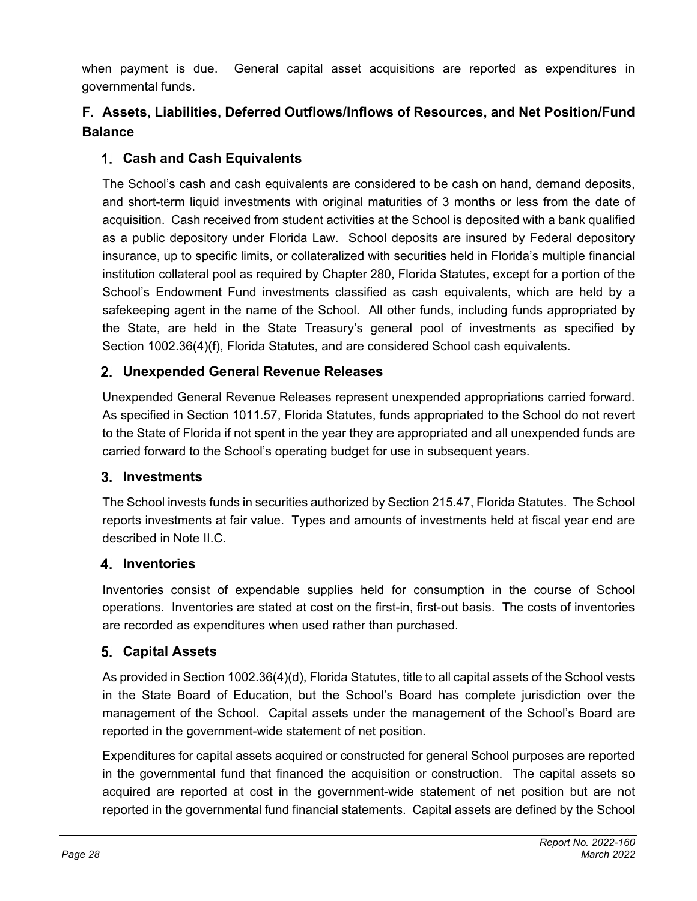when payment is due. General capital asset acquisitions are reported as expenditures in governmental funds.

## F. Assets, Liabilities, Deferred Outflows/Inflows of Resources, and Net Position/Fund Balance

### 1. Cash and Cash Equivalents

The School's cash and cash equivalents are considered to be cash on hand, demand deposits, and short-term liquid investments with original maturities of 3 months or less from the date of acquisition. Cash received from student activities at the School is deposited with a bank qualified as a public depository under Florida Law. School deposits are insured by Federal depository insurance, up to specific limits, or collateralized with securities held in Florida's multiple financial institution collateral pool as required by Chapter 280, Florida Statutes, except for a portion of the School's Endowment Fund investments classified as cash equivalents, which are held by a safekeeping agent in the name of the School. All other funds, including funds appropriated by the State, are held in the State Treasury's general pool of investments as specified by Section 1002.36(4)(f), Florida Statutes, and are considered School cash equivalents.

### 2. Unexpended General Revenue Releases

Unexpended General Revenue Releases represent unexpended appropriations carried forward. As specified in Section 1011.57, Florida Statutes, funds appropriated to the School do not revert to the State of Florida if not spent in the year they are appropriated and all unexpended funds are carried forward to the School's operating budget for use in subsequent years.

### 3. Investments

The School invests funds in securities authorized by Section 215.47, Florida Statutes. The School reports investments at fair value. Types and amounts of investments held at fiscal year end are described in Note II.C.

### 4. Inventories

Inventories consist of expendable supplies held for consumption in the course of School operations. Inventories are stated at cost on the first-in, first-out basis. The costs of inventories are recorded as expenditures when used rather than purchased.

### 5. Capital Assets

As provided in Section 1002.36(4)(d), Florida Statutes, title to all capital assets of the School vests in the State Board of Education, but the School's Board has complete jurisdiction over the management of the School. Capital assets under the management of the School's Board are reported in the government-wide statement of net position.

Expenditures for capital assets acquired or constructed for general School purposes are reported in the governmental fund that financed the acquisition or construction. The capital assets so acquired are reported at cost in the government-wide statement of net position but are not reported in the governmental fund financial statements. Capital assets are defined by the School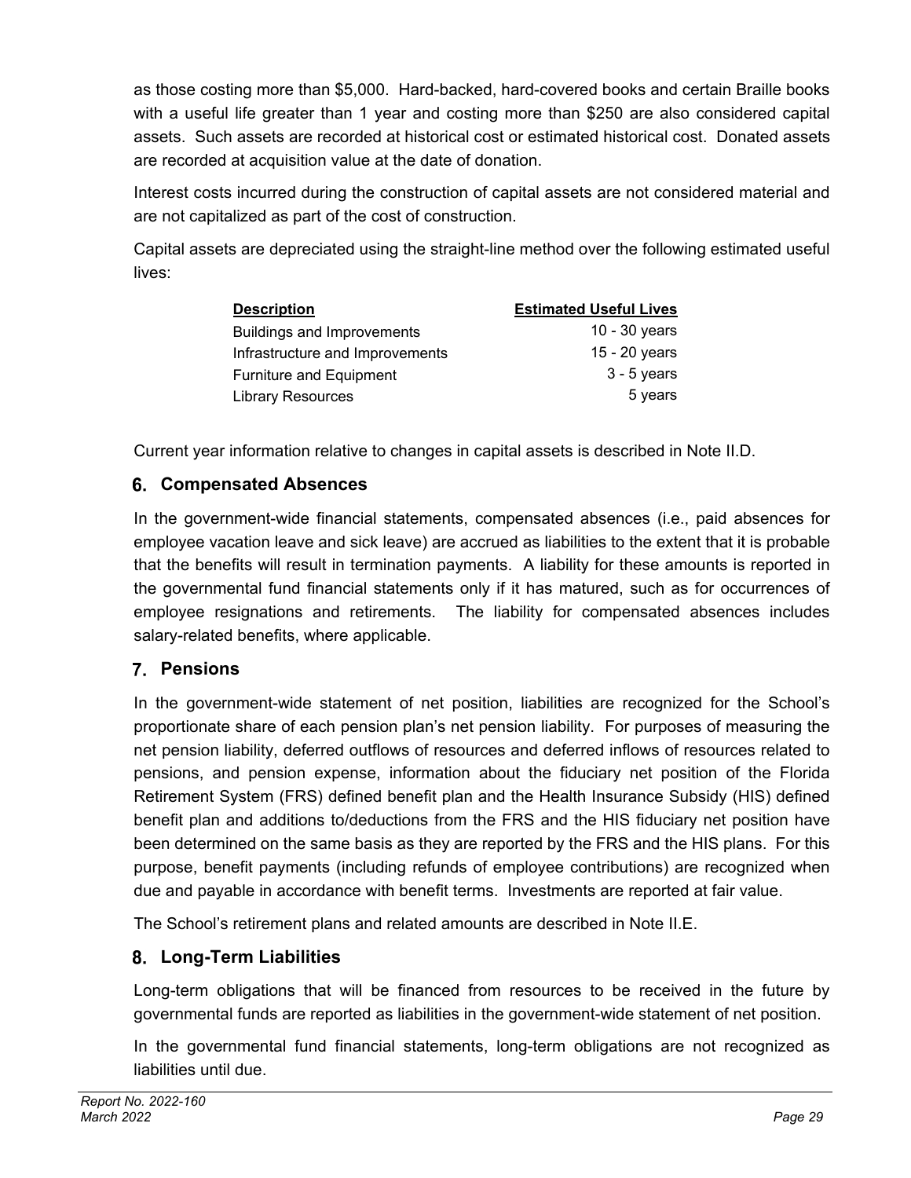as those costing more than $5,000. Hard-backed, hard-covered books and certain Braille books with a useful life greater than 1 year and costing more than $250 are also considered capital assets. Such assets are recorded at historical cost or estimated historical cost. Donated assets are recorded at acquisition value at the date of donation.

Interest costs incurred during the construction of capital assets are not considered material and are not capitalized as part of the cost of construction.

Capital assets are depreciated using the straight-line method over the following estimated useful lives:

| Description | Estimated Useful Lives |
|---|---|
| Buildings and Improvements | 10 - 30 years |
| Infrastructure and Improvements | 15 - 20 years |
| Furniture and Equipment | 3 - 5 years |
| Library Resources | 5 years |

Current year information relative to changes in capital assets is described in Note II.D.

## 6. Compensated Absences

In the government-wide financial statements, compensated absences (i.e., paid absences for employee vacation leave and sick leave) are accrued as liabilities to the extent that it is probable that the benefits will result in termination payments. A liability for these amounts is reported in the governmental fund financial statements only if it has matured, such as for occurrences of employee resignations and retirements. The liability for compensated absences includes salary-related benefits, where applicable.

## 7. Pensions

In the government-wide statement of net position, liabilities are recognized for the School's proportionate share of each pension plan's net pension liability. For purposes of measuring the net pension liability, deferred outflows of resources and deferred inflows of resources related to pensions, and pension expense, information about the fiduciary net position of the Florida Retirement System (FRS) defined benefit plan and the Health Insurance Subsidy (HIS) defined benefit plan and additions to/deductions from the FRS and the HIS fiduciary net position have been determined on the same basis as they are reported by the FRS and the HIS plans. For this purpose, benefit payments (including refunds of employee contributions) are recognized when due and payable in accordance with benefit terms. Investments are reported at fair value.

The School's retirement plans and related amounts are described in Note II.E.

## 8. Long-Term Liabilities

Long-term obligations that will be financed from resources to be received in the future by governmental funds are reported as liabilities in the government-wide statement of net position.

In the governmental fund financial statements, long-term obligations are not recognized as liabilities until due.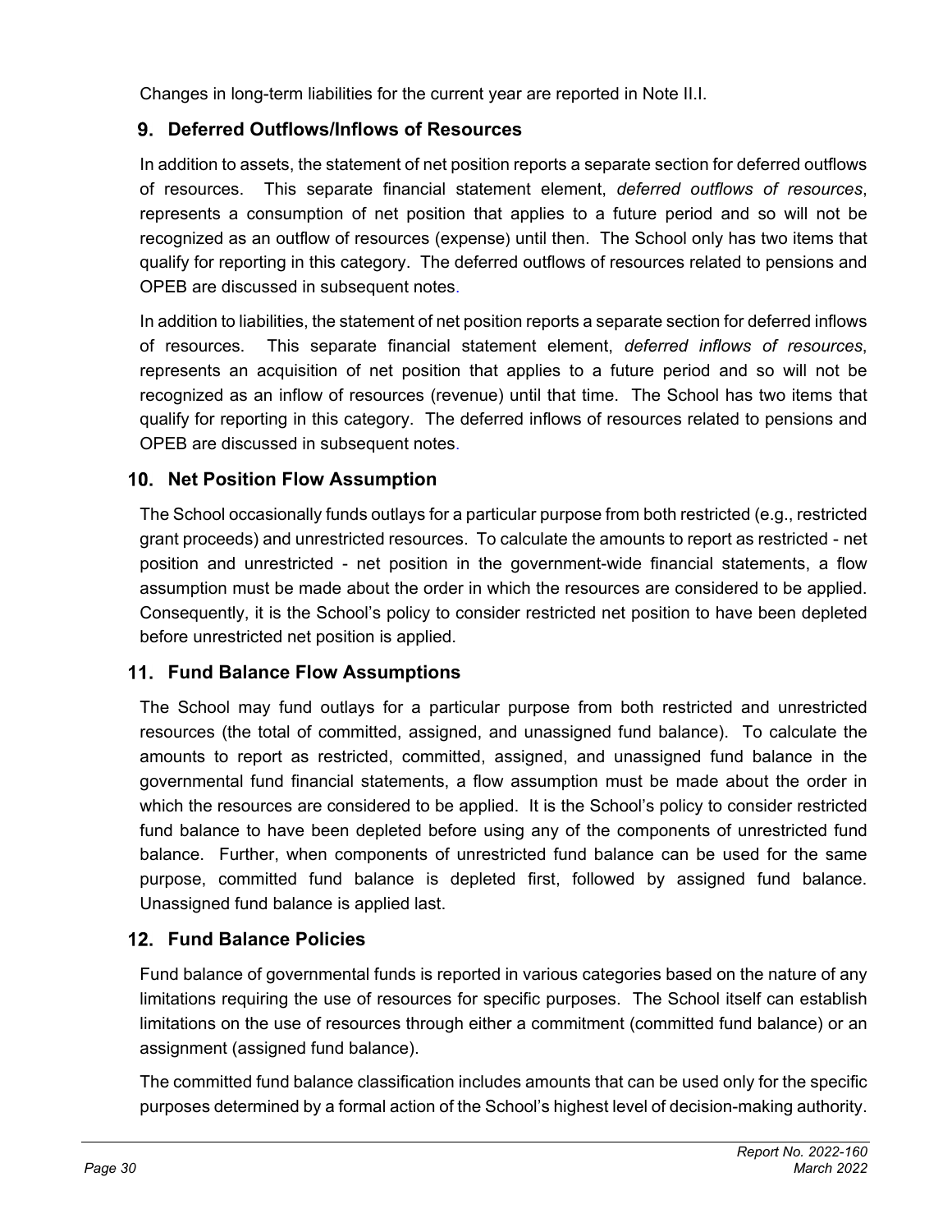Changes in long-term liabilities for the current year are reported in Note II.I.

### 9. Deferred Outflows/Inflows of Resources

In addition to assets, the statement of net position reports a separate section for deferred outflows of resources. This separate financial statement element, *deferred outflows of resources*, represents a consumption of net position that applies to a future period and so will not be recognized as an outflow of resources (expense) until then. The School only has two items that qualify for reporting in this category. The deferred outflows of resources related to pensions and OPEB are discussed in subsequent notes.

In addition to liabilities, the statement of net position reports a separate section for deferred inflows of resources. This separate financial statement element, *deferred inflows of resources*, represents an acquisition of net position that applies to a future period and so will not be recognized as an inflow of resources (revenue) until that time. The School has two items that qualify for reporting in this category. The deferred inflows of resources related to pensions and OPEB are discussed in subsequent notes.

### 10. Net Position Flow Assumption

The School occasionally funds outlays for a particular purpose from both restricted (e.g., restricted grant proceeds) and unrestricted resources. To calculate the amounts to report as restricted - net position and unrestricted - net position in the government-wide financial statements, a flow assumption must be made about the order in which the resources are considered to be applied. Consequently, it is the School's policy to consider restricted net position to have been depleted before unrestricted net position is applied.

### 11. Fund Balance Flow Assumptions

The School may fund outlays for a particular purpose from both restricted and unrestricted resources (the total of committed, assigned, and unassigned fund balance). To calculate the amounts to report as restricted, committed, assigned, and unassigned fund balance in the governmental fund financial statements, a flow assumption must be made about the order in which the resources are considered to be applied. It is the School's policy to consider restricted fund balance to have been depleted before using any of the components of unrestricted fund balance. Further, when components of unrestricted fund balance can be used for the same purpose, committed fund balance is depleted first, followed by assigned fund balance. Unassigned fund balance is applied last.

### 12. Fund Balance Policies

Fund balance of governmental funds is reported in various categories based on the nature of any limitations requiring the use of resources for specific purposes. The School itself can establish limitations on the use of resources through either a commitment (committed fund balance) or an assignment (assigned fund balance).

The committed fund balance classification includes amounts that can be used only for the specific purposes determined by a formal action of the School's highest level of decision-making authority.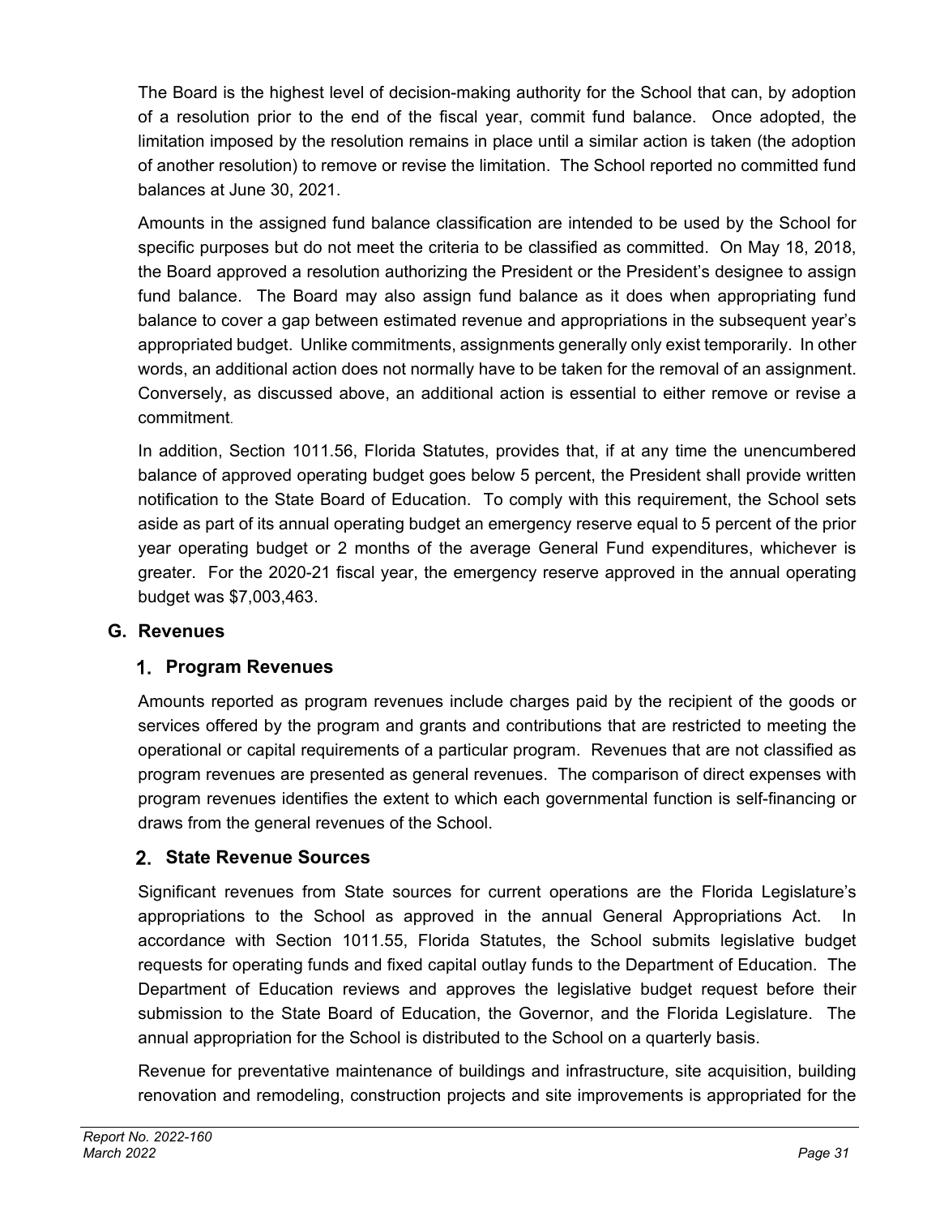The Board is the highest level of decision-making authority for the School that can, by adoption of a resolution prior to the end of the fiscal year, commit fund balance. Once adopted, the limitation imposed by the resolution remains in place until a similar action is taken (the adoption of another resolution) to remove or revise the limitation. The School reported no committed fund balances at June 30, 2021.

Amounts in the assigned fund balance classification are intended to be used by the School for specific purposes but do not meet the criteria to be classified as committed. On May 18, 2018, the Board approved a resolution authorizing the President or the President's designee to assign fund balance. The Board may also assign fund balance as it does when appropriating fund balance to cover a gap between estimated revenue and appropriations in the subsequent year's appropriated budget. Unlike commitments, assignments generally only exist temporarily. In other words, an additional action does not normally have to be taken for the removal of an assignment. Conversely, as discussed above, an additional action is essential to either remove or revise a commitment.

In addition, Section 1011.56, Florida Statutes, provides that, if at any time the unencumbered balance of approved operating budget goes below 5 percent, the President shall provide written notification to the State Board of Education. To comply with this requirement, the School sets aside as part of its annual operating budget an emergency reserve equal to 5 percent of the prior year operating budget or 2 months of the average General Fund expenditures, whichever is greater. For the 2020-21 fiscal year, the emergency reserve approved in the annual operating budget was $7,003,463.

## G. Revenues

### 1. Program Revenues

Amounts reported as program revenues include charges paid by the recipient of the goods or services offered by the program and grants and contributions that are restricted to meeting the operational or capital requirements of a particular program. Revenues that are not classified as program revenues are presented as general revenues. The comparison of direct expenses with program revenues identifies the extent to which each governmental function is self-financing or draws from the general revenues of the School.

### 2. State Revenue Sources

Significant revenues from State sources for current operations are the Florida Legislature's appropriations to the School as approved in the annual General Appropriations Act. In accordance with Section 1011.55, Florida Statutes, the School submits legislative budget requests for operating funds and fixed capital outlay funds to the Department of Education. The Department of Education reviews and approves the legislative budget request before their submission to the State Board of Education, the Governor, and the Florida Legislature. The annual appropriation for the School is distributed to the School on a quarterly basis.

Revenue for preventative maintenance of buildings and infrastructure, site acquisition, building renovation and remodeling, construction projects and site improvements is appropriated for the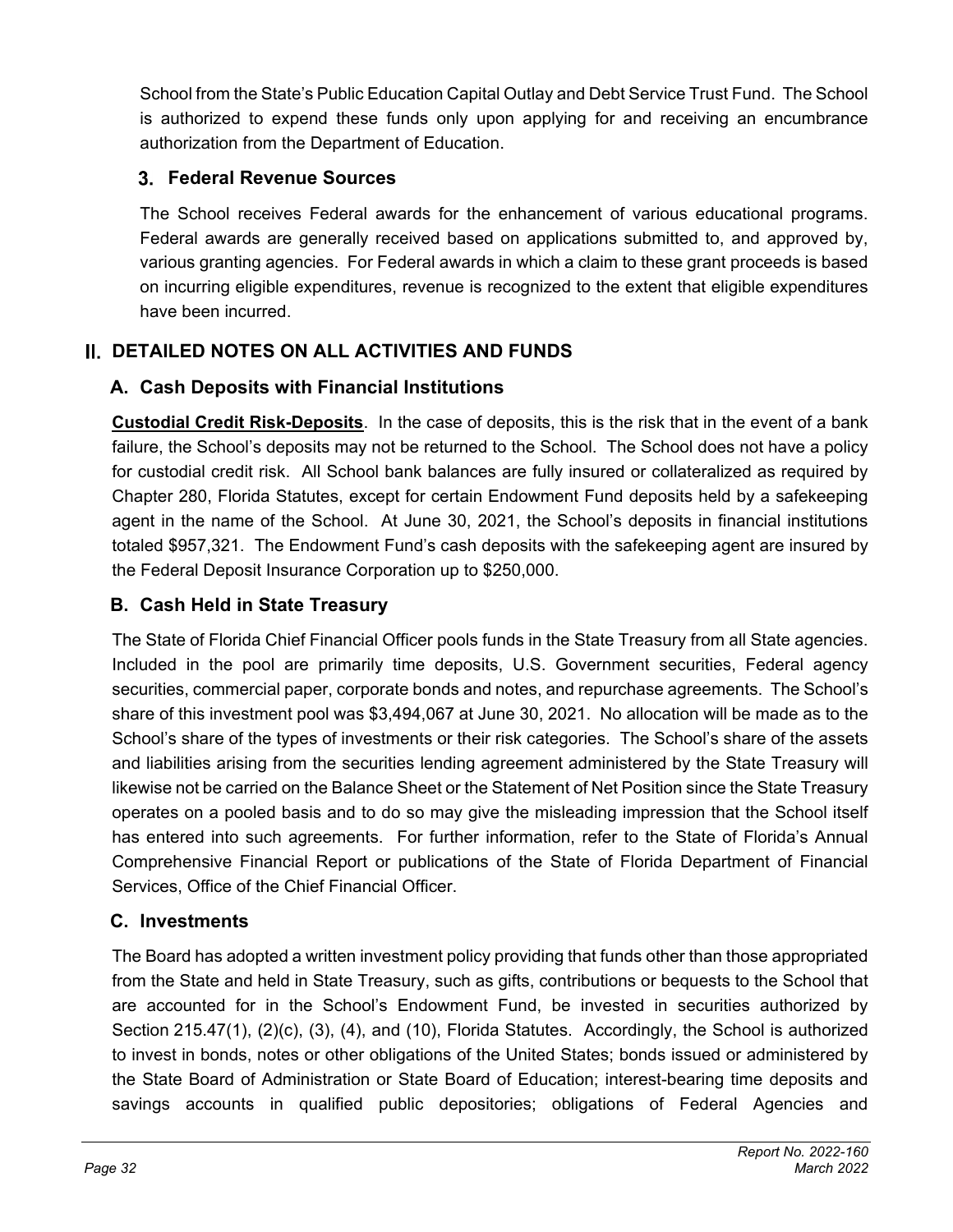School from the State's Public Education Capital Outlay and Debt Service Trust Fund. The School is authorized to expend these funds only upon applying for and receiving an encumbrance authorization from the Department of Education.

### 3. Federal Revenue Sources

The School receives Federal awards for the enhancement of various educational programs. Federal awards are generally received based on applications submitted to, and approved by, various granting agencies. For Federal awards in which a claim to these grant proceeds is based on incurring eligible expenditures, revenue is recognized to the extent that eligible expenditures have been incurred.

## II. DETAILED NOTES ON ALL ACTIVITIES AND FUNDS

### A. Cash Deposits with Financial Institutions

**Custodial Credit Risk-Deposits**. In the case of deposits, this is the risk that in the event of a bank failure, the School's deposits may not be returned to the School. The School does not have a policy for custodial credit risk. All School bank balances are fully insured or collateralized as required by Chapter 280, Florida Statutes, except for certain Endowment Fund deposits held by a safekeeping agent in the name of the School. At June 30, 2021, the School's deposits in financial institutions totaled $957,321. The Endowment Fund's cash deposits with the safekeeping agent are insured by the Federal Deposit Insurance Corporation up to $250,000.

### B. Cash Held in State Treasury

The State of Florida Chief Financial Officer pools funds in the State Treasury from all State agencies. Included in the pool are primarily time deposits, U.S. Government securities, Federal agency securities, commercial paper, corporate bonds and notes, and repurchase agreements. The School's share of this investment pool was $3,494,067 at June 30, 2021. No allocation will be made as to the School's share of the types of investments or their risk categories. The School's share of the assets and liabilities arising from the securities lending agreement administered by the State Treasury will likewise not be carried on the Balance Sheet or the Statement of Net Position since the State Treasury operates on a pooled basis and to do so may give the misleading impression that the School itself has entered into such agreements. For further information, refer to the State of Florida's Annual Comprehensive Financial Report or publications of the State of Florida Department of Financial Services, Office of the Chief Financial Officer.

### C. Investments

The Board has adopted a written investment policy providing that funds other than those appropriated from the State and held in State Treasury, such as gifts, contributions or bequests to the School that are accounted for in the School's Endowment Fund, be invested in securities authorized by Section 215.47(1), (2)(c), (3), (4), and (10), Florida Statutes. Accordingly, the School is authorized to invest in bonds, notes or other obligations of the United States; bonds issued or administered by the State Board of Administration or State Board of Education; interest-bearing time deposits and savings accounts in qualified public depositories; obligations of Federal Agencies and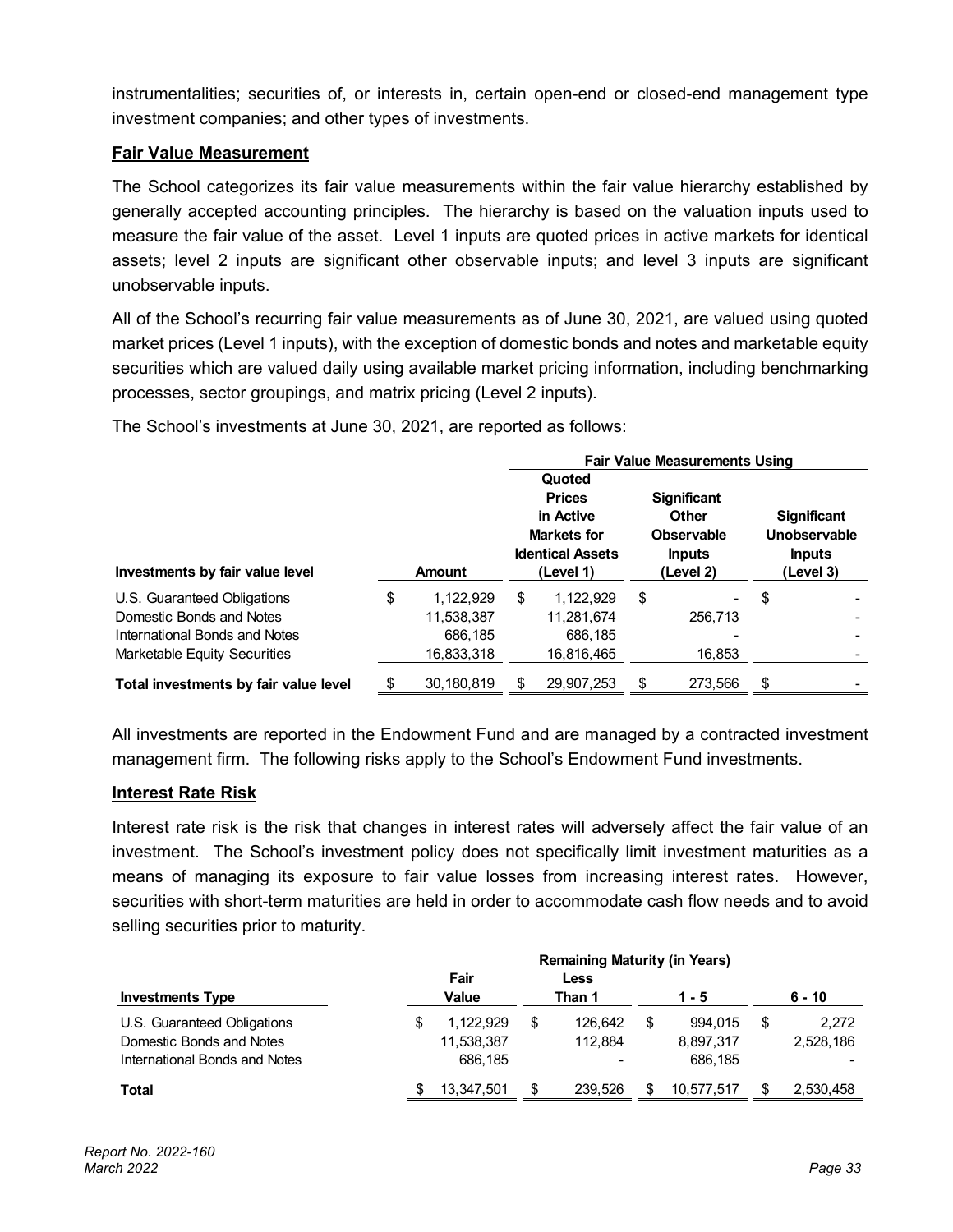instrumentalities; securities of, or interests in, certain open-end or closed-end management type investment companies; and other types of investments.

## Fair Value Measurement

The School categorizes its fair value measurements within the fair value hierarchy established by generally accepted accounting principles. The hierarchy is based on the valuation inputs used to measure the fair value of the asset. Level 1 inputs are quoted prices in active markets for identical assets; level 2 inputs are significant other observable inputs; and level 3 inputs are significant unobservable inputs.

All of the School's recurring fair value measurements as of June 30, 2021, are valued using quoted market prices (Level 1 inputs), with the exception of domestic bonds and notes and marketable equity securities which are valued daily using available market pricing information, including benchmarking processes, sector groupings, and matrix pricing (Level 2 inputs).

The School's investments at June 30, 2021, are reported as follows:

| | | Fair Value Measurements Using | | |
|---|---|---|---|---|
| **Investments by fair value level** | **Amount** | **Quoted Prices in Active Markets for Identical Assets (Level 1)** | **Significant Other Observable Inputs (Level 2)** | **Significant Unobservable Inputs (Level 3)** |
| U.S. Guaranteed Obligations | $ 1,122,929 | $ 1,122,929 | $ - | $ - |
| Domestic Bonds and Notes | 11,538,387 | 11,281,674 | 256,713 | - |
| International Bonds and Notes | 686,185 | 686,185 | - | - |
| Marketable Equity Securities | 16,833,318 | 16,816,465 | 16,853 | - |
| **Total investments by fair value level** | $ 30,180,819 | $ 29,907,253 | $ 273,566 | $ - |

All investments are reported in the Endowment Fund and are managed by a contracted investment management firm. The following risks apply to the School's Endowment Fund investments.

## Interest Rate Risk

Interest rate risk is the risk that changes in interest rates will adversely affect the fair value of an investment. The School's investment policy does not specifically limit investment maturities as a means of managing its exposure to fair value losses from increasing interest rates. However, securities with short-term maturities are held in order to accommodate cash flow needs and to avoid selling securities prior to maturity.

| | Remaining Maturity (in Years) | | | |
|---|---|---|---|---|
| **Investments Type** | **Fair Value** | **Less Than 1** | **1 - 5** | **6 - 10** |
| U.S. Guaranteed Obligations | $ 1,122,929 | $ 126,642 | $ 994,015 | $ 2,272 |
| Domestic Bonds and Notes | 11,538,387 | 112,884 | 8,897,317 | 2,528,186 |
| International Bonds and Notes | 686,185 | - | 686,185 | - |
| **Total** | $ 13,347,501 | $ 239,526 | $ 10,577,517 | $ 2,530,458 |

*Report No. 2022-160*
*March 2022*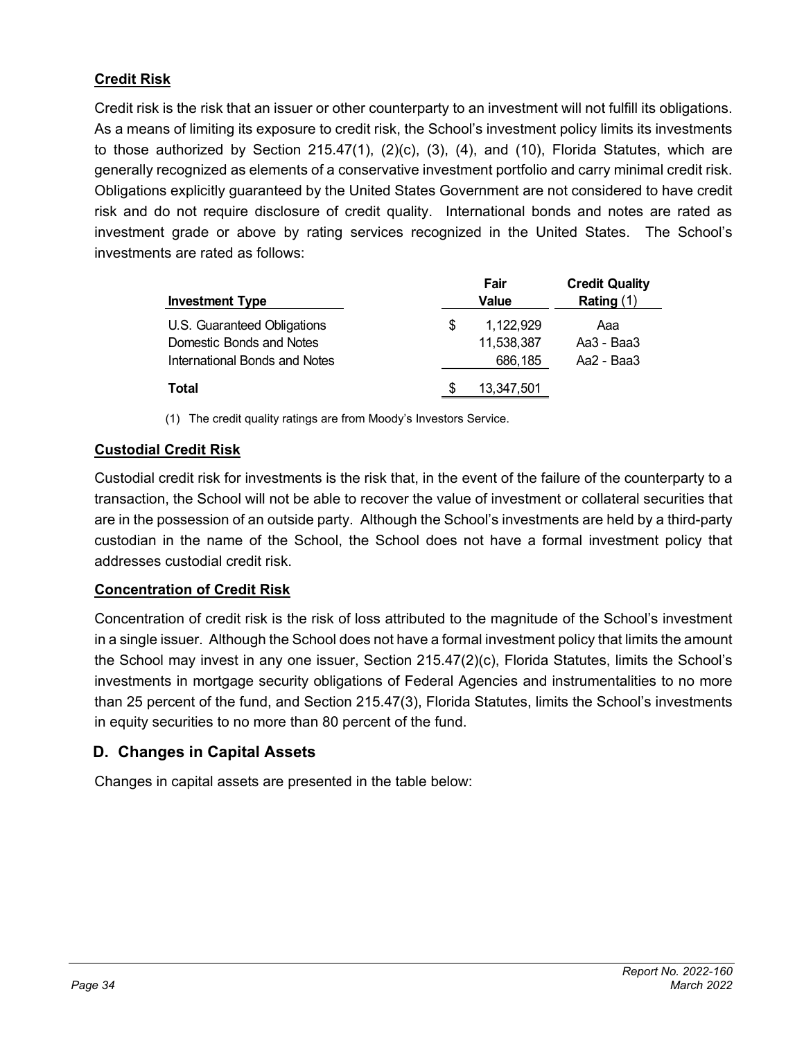**Credit Risk**

Credit risk is the risk that an issuer or other counterparty to an investment will not fulfill its obligations. As a means of limiting its exposure to credit risk, the School's investment policy limits its investments to those authorized by Section 215.47(1), (2)(c), (3), (4), and (10), Florida Statutes, which are generally recognized as elements of a conservative investment portfolio and carry minimal credit risk. Obligations explicitly guaranteed by the United States Government are not considered to have credit risk and do not require disclosure of credit quality. International bonds and notes are rated as investment grade or above by rating services recognized in the United States. The School's investments are rated as follows:

| Investment Type | Fair Value | Credit Quality Rating (1) |
|---|---|---|
| U.S. Guaranteed Obligations | $ 1,122,929 | Aaa |
| Domestic Bonds and Notes | 11,538,387 | Aa3 - Baa3 |
| International Bonds and Notes | 686,185 | Aa2 - Baa3 |
| **Total** | $ 13,347,501 | |

(1) The credit quality ratings are from Moody's Investors Service.

**Custodial Credit Risk**

Custodial credit risk for investments is the risk that, in the event of the failure of the counterparty to a transaction, the School will not be able to recover the value of investment or collateral securities that are in the possession of an outside party. Although the School's investments are held by a third-party custodian in the name of the School, the School does not have a formal investment policy that addresses custodial credit risk.

**Concentration of Credit Risk**

Concentration of credit risk is the risk of loss attributed to the magnitude of the School's investment in a single issuer. Although the School does not have a formal investment policy that limits the amount the School may invest in any one issuer, Section 215.47(2)(c), Florida Statutes, limits the School's investments in mortgage security obligations of Federal Agencies and instrumentalities to no more than 25 percent of the fund, and Section 215.47(3), Florida Statutes, limits the School's investments in equity securities to no more than 80 percent of the fund.

## D. Changes in Capital Assets

Changes in capital assets are presented in the table below: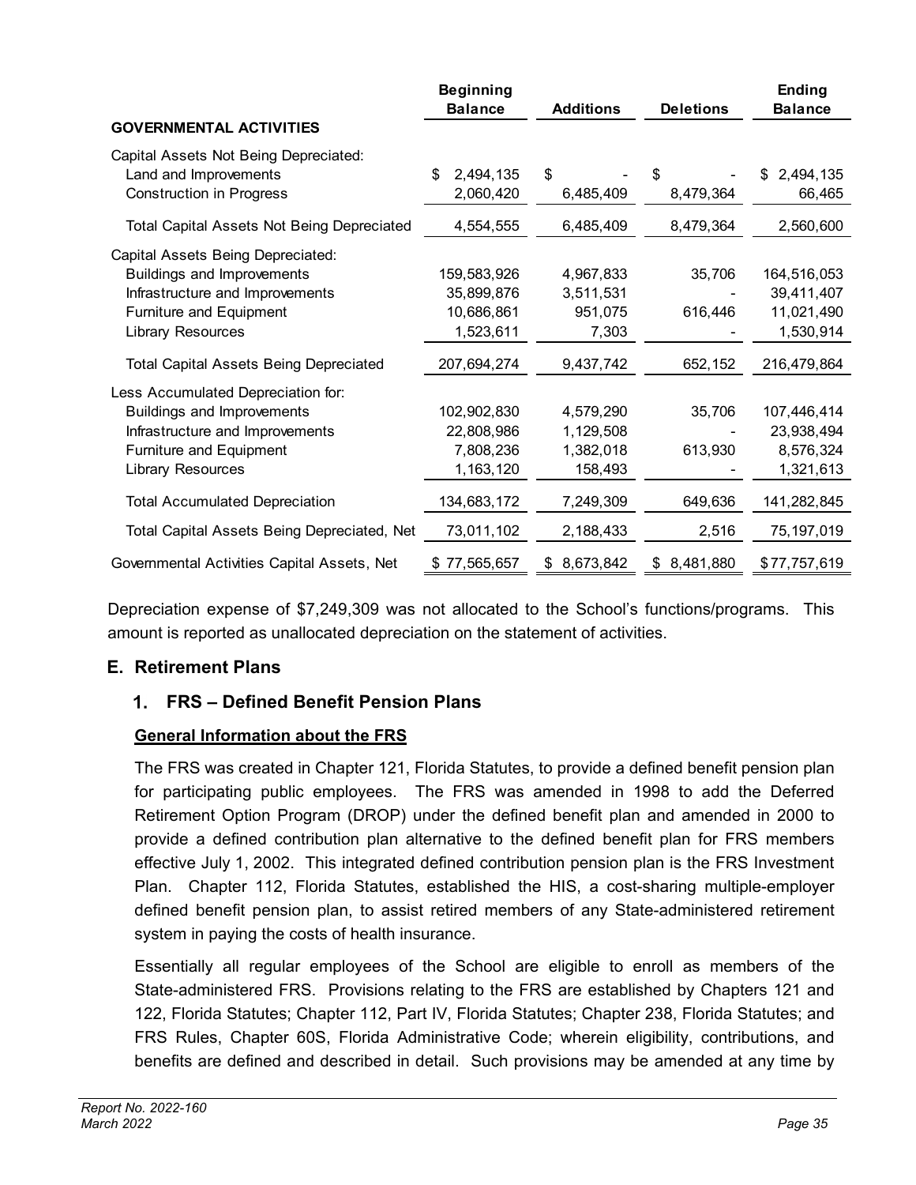| | Beginning Balance | Additions | Deletions | Ending Balance |
|---|---|---|---|---|
| **GOVERNMENTAL ACTIVITIES** | | | | |
| Capital Assets Not Being Depreciated: | | | | |
| Land and Improvements | $ 2,494,135 | $ - | $ - | $ 2,494,135 |
| Construction in Progress | 2,060,420 | 6,485,409 | 8,479,364 | 66,465 |
| Total Capital Assets Not Being Depreciated | 4,554,555 | 6,485,409 | 8,479,364 | 2,560,600 |
| Capital Assets Being Depreciated: | | | | |
| Buildings and Improvements | 159,583,926 | 4,967,833 | 35,706 | 164,516,053 |
| Infrastructure and Improvements | 35,899,876 | 3,511,531 | - | 39,411,407 |
| Furniture and Equipment | 10,686,861 | 951,075 | 616,446 | 11,021,490 |
| Library Resources | 1,523,611 | 7,303 | - | 1,530,914 |
| Total Capital Assets Being Depreciated | 207,694,274 | 9,437,742 | 652,152 | 216,479,864 |
| Less Accumulated Depreciation for: | | | | |
| Buildings and Improvements | 102,902,830 | 4,579,290 | 35,706 | 107,446,414 |
| Infrastructure and Improvements | 22,808,986 | 1,129,508 | - | 23,938,494 |
| Furniture and Equipment | 7,808,236 | 1,382,018 | 613,930 | 8,576,324 |
| Library Resources | 1,163,120 | 158,493 | - | 1,321,613 |
| Total Accumulated Depreciation | 134,683,172 | 7,249,309 | 649,636 | 141,282,845 |
| Total Capital Assets Being Depreciated, Net | 73,011,102 | 2,188,433 | 2,516 | 75,197,019 |
| Governmental Activities Capital Assets, Net | $ 77,565,657 | $ 8,673,842 | $ 8,481,880 | $ 77,757,619 |

Depreciation expense of $7,249,309 was not allocated to the School's functions/programs. This amount is reported as unallocated depreciation on the statement of activities.

## E. Retirement Plans

### 1. FRS – Defined Benefit Pension Plans

**General Information about the FRS**

The FRS was created in Chapter 121, Florida Statutes, to provide a defined benefit pension plan for participating public employees. The FRS was amended in 1998 to add the Deferred Retirement Option Program (DROP) under the defined benefit plan and amended in 2000 to provide a defined contribution plan alternative to the defined benefit plan for FRS members effective July 1, 2002. This integrated defined contribution pension plan is the FRS Investment Plan. Chapter 112, Florida Statutes, established the HIS, a cost-sharing multiple-employer defined benefit pension plan, to assist retired members of any State-administered retirement system in paying the costs of health insurance.

Essentially all regular employees of the School are eligible to enroll as members of the State-administered FRS. Provisions relating to the FRS are established by Chapters 121 and 122, Florida Statutes; Chapter 112, Part IV, Florida Statutes; Chapter 238, Florida Statutes; and FRS Rules, Chapter 60S, Florida Administrative Code; wherein eligibility, contributions, and benefits are defined and described in detail. Such provisions may be amended at any time by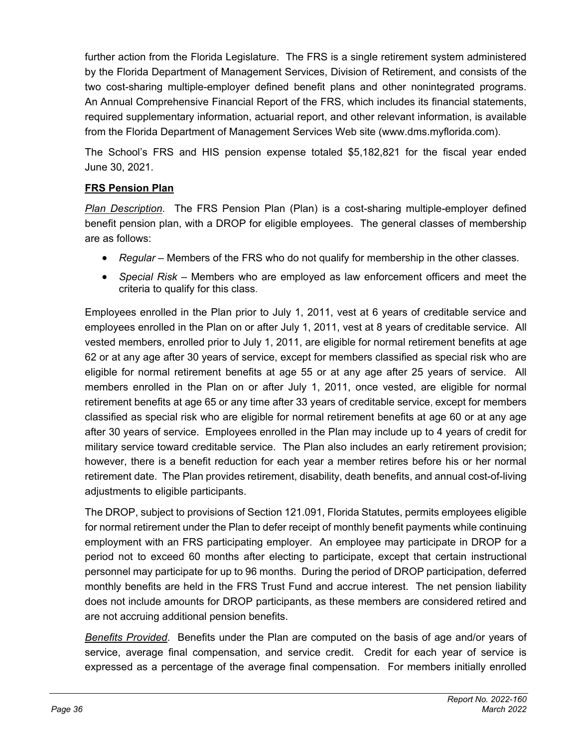further action from the Florida Legislature. The FRS is a single retirement system administered by the Florida Department of Management Services, Division of Retirement, and consists of the two cost-sharing multiple-employer defined benefit plans and other nonintegrated programs. An Annual Comprehensive Financial Report of the FRS, which includes its financial statements, required supplementary information, actuarial report, and other relevant information, is available from the Florida Department of Management Services Web site (www.dms.myflorida.com).

The School's FRS and HIS pension expense totaled $5,182,821 for the fiscal year ended June 30, 2021.

**FRS Pension Plan**

*Plan Description*. The FRS Pension Plan (Plan) is a cost-sharing multiple-employer defined benefit pension plan, with a DROP for eligible employees. The general classes of membership are as follows:

- *Regular* – Members of the FRS who do not qualify for membership in the other classes.
- *Special Risk* – Members who are employed as law enforcement officers and meet the criteria to qualify for this class.

Employees enrolled in the Plan prior to July 1, 2011, vest at 6 years of creditable service and employees enrolled in the Plan on or after July 1, 2011, vest at 8 years of creditable service. All vested members, enrolled prior to July 1, 2011, are eligible for normal retirement benefits at age 62 or at any age after 30 years of service, except for members classified as special risk who are eligible for normal retirement benefits at age 55 or at any age after 25 years of service. All members enrolled in the Plan on or after July 1, 2011, once vested, are eligible for normal retirement benefits at age 65 or any time after 33 years of creditable service, except for members classified as special risk who are eligible for normal retirement benefits at age 60 or at any age after 30 years of service. Employees enrolled in the Plan may include up to 4 years of credit for military service toward creditable service. The Plan also includes an early retirement provision; however, there is a benefit reduction for each year a member retires before his or her normal retirement date. The Plan provides retirement, disability, death benefits, and annual cost-of-living adjustments to eligible participants.

The DROP, subject to provisions of Section 121.091, Florida Statutes, permits employees eligible for normal retirement under the Plan to defer receipt of monthly benefit payments while continuing employment with an FRS participating employer. An employee may participate in DROP for a period not to exceed 60 months after electing to participate, except that certain instructional personnel may participate for up to 96 months. During the period of DROP participation, deferred monthly benefits are held in the FRS Trust Fund and accrue interest. The net pension liability does not include amounts for DROP participants, as these members are considered retired and are not accruing additional pension benefits.

*Benefits Provided*. Benefits under the Plan are computed on the basis of age and/or years of service, average final compensation, and service credit. Credit for each year of service is expressed as a percentage of the average final compensation. For members initially enrolled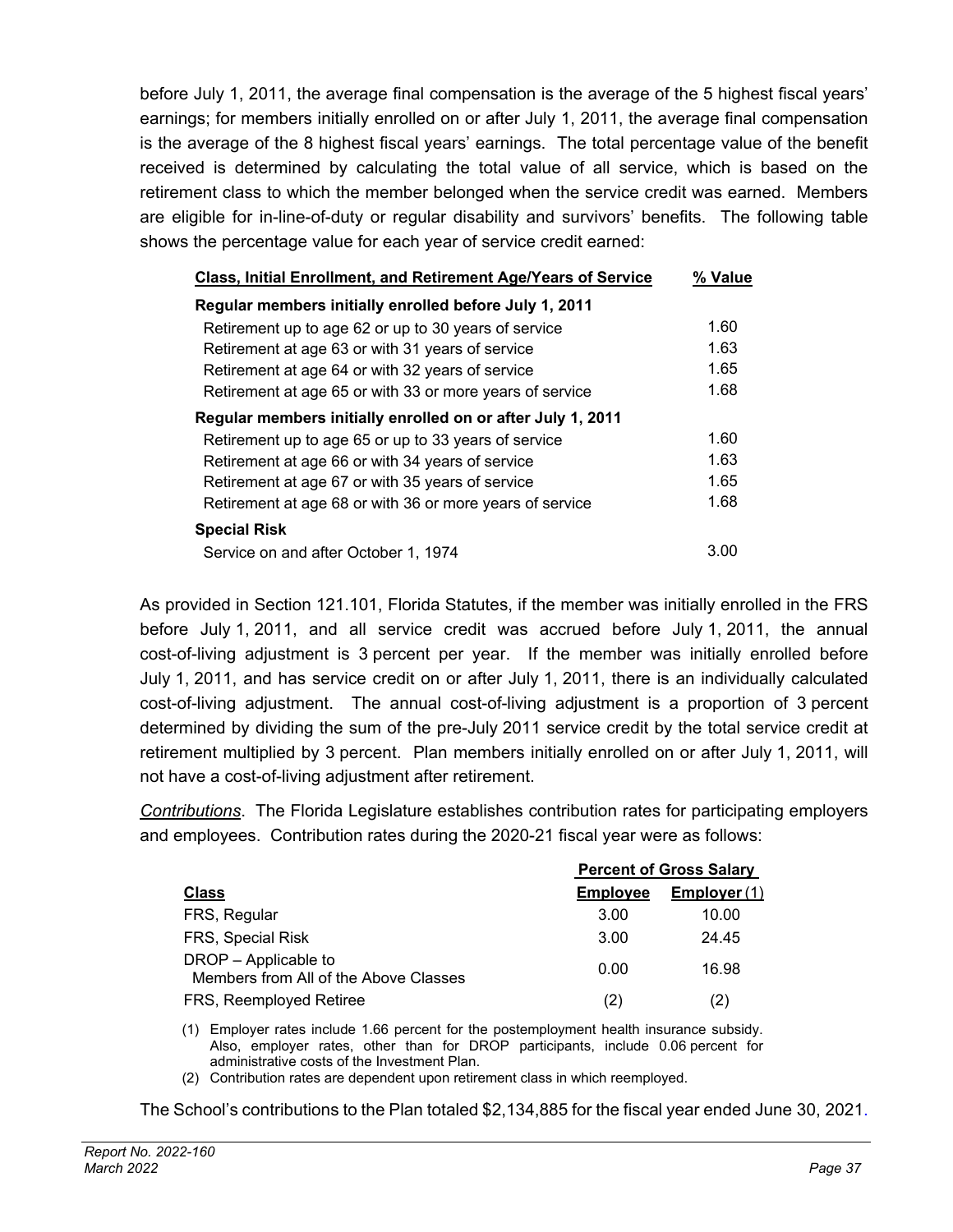before July 1, 2011, the average final compensation is the average of the 5 highest fiscal years' earnings; for members initially enrolled on or after July 1, 2011, the average final compensation is the average of the 8 highest fiscal years' earnings. The total percentage value of the benefit received is determined by calculating the total value of all service, which is based on the retirement class to which the member belonged when the service credit was earned. Members are eligible for in-line-of-duty or regular disability and survivors' benefits. The following table shows the percentage value for each year of service credit earned:

| Class, Initial Enrollment, and Retirement Age/Years of Service | % Value |
|---|---|
| **Regular members initially enrolled before July 1, 2011** | |
| Retirement up to age 62 or up to 30 years of service | 1.60 |
| Retirement at age 63 or with 31 years of service | 1.63 |
| Retirement at age 64 or with 32 years of service | 1.65 |
| Retirement at age 65 or with 33 or more years of service | 1.68 |
| **Regular members initially enrolled on or after July 1, 2011** | |
| Retirement up to age 65 or up to 33 years of service | 1.60 |
| Retirement at age 66 or with 34 years of service | 1.63 |
| Retirement at age 67 or with 35 years of service | 1.65 |
| Retirement at age 68 or with 36 or more years of service | 1.68 |
| **Special Risk** | |
| Service on and after October 1, 1974 | 3.00 |

As provided in Section 121.101, Florida Statutes, if the member was initially enrolled in the FRS before July 1, 2011, and all service credit was accrued before July 1, 2011, the annual cost-of-living adjustment is 3 percent per year. If the member was initially enrolled before July 1, 2011, and has service credit on or after July 1, 2011, there is an individually calculated cost-of-living adjustment. The annual cost-of-living adjustment is a proportion of 3 percent determined by dividing the sum of the pre-July 2011 service credit by the total service credit at retirement multiplied by 3 percent. Plan members initially enrolled on or after July 1, 2011, will not have a cost-of-living adjustment after retirement.

*Contributions*. The Florida Legislature establishes contribution rates for participating employers and employees. Contribution rates during the 2020-21 fiscal year were as follows:

| | Percent of Gross Salary | |
|---|---|---|
| **Class** | **Employee** | **Employer (1)** |
| FRS, Regular | 3.00 | 10.00 |
| FRS, Special Risk | 3.00 | 24.45 |
| DROP – Applicable to Members from All of the Above Classes | 0.00 | 16.98 |
| FRS, Reemployed Retiree | (2) | (2) |

(1) Employer rates include 1.66 percent for the postemployment health insurance subsidy. Also, employer rates, other than for DROP participants, include 0.06 percent for administrative costs of the Investment Plan.

(2) Contribution rates are dependent upon retirement class in which reemployed.

The School's contributions to the Plan totaled $2,134,885 for the fiscal year ended June 30, 2021.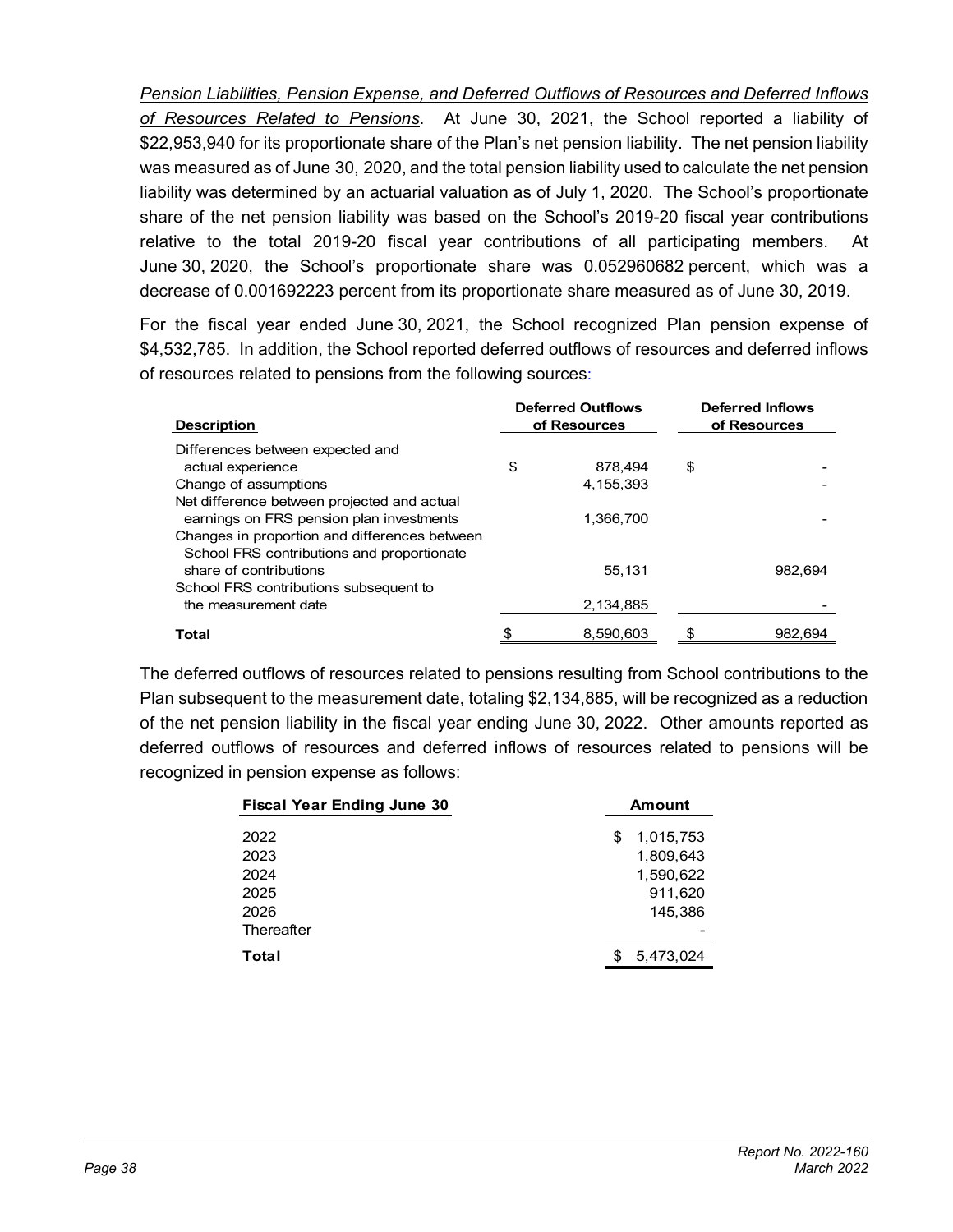*Pension Liabilities, Pension Expense, and Deferred Outflows of Resources and Deferred Inflows of Resources Related to Pensions*. At June 30, 2021, the School reported a liability of $22,953,940 for its proportionate share of the Plan's net pension liability. The net pension liability was measured as of June 30, 2020, and the total pension liability used to calculate the net pension liability was determined by an actuarial valuation as of July 1, 2020. The School's proportionate share of the net pension liability was based on the School's 2019-20 fiscal year contributions relative to the total 2019-20 fiscal year contributions of all participating members. At June 30, 2020, the School's proportionate share was 0.052960682 percent, which was a decrease of 0.001692223 percent from its proportionate share measured as of June 30, 2019.

For the fiscal year ended June 30, 2021, the School recognized Plan pension expense of $4,532,785. In addition, the School reported deferred outflows of resources and deferred inflows of resources related to pensions from the following sources:

| Description | Deferred Outflows of Resources | Deferred Inflows of Resources |
|---|---|---|
| Differences between expected and actual experience | $ 878,494 | $ - |
| Change of assumptions | 4,155,393 | - |
| Net difference between projected and actual earnings on FRS pension plan investments | 1,366,700 | - |
| Changes in proportion and differences between School FRS contributions and proportionate share of contributions | 55,131 | 982,694 |
| School FRS contributions subsequent to the measurement date | 2,134,885 | - |
| **Total** | $ 8,590,603 | $ 982,694 |

The deferred outflows of resources related to pensions resulting from School contributions to the Plan subsequent to the measurement date, totaling $2,134,885, will be recognized as a reduction of the net pension liability in the fiscal year ending June 30, 2022. Other amounts reported as deferred outflows of resources and deferred inflows of resources related to pensions will be recognized in pension expense as follows:

| Fiscal Year Ending June 30 | Amount |
|---|---|
| 2022 | $ 1,015,753 |
| 2023 | 1,809,643 |
| 2024 | 1,590,622 |
| 2025 | 911,620 |
| 2026 | 145,386 |
| Thereafter | - |
| **Total** | $ 5,473,024 |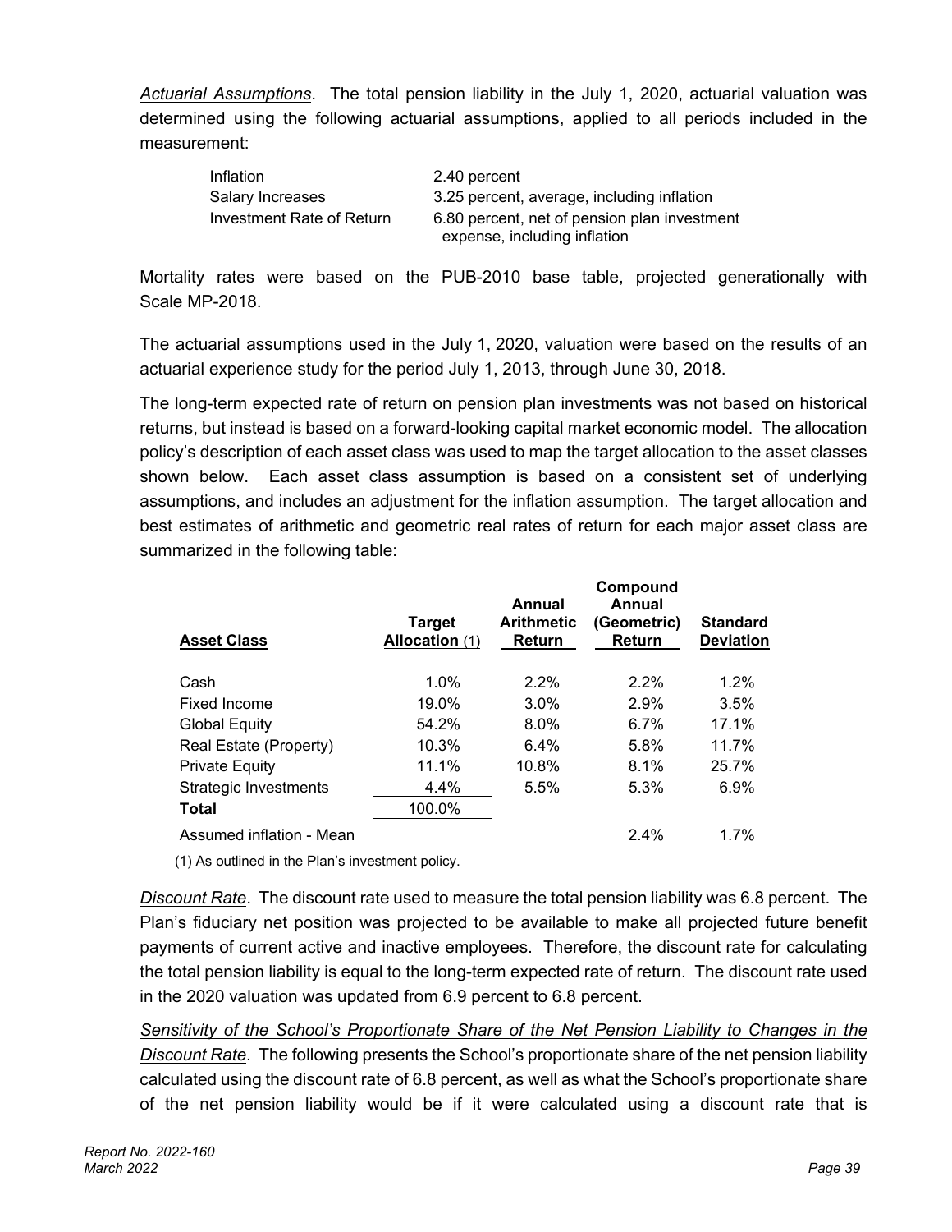*Actuarial Assumptions*. The total pension liability in the July 1, 2020, actuarial valuation was determined using the following actuarial assumptions, applied to all periods included in the measurement:

| | |
|---|---|
| Inflation | 2.40 percent |
| Salary Increases | 3.25 percent, average, including inflation |
| Investment Rate of Return | 6.80 percent, net of pension plan investment expense, including inflation |

Mortality rates were based on the PUB-2010 base table, projected generationally with Scale MP-2018.

The actuarial assumptions used in the July 1, 2020, valuation were based on the results of an actuarial experience study for the period July 1, 2013, through June 30, 2018.

The long-term expected rate of return on pension plan investments was not based on historical returns, but instead is based on a forward-looking capital market economic model. The allocation policy's description of each asset class was used to map the target allocation to the asset classes shown below. Each asset class assumption is based on a consistent set of underlying assumptions, and includes an adjustment for the inflation assumption. The target allocation and best estimates of arithmetic and geometric real rates of return for each major asset class are summarized in the following table:

| Asset Class | Target Allocation (1) | Annual Arithmetic Return | Compound Annual (Geometric) Return | Standard Deviation |
|---|---|---|---|---|
| Cash | 1.0% | 2.2% | 2.2% | 1.2% |
| Fixed Income | 19.0% | 3.0% | 2.9% | 3.5% |
| Global Equity | 54.2% | 8.0% | 6.7% | 17.1% |
| Real Estate (Property) | 10.3% | 6.4% | 5.8% | 11.7% |
| Private Equity | 11.1% | 10.8% | 8.1% | 25.7% |
| Strategic Investments | 4.4% | 5.5% | 5.3% | 6.9% |
| **Total** | 100.0% | | | |
| Assumed inflation - Mean | | | 2.4% | 1.7% |

(1) As outlined in the Plan's investment policy.

*Discount Rate*. The discount rate used to measure the total pension liability was 6.8 percent. The Plan's fiduciary net position was projected to be available to make all projected future benefit payments of current active and inactive employees. Therefore, the discount rate for calculating the total pension liability is equal to the long-term expected rate of return. The discount rate used in the 2020 valuation was updated from 6.9 percent to 6.8 percent.

*Sensitivity of the School's Proportionate Share of the Net Pension Liability to Changes in the Discount Rate*. The following presents the School's proportionate share of the net pension liability calculated using the discount rate of 6.8 percent, as well as what the School's proportionate share of the net pension liability would be if it were calculated using a discount rate that is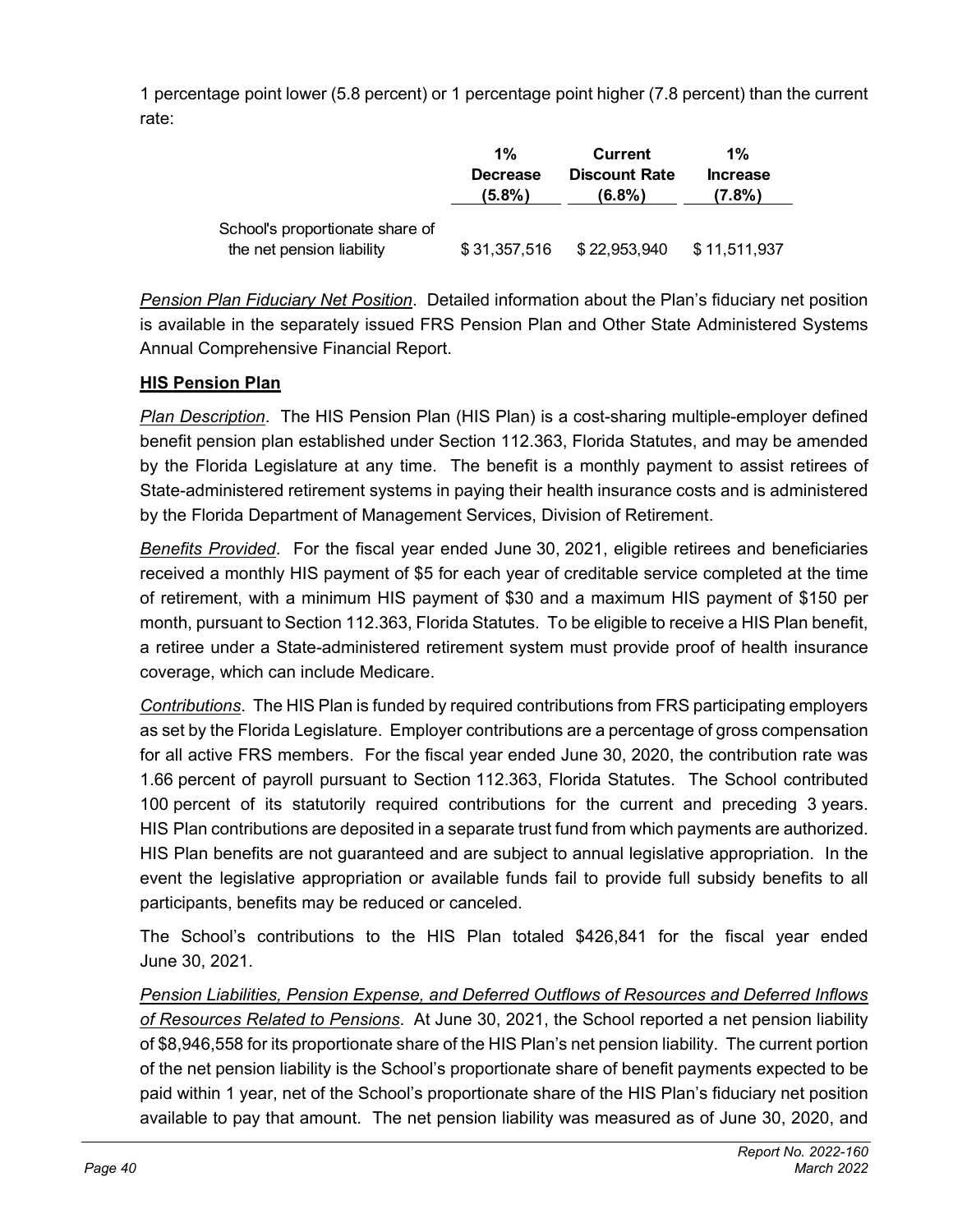1 percentage point lower (5.8 percent) or 1 percentage point higher (7.8 percent) than the current rate:

| | 1% Decrease (5.8%) | Current Discount Rate (6.8%) | 1% Increase (7.8%) |
|---|---|---|---|
| School's proportionate share of the net pension liability | $ 31,357,516 | $ 22,953,940 | $ 11,511,937 |

*Pension Plan Fiduciary Net Position*. Detailed information about the Plan's fiduciary net position is available in the separately issued FRS Pension Plan and Other State Administered Systems Annual Comprehensive Financial Report.

**HIS Pension Plan**

*Plan Description*. The HIS Pension Plan (HIS Plan) is a cost-sharing multiple-employer defined benefit pension plan established under Section 112.363, Florida Statutes, and may be amended by the Florida Legislature at any time. The benefit is a monthly payment to assist retirees of State-administered retirement systems in paying their health insurance costs and is administered by the Florida Department of Management Services, Division of Retirement.

*Benefits Provided*. For the fiscal year ended June 30, 2021, eligible retirees and beneficiaries received a monthly HIS payment of $5 for each year of creditable service completed at the time of retirement, with a minimum HIS payment of $30 and a maximum HIS payment of $150 per month, pursuant to Section 112.363, Florida Statutes. To be eligible to receive a HIS Plan benefit, a retiree under a State-administered retirement system must provide proof of health insurance coverage, which can include Medicare.

*Contributions*. The HIS Plan is funded by required contributions from FRS participating employers as set by the Florida Legislature. Employer contributions are a percentage of gross compensation for all active FRS members. For the fiscal year ended June 30, 2020, the contribution rate was 1.66 percent of payroll pursuant to Section 112.363, Florida Statutes. The School contributed 100 percent of its statutorily required contributions for the current and preceding 3 years. HIS Plan contributions are deposited in a separate trust fund from which payments are authorized. HIS Plan benefits are not guaranteed and are subject to annual legislative appropriation. In the event the legislative appropriation or available funds fail to provide full subsidy benefits to all participants, benefits may be reduced or canceled.

The School's contributions to the HIS Plan totaled $426,841 for the fiscal year ended June 30, 2021.

*Pension Liabilities, Pension Expense, and Deferred Outflows of Resources and Deferred Inflows of Resources Related to Pensions*. At June 30, 2021, the School reported a net pension liability of $8,946,558 for its proportionate share of the HIS Plan's net pension liability. The current portion of the net pension liability is the School's proportionate share of benefit payments expected to be paid within 1 year, net of the School's proportionate share of the HIS Plan's fiduciary net position available to pay that amount. The net pension liability was measured as of June 30, 2020, and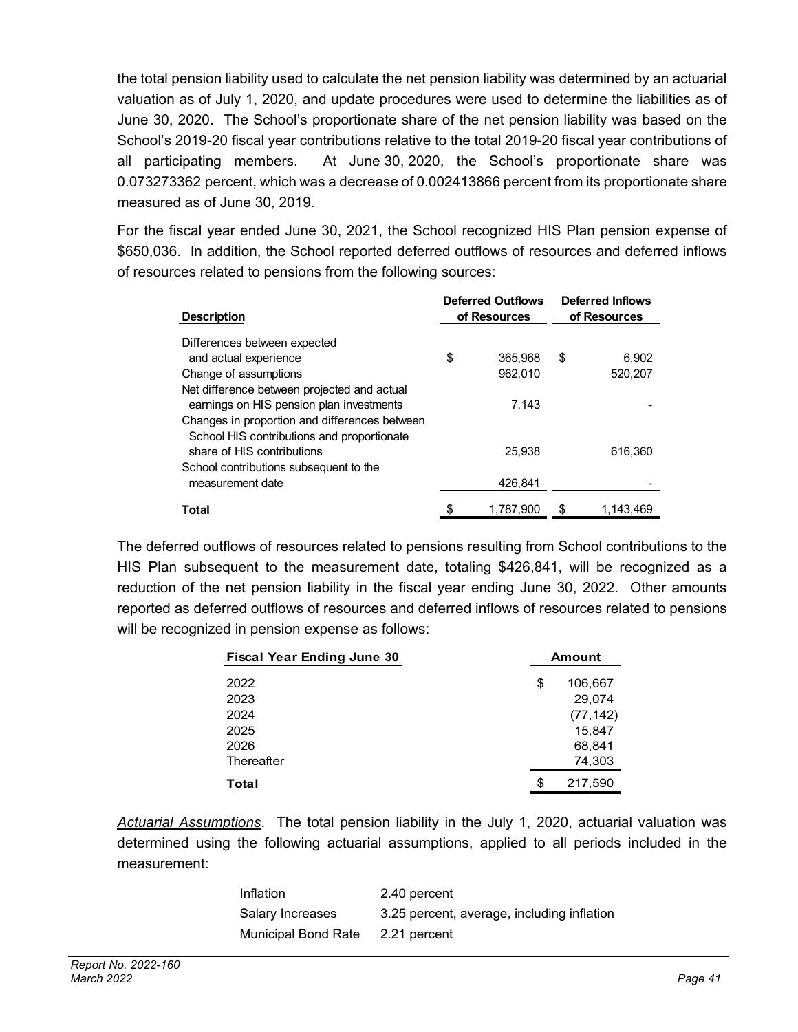the total pension liability used to calculate the net pension liability was determined by an actuarial valuation as of July 1, 2020, and update procedures were used to determine the liabilities as of June 30, 2020. The School's proportionate share of the net pension liability was based on the School's 2019-20 fiscal year contributions relative to the total 2019-20 fiscal year contributions of all participating members. At June 30, 2020, the School's proportionate share was 0.073273362 percent, which was a decrease of 0.002413866 percent from its proportionate share measured as of June 30, 2019.

For the fiscal year ended June 30, 2021, the School recognized HIS Plan pension expense of $650,036. In addition, the School reported deferred outflows of resources and deferred inflows of resources related to pensions from the following sources:

| Description | Deferred Outflows of Resources | Deferred Inflows of Resources |
|---|---|---|
| Differences between expected and actual experience | $ 365,968 | $ 6,902 |
| Change of assumptions | 962,010 | 520,207 |
| Net difference between projected and actual earnings on HIS pension plan investments | 7,143 | - |
| Changes in proportion and differences between School HIS contributions and proportionate share of HIS contributions | 25,938 | 616,360 |
| School contributions subsequent to the measurement date | 426,841 | - |
| **Total** | $ 1,787,900 | $ 1,143,469 |

The deferred outflows of resources related to pensions resulting from School contributions to the HIS Plan subsequent to the measurement date, totaling $426,841, will be recognized as a reduction of the net pension liability in the fiscal year ending June 30, 2022. Other amounts reported as deferred outflows of resources and deferred inflows of resources related to pensions will be recognized in pension expense as follows:

| Fiscal Year Ending June 30 | Amount |
|---|---|
| 2022 | $ 106,667 |
| 2023 | 29,074 |
| 2024 | (77,142) |
| 2025 | 15,847 |
| 2026 | 68,841 |
| Thereafter | 74,303 |
| **Total** | $ 217,590 |

*Actuarial Assumptions*. The total pension liability in the July 1, 2020, actuarial valuation was determined using the following actuarial assumptions, applied to all periods included in the measurement:

| | |
|---|---|
| Inflation | 2.40 percent |
| Salary Increases | 3.25 percent, average, including inflation |
| Municipal Bond Rate | 2.21 percent |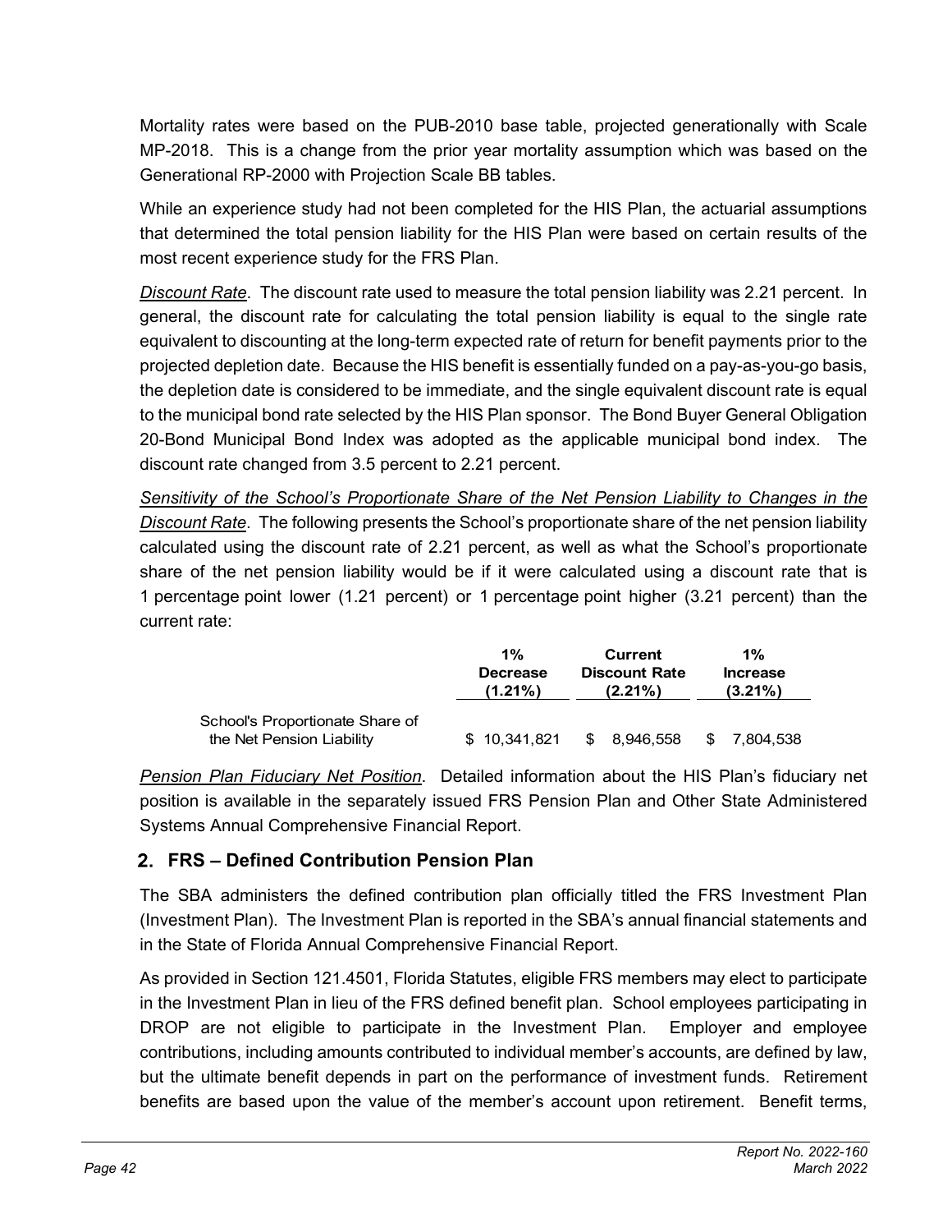Mortality rates were based on the PUB-2010 base table, projected generationally with Scale MP-2018. This is a change from the prior year mortality assumption which was based on the Generational RP-2000 with Projection Scale BB tables.

While an experience study had not been completed for the HIS Plan, the actuarial assumptions that determined the total pension liability for the HIS Plan were based on certain results of the most recent experience study for the FRS Plan.

*Discount Rate*. The discount rate used to measure the total pension liability was 2.21 percent. In general, the discount rate for calculating the total pension liability is equal to the single rate equivalent to discounting at the long-term expected rate of return for benefit payments prior to the projected depletion date. Because the HIS benefit is essentially funded on a pay-as-you-go basis, the depletion date is considered to be immediate, and the single equivalent discount rate is equal to the municipal bond rate selected by the HIS Plan sponsor. The Bond Buyer General Obligation 20-Bond Municipal Bond Index was adopted as the applicable municipal bond index. The discount rate changed from 3.5 percent to 2.21 percent.

*Sensitivity of the School's Proportionate Share of the Net Pension Liability to Changes in the Discount Rate*. The following presents the School's proportionate share of the net pension liability calculated using the discount rate of 2.21 percent, as well as what the School's proportionate share of the net pension liability would be if it were calculated using a discount rate that is 1 percentage point lower (1.21 percent) or 1 percentage point higher (3.21 percent) than the current rate:

| | 1% Decrease (1.21%) | Current Discount Rate (2.21%) | 1% Increase (3.21%) |
|---|---|---|---|
| School's Proportionate Share of the Net Pension Liability | $ 10,341,821 | $ 8,946,558 | $ 7,804,538 |

*Pension Plan Fiduciary Net Position*. Detailed information about the HIS Plan's fiduciary net position is available in the separately issued FRS Pension Plan and Other State Administered Systems Annual Comprehensive Financial Report.

## 2. FRS – Defined Contribution Pension Plan

The SBA administers the defined contribution plan officially titled the FRS Investment Plan (Investment Plan). The Investment Plan is reported in the SBA's annual financial statements and in the State of Florida Annual Comprehensive Financial Report.

As provided in Section 121.4501, Florida Statutes, eligible FRS members may elect to participate in the Investment Plan in lieu of the FRS defined benefit plan. School employees participating in DROP are not eligible to participate in the Investment Plan. Employer and employee contributions, including amounts contributed to individual member's accounts, are defined by law, but the ultimate benefit depends in part on the performance of investment funds. Retirement benefits are based upon the value of the member's account upon retirement. Benefit terms,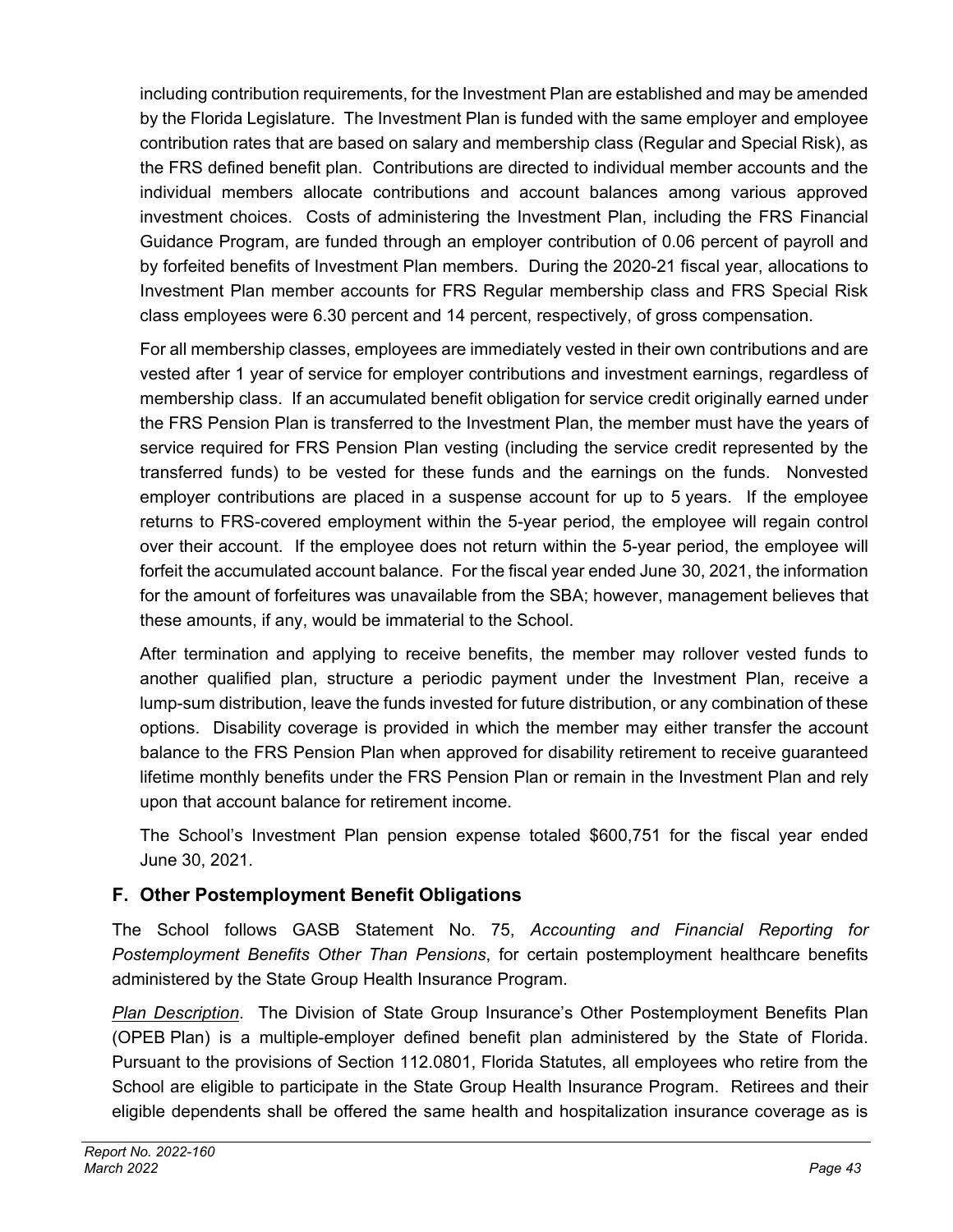including contribution requirements, for the Investment Plan are established and may be amended by the Florida Legislature. The Investment Plan is funded with the same employer and employee contribution rates that are based on salary and membership class (Regular and Special Risk), as the FRS defined benefit plan. Contributions are directed to individual member accounts and the individual members allocate contributions and account balances among various approved investment choices. Costs of administering the Investment Plan, including the FRS Financial Guidance Program, are funded through an employer contribution of 0.06 percent of payroll and by forfeited benefits of Investment Plan members. During the 2020-21 fiscal year, allocations to Investment Plan member accounts for FRS Regular membership class and FRS Special Risk class employees were 6.30 percent and 14 percent, respectively, of gross compensation.

For all membership classes, employees are immediately vested in their own contributions and are vested after 1 year of service for employer contributions and investment earnings, regardless of membership class. If an accumulated benefit obligation for service credit originally earned under the FRS Pension Plan is transferred to the Investment Plan, the member must have the years of service required for FRS Pension Plan vesting (including the service credit represented by the transferred funds) to be vested for these funds and the earnings on the funds. Nonvested employer contributions are placed in a suspense account for up to 5 years. If the employee returns to FRS-covered employment within the 5-year period, the employee will regain control over their account. If the employee does not return within the 5-year period, the employee will forfeit the accumulated account balance. For the fiscal year ended June 30, 2021, the information for the amount of forfeitures was unavailable from the SBA; however, management believes that these amounts, if any, would be immaterial to the School.

After termination and applying to receive benefits, the member may rollover vested funds to another qualified plan, structure a periodic payment under the Investment Plan, receive a lump-sum distribution, leave the funds invested for future distribution, or any combination of these options. Disability coverage is provided in which the member may either transfer the account balance to the FRS Pension Plan when approved for disability retirement to receive guaranteed lifetime monthly benefits under the FRS Pension Plan or remain in the Investment Plan and rely upon that account balance for retirement income.

The School's Investment Plan pension expense totaled $600,751 for the fiscal year ended June 30, 2021.

## F. Other Postemployment Benefit Obligations

The School follows GASB Statement No. 75, *Accounting and Financial Reporting for Postemployment Benefits Other Than Pensions*, for certain postemployment healthcare benefits administered by the State Group Health Insurance Program.

*Plan Description*. The Division of State Group Insurance's Other Postemployment Benefits Plan (OPEB Plan) is a multiple-employer defined benefit plan administered by the State of Florida. Pursuant to the provisions of Section 112.0801, Florida Statutes, all employees who retire from the School are eligible to participate in the State Group Health Insurance Program. Retirees and their eligible dependents shall be offered the same health and hospitalization insurance coverage as is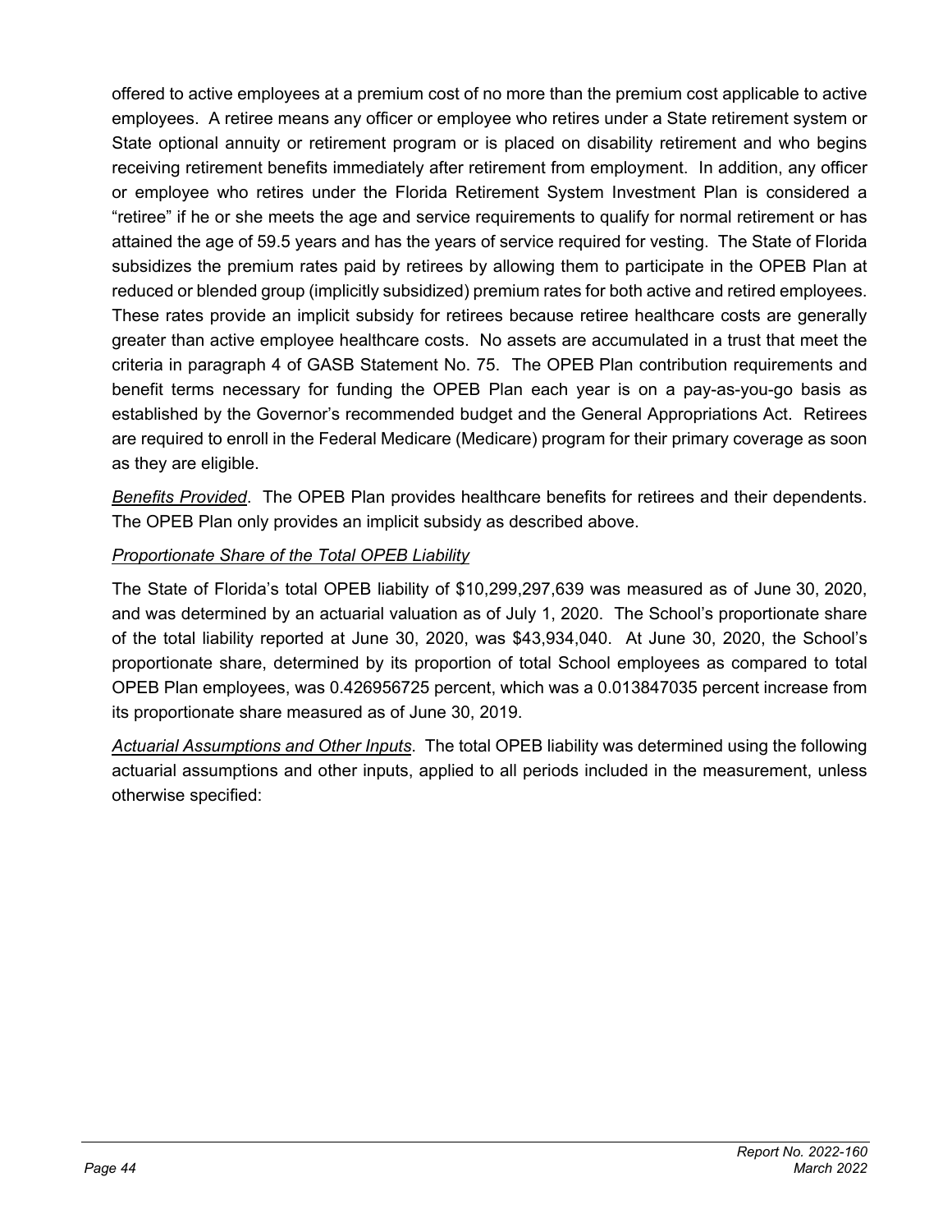offered to active employees at a premium cost of no more than the premium cost applicable to active employees. A retiree means any officer or employee who retires under a State retirement system or State optional annuity or retirement program or is placed on disability retirement and who begins receiving retirement benefits immediately after retirement from employment. In addition, any officer or employee who retires under the Florida Retirement System Investment Plan is considered a "retiree" if he or she meets the age and service requirements to qualify for normal retirement or has attained the age of 59.5 years and has the years of service required for vesting. The State of Florida subsidizes the premium rates paid by retirees by allowing them to participate in the OPEB Plan at reduced or blended group (implicitly subsidized) premium rates for both active and retired employees. These rates provide an implicit subsidy for retirees because retiree healthcare costs are generally greater than active employee healthcare costs. No assets are accumulated in a trust that meet the criteria in paragraph 4 of GASB Statement No. 75. The OPEB Plan contribution requirements and benefit terms necessary for funding the OPEB Plan each year is on a pay-as-you-go basis as established by the Governor's recommended budget and the General Appropriations Act. Retirees are required to enroll in the Federal Medicare (Medicare) program for their primary coverage as soon as they are eligible.

*Benefits Provided*. The OPEB Plan provides healthcare benefits for retirees and their dependents. The OPEB Plan only provides an implicit subsidy as described above.

*Proportionate Share of the Total OPEB Liability*

The State of Florida's total OPEB liability of $10,299,297,639 was measured as of June 30, 2020, and was determined by an actuarial valuation as of July 1, 2020. The School's proportionate share of the total liability reported at June 30, 2020, was $43,934,040. At June 30, 2020, the School's proportionate share, determined by its proportion of total School employees as compared to total OPEB Plan employees, was 0.426956725 percent, which was a 0.013847035 percent increase from its proportionate share measured as of June 30, 2019.

*Actuarial Assumptions and Other Inputs*. The total OPEB liability was determined using the following actuarial assumptions and other inputs, applied to all periods included in the measurement, unless otherwise specified: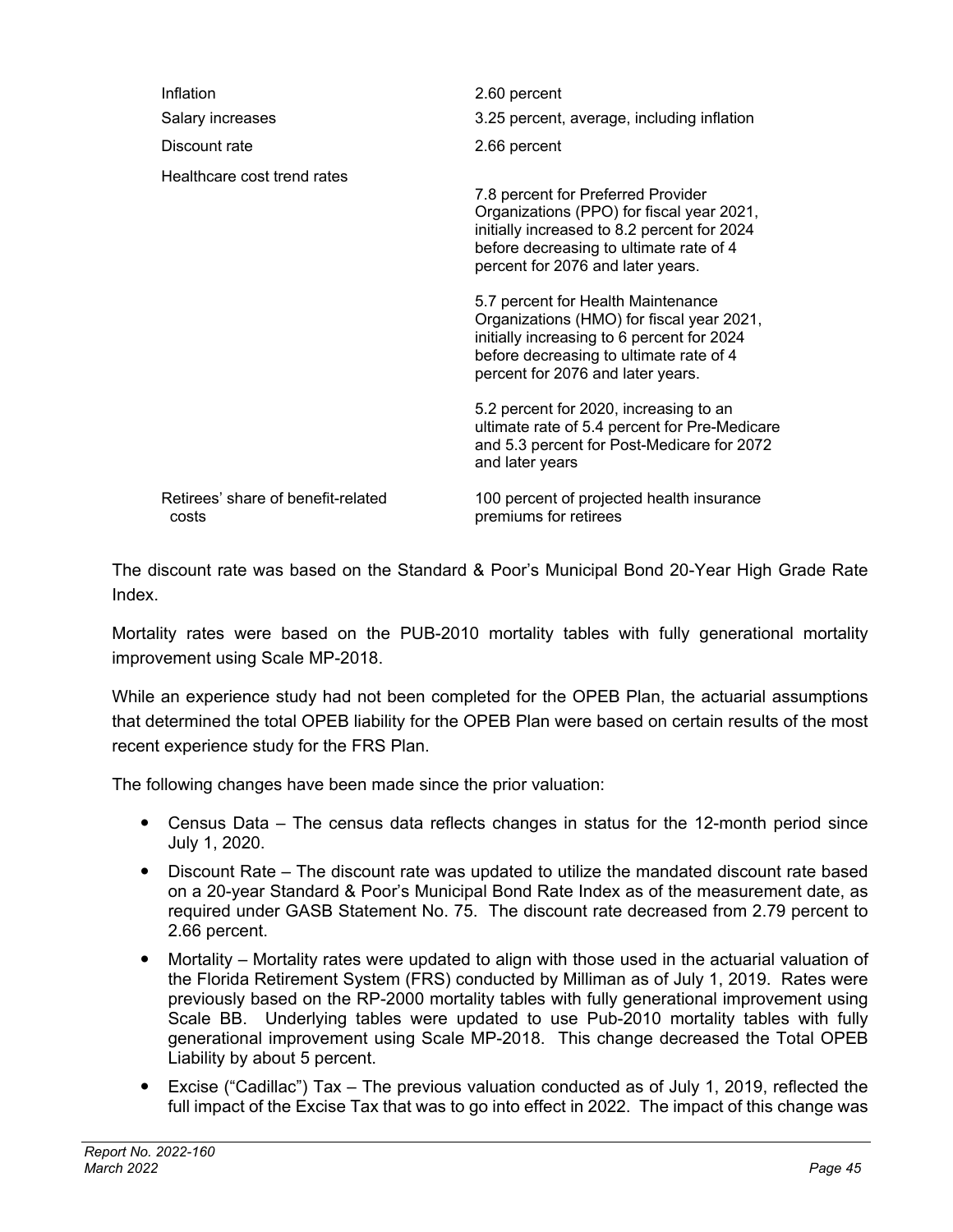| | |
|---|---|
| Inflation | 2.60 percent |
| Salary increases | 3.25 percent, average, including inflation |
| Discount rate | 2.66 percent |
| Healthcare cost trend rates | 7.8 percent for Preferred Provider Organizations (PPO) for fiscal year 2021, initially increased to 8.2 percent for 2024 before decreasing to ultimate rate of 4 percent for 2076 and later years.<br><br>5.7 percent for Health Maintenance Organizations (HMO) for fiscal year 2021, initially increasing to 6 percent for 2024 before decreasing to ultimate rate of 4 percent for 2076 and later years.<br><br>5.2 percent for 2020, increasing to an ultimate rate of 5.4 percent for Pre-Medicare and 5.3 percent for Post-Medicare for 2072 and later years |
| Retirees' share of benefit-related costs | 100 percent of projected health insurance premiums for retirees |

The discount rate was based on the Standard & Poor's Municipal Bond 20-Year High Grade Rate Index.

Mortality rates were based on the PUB-2010 mortality tables with fully generational mortality improvement using Scale MP-2018.

While an experience study had not been completed for the OPEB Plan, the actuarial assumptions that determined the total OPEB liability for the OPEB Plan were based on certain results of the most recent experience study for the FRS Plan.

The following changes have been made since the prior valuation:

- Census Data – The census data reflects changes in status for the 12-month period since July 1, 2020.
- Discount Rate – The discount rate was updated to utilize the mandated discount rate based on a 20-year Standard & Poor's Municipal Bond Rate Index as of the measurement date, as required under GASB Statement No. 75. The discount rate decreased from 2.79 percent to 2.66 percent.
- Mortality – Mortality rates were updated to align with those used in the actuarial valuation of the Florida Retirement System (FRS) conducted by Milliman as of July 1, 2019. Rates were previously based on the RP-2000 mortality tables with fully generational improvement using Scale BB. Underlying tables were updated to use Pub-2010 mortality tables with fully generational improvement using Scale MP-2018. This change decreased the Total OPEB Liability by about 5 percent.
- Excise ("Cadillac") Tax – The previous valuation conducted as of July 1, 2019, reflected the full impact of the Excise Tax that was to go into effect in 2022. The impact of this change was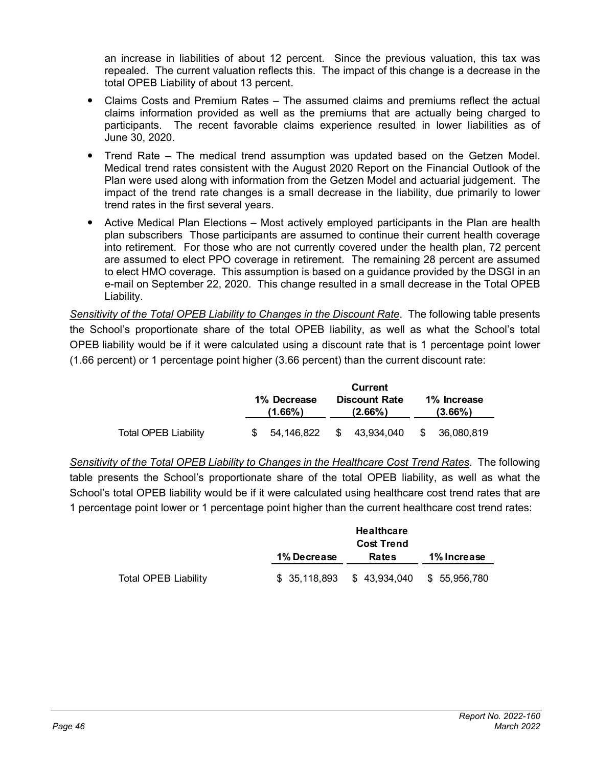an increase in liabilities of about 12 percent. Since the previous valuation, this tax was repealed. The current valuation reflects this. The impact of this change is a decrease in the total OPEB Liability of about 13 percent.

- Claims Costs and Premium Rates – The assumed claims and premiums reflect the actual claims information provided as well as the premiums that are actually being charged to participants. The recent favorable claims experience resulted in lower liabilities as of June 30, 2020.
- Trend Rate – The medical trend assumption was updated based on the Getzen Model. Medical trend rates consistent with the August 2020 Report on the Financial Outlook of the Plan were used along with information from the Getzen Model and actuarial judgement. The impact of the trend rate changes is a small decrease in the liability, due primarily to lower trend rates in the first several years.
- Active Medical Plan Elections – Most actively employed participants in the Plan are health plan subscribers Those participants are assumed to continue their current health coverage into retirement. For those who are not currently covered under the health plan, 72 percent are assumed to elect PPO coverage in retirement. The remaining 28 percent are assumed to elect HMO coverage. This assumption is based on a guidance provided by the DSGI in an e-mail on September 22, 2020. This change resulted in a small decrease in the Total OPEB Liability.

*Sensitivity of the Total OPEB Liability to Changes in the Discount Rate*. The following table presents the School's proportionate share of the total OPEB liability, as well as what the School's total OPEB liability would be if it were calculated using a discount rate that is 1 percentage point lower (1.66 percent) or 1 percentage point higher (3.66 percent) than the current discount rate:

| | 1% Decrease (1.66%) | Current Discount Rate (2.66%) | 1% Increase (3.66%) |
|---|---|---|---|
| Total OPEB Liability | $ 54,146,822 | $ 43,934,040 | $ 36,080,819 |

*Sensitivity of the Total OPEB Liability to Changes in the Healthcare Cost Trend Rates*. The following table presents the School's proportionate share of the total OPEB liability, as well as what the School's total OPEB liability would be if it were calculated using healthcare cost trend rates that are 1 percentage point lower or 1 percentage point higher than the current healthcare cost trend rates:

| | 1% Decrease | Healthcare Cost Trend Rates | 1% Increase |
|---|---|---|---|
| Total OPEB Liability | $ 35,118,893 | $ 43,934,040 | $ 55,956,780 |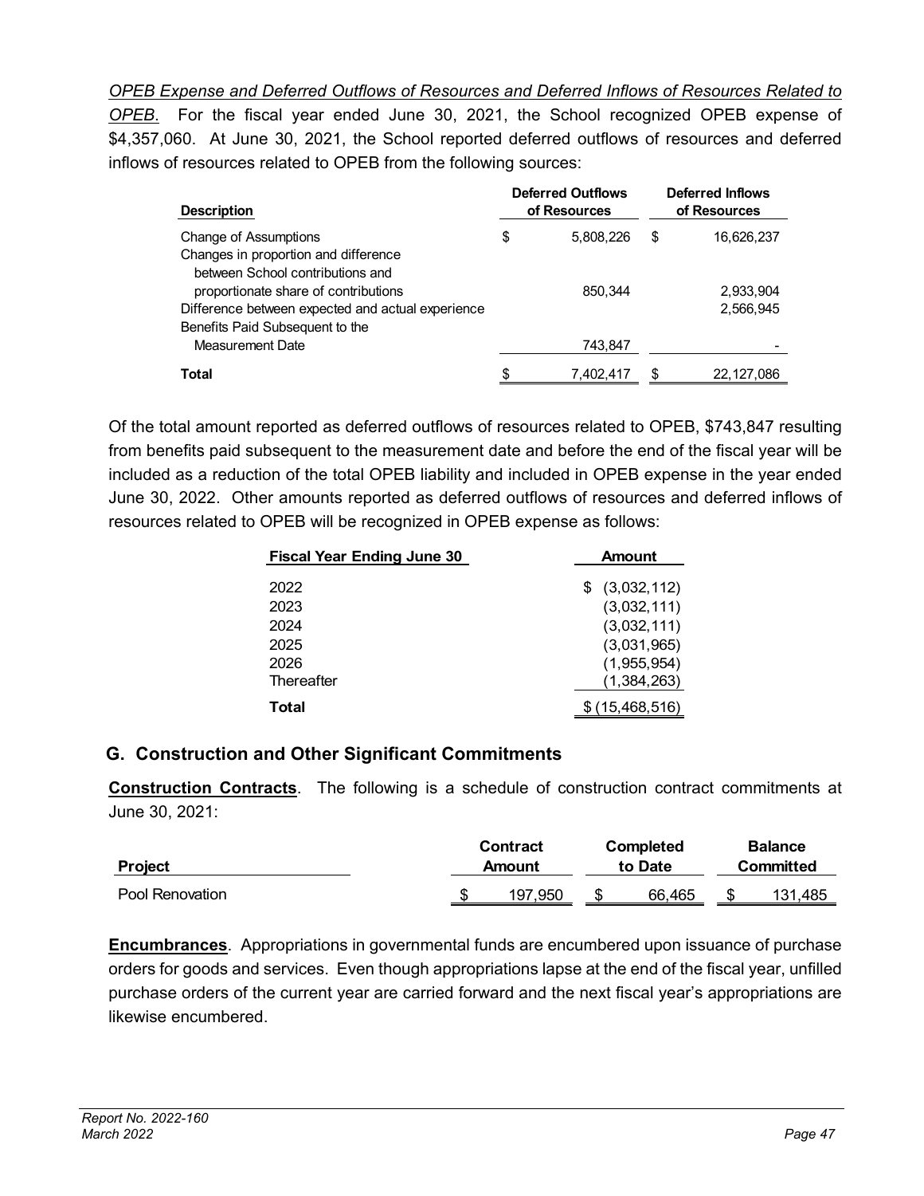*OPEB Expense and Deferred Outflows of Resources and Deferred Inflows of Resources Related to OPEB.* For the fiscal year ended June 30, 2021, the School recognized OPEB expense of \$4,357,060. At June 30, 2021, the School reported deferred outflows of resources and deferred inflows of resources related to OPEB from the following sources:

| Description | Deferred Outflows of Resources | Deferred Inflows of Resources |
|---|---|---|
| Change of Assumptions | $ 5,808,226 | $ 16,626,237 |
| Changes in proportion and difference between School contributions and proportionate share of contributions | 850,344 | 2,933,904 |
| Difference between expected and actual experience | | 2,566,945 |
| Benefits Paid Subsequent to the Measurement Date | 743,847 | - |
| **Total** | $ 7,402,417 | $ 22,127,086 |

Of the total amount reported as deferred outflows of resources related to OPEB, \$743,847 resulting from benefits paid subsequent to the measurement date and before the end of the fiscal year will be included as a reduction of the total OPEB liability and included in OPEB expense in the year ended June 30, 2022. Other amounts reported as deferred outflows of resources and deferred inflows of resources related to OPEB will be recognized in OPEB expense as follows:

| Fiscal Year Ending June 30 | Amount |
|---|---|
| 2022 | $ (3,032,112) |
| 2023 | (3,032,111) |
| 2024 | (3,032,111) |
| 2025 | (3,031,965) |
| 2026 | (1,955,954) |
| Thereafter | (1,384,263) |
| **Total** | $ (15,468,516) |

## G. Construction and Other Significant Commitments

**Construction Contracts**. The following is a schedule of construction contract commitments at June 30, 2021:

| Project | Contract Amount | Completed to Date | Balance Committed |
|---|---|---|---|
| Pool Renovation | $ 197,950 | $ 66,465 | $ 131,485 |

**Encumbrances**. Appropriations in governmental funds are encumbered upon issuance of purchase orders for goods and services. Even though appropriations lapse at the end of the fiscal year, unfilled purchase orders of the current year are carried forward and the next fiscal year's appropriations are likewise encumbered.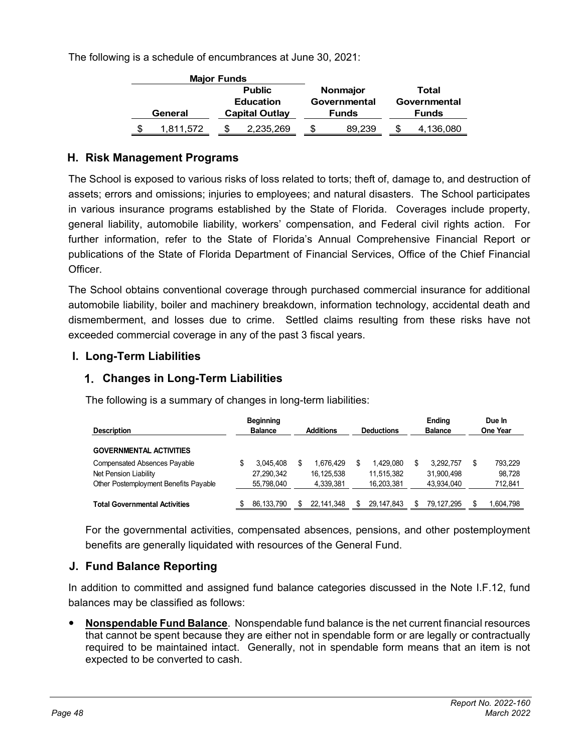The following is a schedule of encumbrances at June 30, 2021:

| Major Funds | | Nonmajor Governmental Funds | Total Governmental Funds |
|---|---|---|---|
| General | Public Education Capital Outlay | | |
| $ 1,811,572 | $ 2,235,269 | $ 89,239 | $ 4,136,080 |

## H. Risk Management Programs

The School is exposed to various risks of loss related to torts; theft of, damage to, and destruction of assets; errors and omissions; injuries to employees; and natural disasters. The School participates in various insurance programs established by the State of Florida. Coverages include property, general liability, automobile liability, workers' compensation, and Federal civil rights action. For further information, refer to the State of Florida's Annual Comprehensive Financial Report or publications of the State of Florida Department of Financial Services, Office of the Chief Financial Officer.

The School obtains conventional coverage through purchased commercial insurance for additional automobile liability, boiler and machinery breakdown, information technology, accidental death and dismemberment, and losses due to crime. Settled claims resulting from these risks have not exceeded commercial coverage in any of the past 3 fiscal years.

## I. Long-Term Liabilities

### 1. Changes in Long-Term Liabilities

The following is a summary of changes in long-term liabilities:

| Description | Beginning Balance | Additions | Deductions | Ending Balance | Due In One Year |
|---|---|---|---|---|---|
| **GOVERNMENTAL ACTIVITIES** | | | | | |
| Compensated Absences Payable | $ 3,045,408 | $ 1,676,429 | $ 1,429,080 | $ 3,292,757 | $ 793,229 |
| Net Pension Liability | 27,290,342 | 16,125,538 | 11,515,382 | 31,900,498 | 98,728 |
| Other Postemployment Benefits Payable | 55,798,040 | 4,339,381 | 16,203,381 | 43,934,040 | 712,841 |
| **Total Governmental Activities** | $ 86,133,790 | $ 22,141,348 | $ 29,147,843 | $ 79,127,295 | $ 1,604,798 |

For the governmental activities, compensated absences, pensions, and other postemployment benefits are generally liquidated with resources of the General Fund.

## J. Fund Balance Reporting

In addition to committed and assigned fund balance categories discussed in the Note I.F.12, fund balances may be classified as follows:

- **Nonspendable Fund Balance**. Nonspendable fund balance is the net current financial resources that cannot be spent because they are either not in spendable form or are legally or contractually required to be maintained intact. Generally, not in spendable form means that an item is not expected to be converted to cash.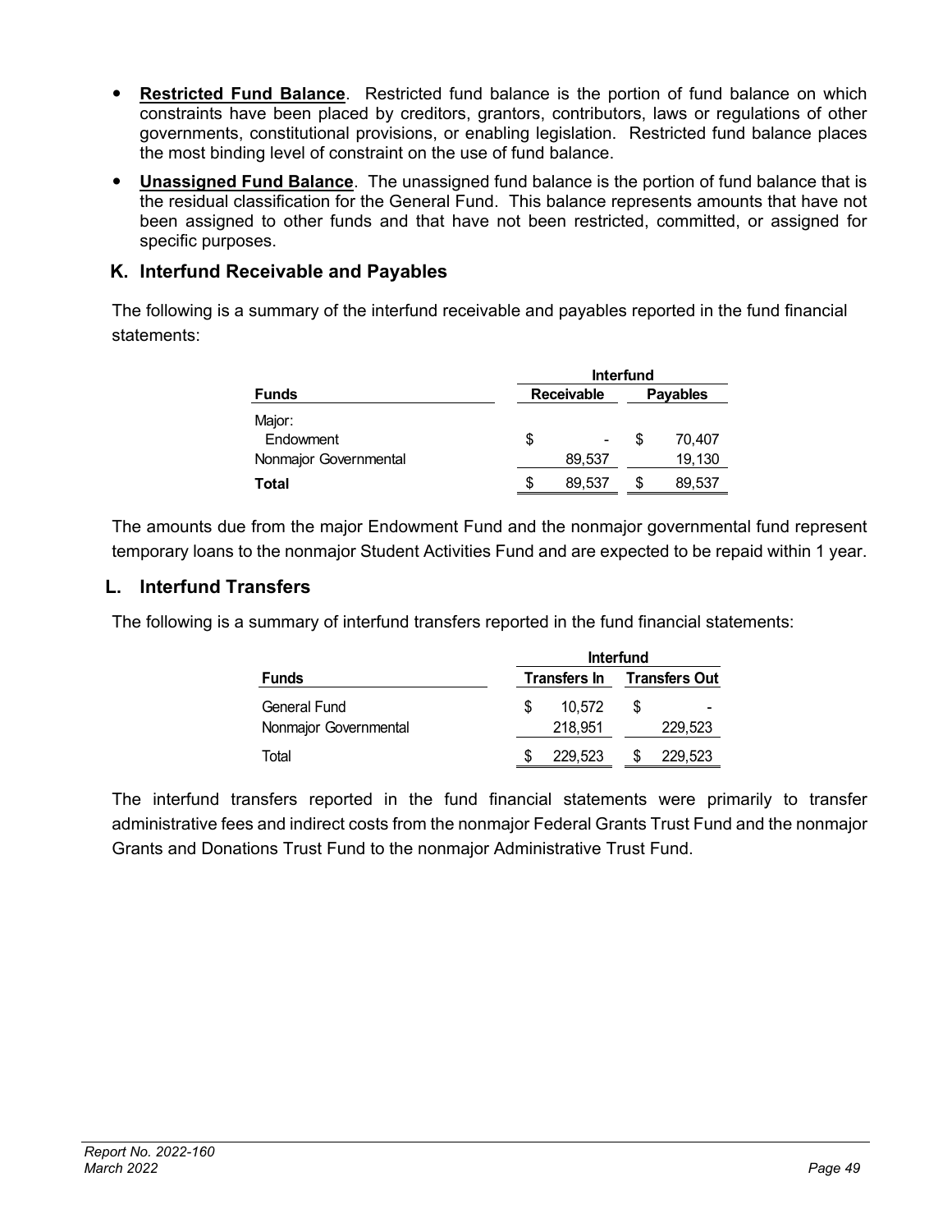- **Restricted Fund Balance**. Restricted fund balance is the portion of fund balance on which constraints have been placed by creditors, grantors, contributors, laws or regulations of other governments, constitutional provisions, or enabling legislation. Restricted fund balance places the most binding level of constraint on the use of fund balance.
- **Unassigned Fund Balance**. The unassigned fund balance is the portion of fund balance that is the residual classification for the General Fund. This balance represents amounts that have not been assigned to other funds and that have not been restricted, committed, or assigned for specific purposes.

## K. Interfund Receivable and Payables

The following is a summary of the interfund receivable and payables reported in the fund financial statements:

| | Interfund | |
|---|---|---|
| **Funds** | **Receivable** | **Payables** |
| Major: | | |
| Endowment | $ - | $ 70,407 |
| Nonmajor Governmental | 89,537 | 19,130 |
| **Total** | $ 89,537 | $ 89,537 |

The amounts due from the major Endowment Fund and the nonmajor governmental fund represent temporary loans to the nonmajor Student Activities Fund and are expected to be repaid within 1 year.

## L. Interfund Transfers

The following is a summary of interfund transfers reported in the fund financial statements:

| | Interfund | |
|---|---|---|
| **Funds** | **Transfers In** | **Transfers Out** |
| General Fund | $ 10,572 | $ - |
| Nonmajor Governmental | 218,951 | 229,523 |
| Total | $ 229,523 | $ 229,523 |

The interfund transfers reported in the fund financial statements were primarily to transfer administrative fees and indirect costs from the nonmajor Federal Grants Trust Fund and the nonmajor Grants and Donations Trust Fund to the nonmajor Administrative Trust Fund.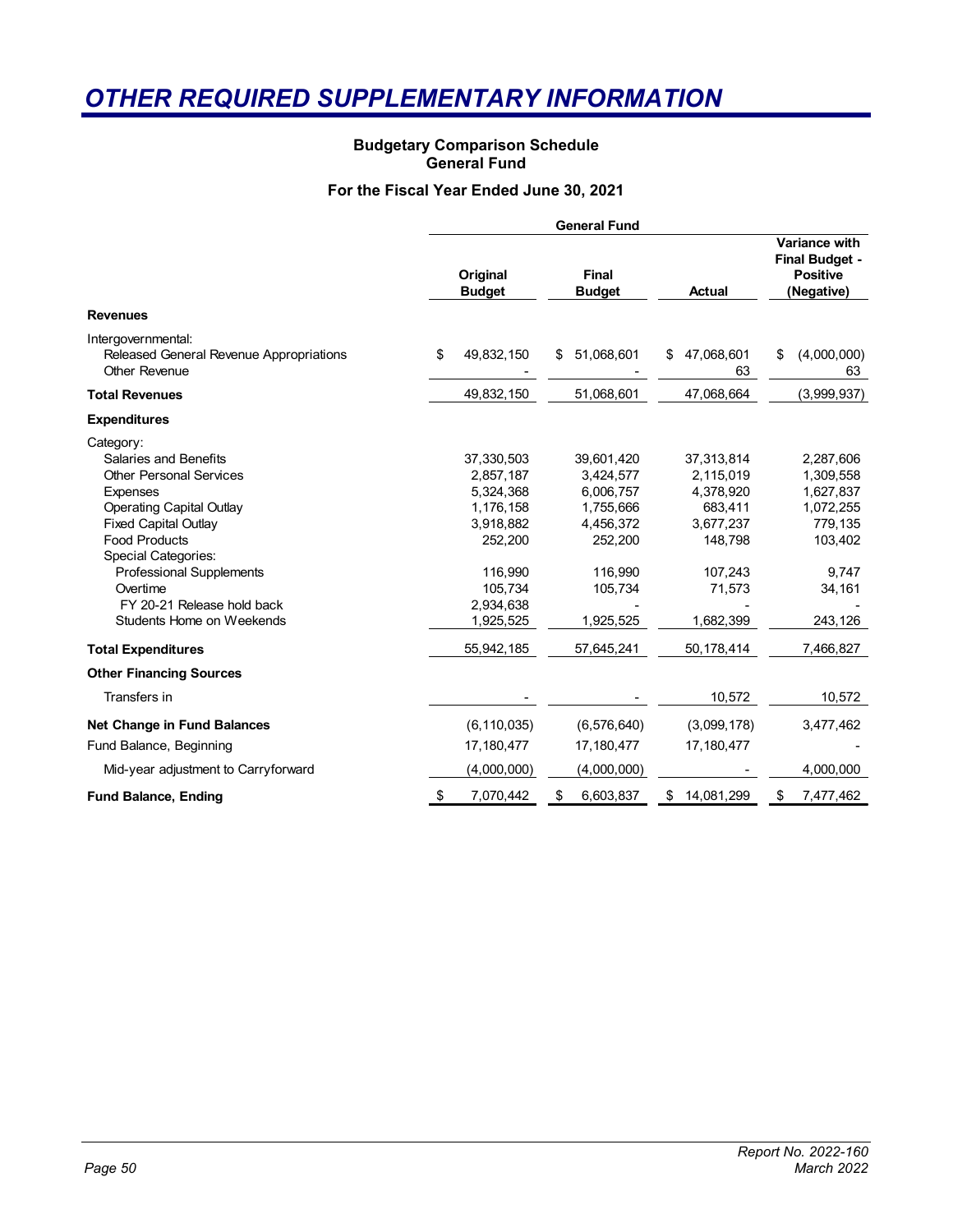# *OTHER REQUIRED SUPPLEMENTARY INFORMATION*

**Budgetary Comparison Schedule**
**General Fund**

**For the Fiscal Year Ended June 30, 2021**

| | General Fund | | | |
|---|---|---|---|---|
| | **Original Budget** | **Final Budget** | **Actual** | **Variance with Final Budget - Positive (Negative)** |
| **Revenues** | | | | |
| Intergovernmental: | | | | |
| Released General Revenue Appropriations | $ 49,832,150 | $ 51,068,601 | $ 47,068,601 | $ (4,000,000) |
| Other Revenue | - | - | 63 | 63 |
| **Total Revenues** | 49,832,150 | 51,068,601 | 47,068,664 | (3,999,937) |
| **Expenditures** | | | | |
| Category: | | | | |
| Salaries and Benefits | 37,330,503 | 39,601,420 | 37,313,814 | 2,287,606 |
| Other Personal Services | 2,857,187 | 3,424,577 | 2,115,019 | 1,309,558 |
| Expenses | 5,324,368 | 6,006,757 | 4,378,920 | 1,627,837 |
| Operating Capital Outlay | 1,176,158 | 1,755,666 | 683,411 | 1,072,255 |
| Fixed Capital Outlay | 3,918,882 | 4,456,372 | 3,677,237 | 779,135 |
| Food Products | 252,200 | 252,200 | 148,798 | 103,402 |
| Special Categories: | | | | |
| Professional Supplements | 116,990 | 116,990 | 107,243 | 9,747 |
| Overtime | 105,734 | 105,734 | 71,573 | 34,161 |
| FY 20-21 Release hold back | 2,934,638 | - | - | - |
| Students Home on Weekends | 1,925,525 | 1,925,525 | 1,682,399 | 243,126 |
| **Total Expenditures** | 55,942,185 | 57,645,241 | 50,178,414 | 7,466,827 |
| **Other Financing Sources** | | | | |
| Transfers in | - | - | 10,572 | 10,572 |
| **Net Change in Fund Balances** | (6,110,035) | (6,576,640) | (3,099,178) | 3,477,462 |
| Fund Balance, Beginning | 17,180,477 | 17,180,477 | 17,180,477 | - |
| Mid-year adjustment to Carryforward | (4,000,000) | (4,000,000) | - | 4,000,000 |
| **Fund Balance, Ending** | $ 7,070,442 | $ 6,603,837 | $ 14,081,299 | $ 7,477,462 |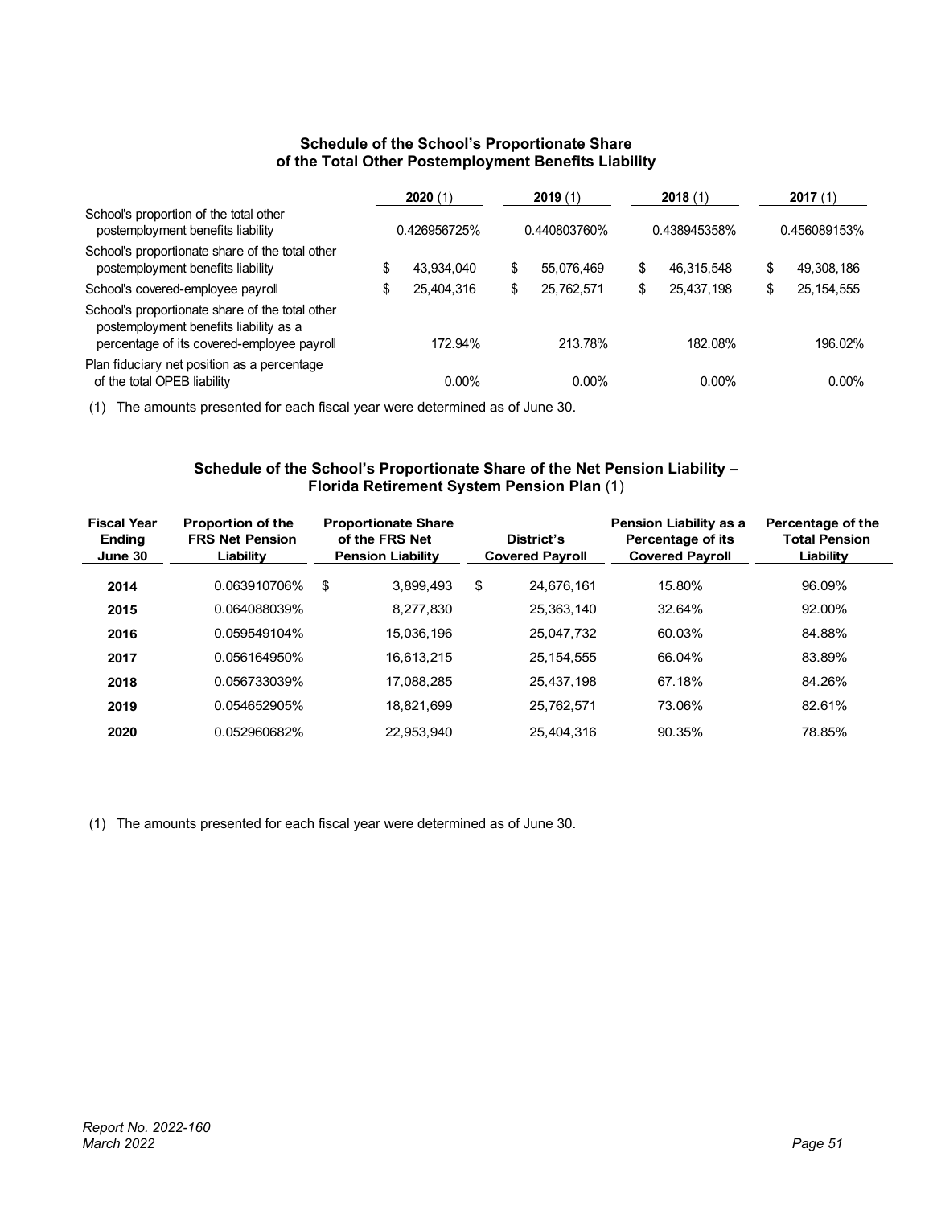### Schedule of the School's Proportionate Share of the Total Other Postemployment Benefits Liability

| | 2020 (1) | 2019 (1) | 2018 (1) | 2017 (1) |
|---|---|---|---|---|
| School's proportion of the total other postemployment benefits liability | 0.426956725% | 0.440803760% | 0.438945358% | 0.456089153% |
| School's proportionate share of the total other postemployment benefits liability | $ 43,934,040 | $ 55,076,469 | $ 46,315,548 | $ 49,308,186 |
| School's covered-employee payroll | $ 25,404,316 | $ 25,762,571 | $ 25,437,198 | $ 25,154,555 |
| School's proportionate share of the total other postemployment benefits liability as a percentage of its covered-employee payroll | 172.94% | 213.78% | 182.08% | 196.02% |
| Plan fiduciary net position as a percentage of the total OPEB liability | 0.00% | 0.00% | 0.00% | 0.00% |

(1) The amounts presented for each fiscal year were determined as of June 30.

### Schedule of the School's Proportionate Share of the Net Pension Liability – Florida Retirement System Pension Plan (1)

| Fiscal Year Ending June 30 | Proportion of the FRS Net Pension Liability | Proportionate Share of the FRS Net Pension Liability | District's Covered Payroll | Pension Liability as a Percentage of its Covered Payroll | Percentage of the Total Pension Liability |
|---|---|---|---|---|---|
| **2014** | 0.063910706% | $ 3,899,493 | $ 24,676,161 | 15.80% | 96.09% |
| **2015** | 0.064088039% | 8,277,830 | 25,363,140 | 32.64% | 92.00% |
| **2016** | 0.059549104% | 15,036,196 | 25,047,732 | 60.03% | 84.88% |
| **2017** | 0.056164950% | 16,613,215 | 25,154,555 | 66.04% | 83.89% |
| **2018** | 0.056733039% | 17,088,285 | 25,437,198 | 67.18% | 84.26% |
| **2019** | 0.054652905% | 18,821,699 | 25,762,571 | 73.06% | 82.61% |
| **2020** | 0.052960682% | 22,953,940 | 25,404,316 | 90.35% | 78.85% |

(1) The amounts presented for each fiscal year were determined as of June 30.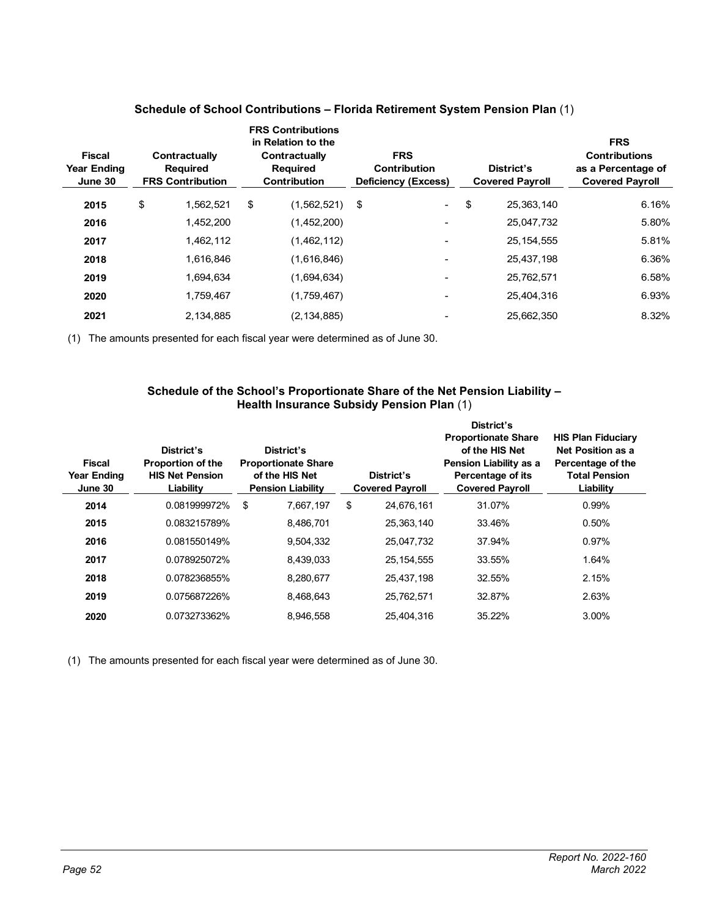### Schedule of School Contributions – Florida Retirement System Pension Plan (1)

| Fiscal Year Ending June 30 | Contractually Required FRS Contribution | FRS Contributions in Relation to the Contractually Required Contribution | FRS Contribution Deficiency (Excess) | District's Covered Payroll | FRS Contributions as a Percentage of Covered Payroll |
|---|---|---|---|---|---|
| **2015** | $ 1,562,521 | $ (1,562,521) | $ - | $ 25,363,140 | 6.16% |
| **2016** | 1,452,200 | (1,452,200) | - | 25,047,732 | 5.80% |
| **2017** | 1,462,112 | (1,462,112) | - | 25,154,555 | 5.81% |
| **2018** | 1,616,846 | (1,616,846) | - | 25,437,198 | 6.36% |
| **2019** | 1,694,634 | (1,694,634) | - | 25,762,571 | 6.58% |
| **2020** | 1,759,467 | (1,759,467) | - | 25,404,316 | 6.93% |
| **2021** | 2,134,885 | (2,134,885) | - | 25,662,350 | 8.32% |

(1) The amounts presented for each fiscal year were determined as of June 30.

### Schedule of the School's Proportionate Share of the Net Pension Liability – Health Insurance Subsidy Pension Plan (1)

| Fiscal Year Ending June 30 | District's Proportion of the HIS Net Pension Liability | District's Proportionate Share of the HIS Net Pension Liability | District's Covered Payroll | District's Proportionate Share of the HIS Net Pension Liability as a Percentage of its Covered Payroll | HIS Plan Fiduciary Net Position as a Percentage of the Total Pension Liability |
|---|---|---|---|---|---|
| **2014** | 0.081999972% | $ 7,667,197 | $ 24,676,161 | 31.07% | 0.99% |
| **2015** | 0.083215789% | 8,486,701 | 25,363,140 | 33.46% | 0.50% |
| **2016** | 0.081550149% | 9,504,332 | 25,047,732 | 37.94% | 0.97% |
| **2017** | 0.078925072% | 8,439,033 | 25,154,555 | 33.55% | 1.64% |
| **2018** | 0.078236855% | 8,280,677 | 25,437,198 | 32.55% | 2.15% |
| **2019** | 0.075687226% | 8,468,643 | 25,762,571 | 32.87% | 2.63% |
| **2020** | 0.073273362% | 8,946,558 | 25,404,316 | 35.22% | 3.00% |

(1) The amounts presented for each fiscal year were determined as of June 30.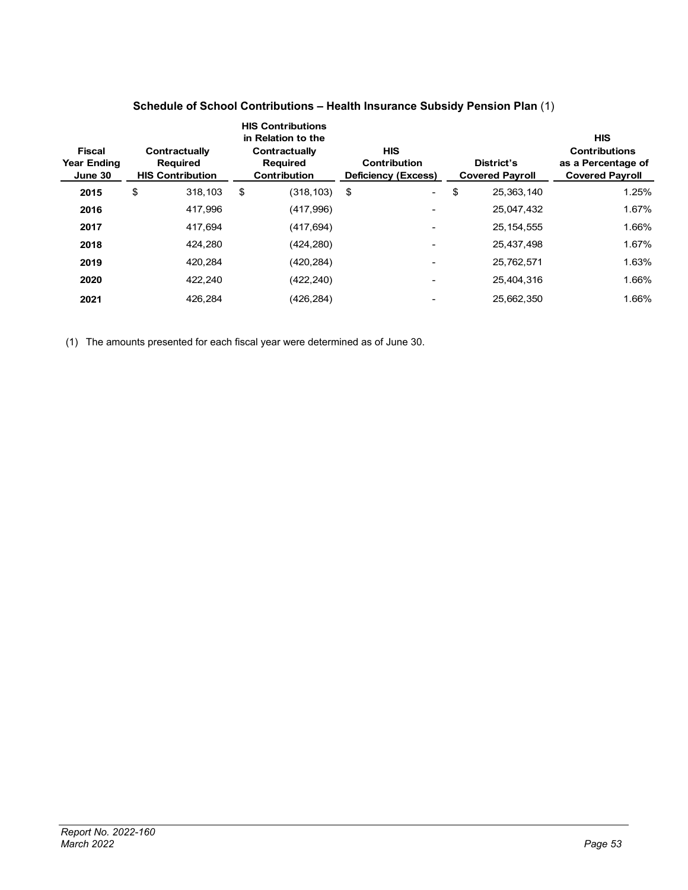**Schedule of School Contributions – Health Insurance Subsidy Pension Plan** (1)

| Fiscal Year Ending June 30 | Contractually Required HIS Contribution | HIS Contributions in Relation to the Contractually Required Contribution | HIS Contribution Deficiency (Excess) | District's Covered Payroll | HIS Contributions as a Percentage of Covered Payroll |
|---|---|---|---|---|---|
| **2015** | $ 318,103 | $ (318,103) | $ - | $ 25,363,140 | 1.25% |
| **2016** | 417,996 | (417,996) | - | 25,047,432 | 1.67% |
| **2017** | 417,694 | (417,694) | - | 25,154,555 | 1.66% |
| **2018** | 424,280 | (424,280) | - | 25,437,498 | 1.67% |
| **2019** | 420,284 | (420,284) | - | 25,762,571 | 1.63% |
| **2020** | 422,240 | (422,240) | - | 25,404,316 | 1.66% |
| **2021** | 426,284 | (426,284) | - | 25,662,350 | 1.66% |

(1) The amounts presented for each fiscal year were determined as of June 30.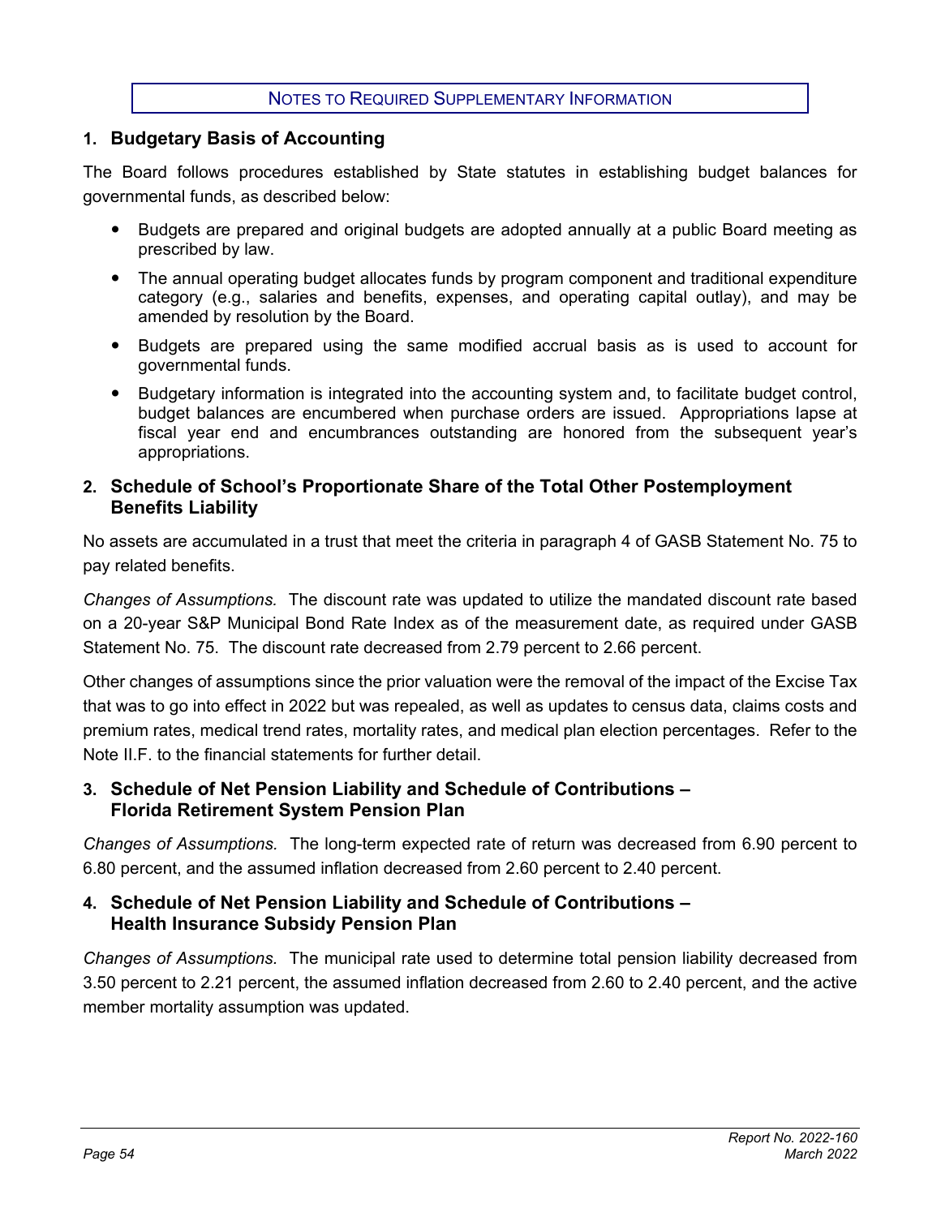# NOTES TO REQUIRED SUPPLEMENTARY INFORMATION

## 1. Budgetary Basis of Accounting

The Board follows procedures established by State statutes in establishing budget balances for governmental funds, as described below:

- Budgets are prepared and original budgets are adopted annually at a public Board meeting as prescribed by law.
- The annual operating budget allocates funds by program component and traditional expenditure category (e.g., salaries and benefits, expenses, and operating capital outlay), and may be amended by resolution by the Board.
- Budgets are prepared using the same modified accrual basis as is used to account for governmental funds.
- Budgetary information is integrated into the accounting system and, to facilitate budget control, budget balances are encumbered when purchase orders are issued. Appropriations lapse at fiscal year end and encumbrances outstanding are honored from the subsequent year's appropriations.

## 2. Schedule of School's Proportionate Share of the Total Other Postemployment Benefits Liability

No assets are accumulated in a trust that meet the criteria in paragraph 4 of GASB Statement No. 75 to pay related benefits.

*Changes of Assumptions.* The discount rate was updated to utilize the mandated discount rate based on a 20-year S&P Municipal Bond Rate Index as of the measurement date, as required under GASB Statement No. 75. The discount rate decreased from 2.79 percent to 2.66 percent.

Other changes of assumptions since the prior valuation were the removal of the impact of the Excise Tax that was to go into effect in 2022 but was repealed, as well as updates to census data, claims costs and premium rates, medical trend rates, mortality rates, and medical plan election percentages. Refer to the Note II.F. to the financial statements for further detail.

## 3. Schedule of Net Pension Liability and Schedule of Contributions – Florida Retirement System Pension Plan

*Changes of Assumptions.* The long-term expected rate of return was decreased from 6.90 percent to 6.80 percent, and the assumed inflation decreased from 2.60 percent to 2.40 percent.

## 4. Schedule of Net Pension Liability and Schedule of Contributions – Health Insurance Subsidy Pension Plan

*Changes of Assumptions.* The municipal rate used to determine total pension liability decreased from 3.50 percent to 2.21 percent, the assumed inflation decreased from 2.60 to 2.40 percent, and the active member mortality assumption was updated.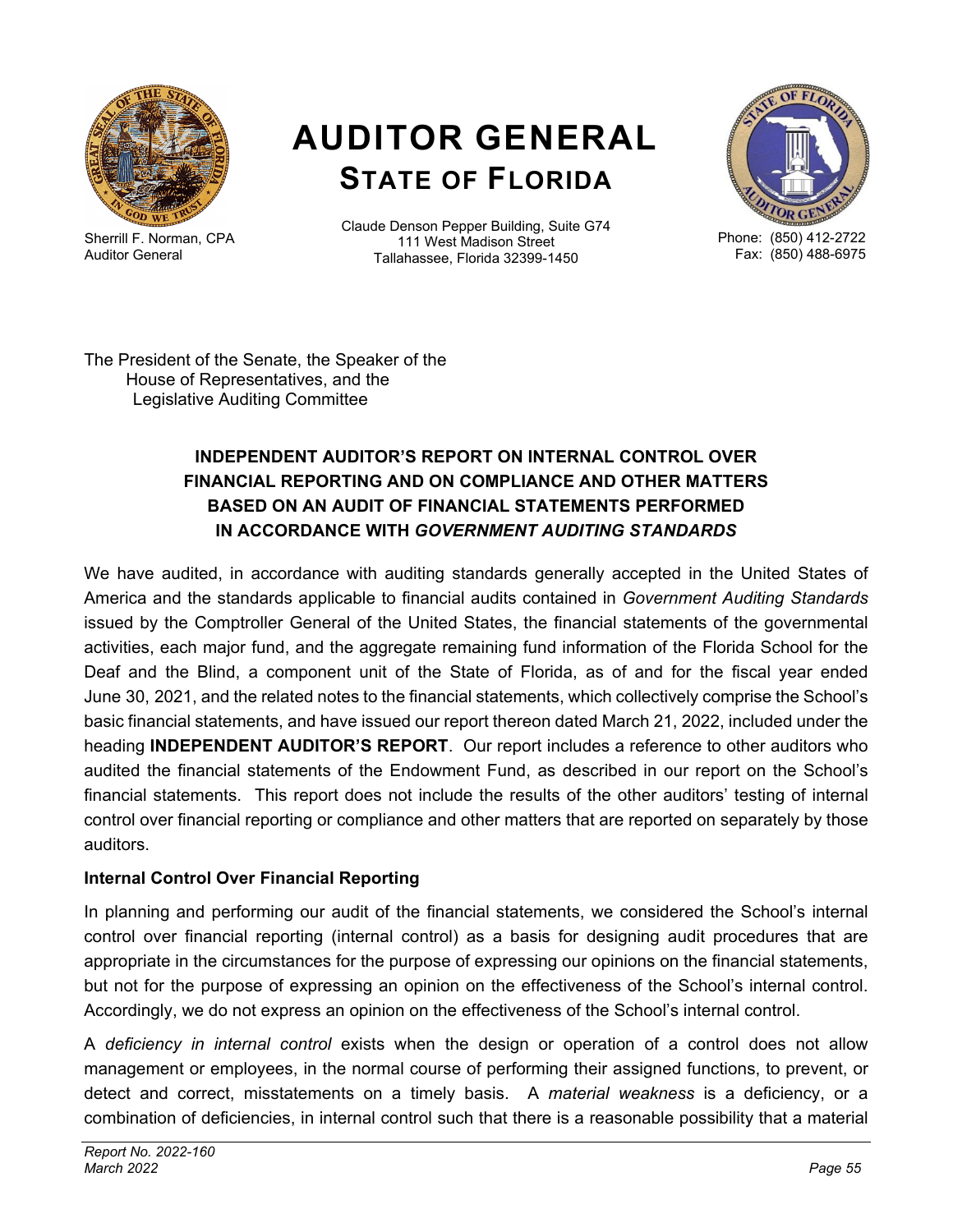# AUDITOR GENERAL
## STATE OF FLORIDA

Sherrill F. Norman, CPA
Auditor General

Claude Denson Pepper Building, Suite G74
111 West Madison Street
Tallahassee, Florida 32399-1450

Phone: (850) 412-2722
Fax: (850) 488-6975

The President of the Senate, the Speaker of the
House of Representatives, and the
Legislative Auditing Committee

### INDEPENDENT AUDITOR'S REPORT ON INTERNAL CONTROL OVER FINANCIAL REPORTING AND ON COMPLIANCE AND OTHER MATTERS BASED ON AN AUDIT OF FINANCIAL STATEMENTS PERFORMED IN ACCORDANCE WITH *GOVERNMENT AUDITING STANDARDS*

We have audited, in accordance with auditing standards generally accepted in the United States of America and the standards applicable to financial audits contained in *Government Auditing Standards* issued by the Comptroller General of the United States, the financial statements of the governmental activities, each major fund, and the aggregate remaining fund information of the Florida School for the Deaf and the Blind, a component unit of the State of Florida, as of and for the fiscal year ended June 30, 2021, and the related notes to the financial statements, which collectively comprise the School's basic financial statements, and have issued our report thereon dated March 21, 2022, included under the heading **INDEPENDENT AUDITOR'S REPORT**. Our report includes a reference to other auditors who audited the financial statements of the Endowment Fund, as described in our report on the School's financial statements. This report does not include the results of the other auditors' testing of internal control over financial reporting or compliance and other matters that are reported on separately by those auditors.

**Internal Control Over Financial Reporting**

In planning and performing our audit of the financial statements, we considered the School's internal control over financial reporting (internal control) as a basis for designing audit procedures that are appropriate in the circumstances for the purpose of expressing our opinions on the financial statements, but not for the purpose of expressing an opinion on the effectiveness of the School's internal control. Accordingly, we do not express an opinion on the effectiveness of the School's internal control.

A *deficiency in internal control* exists when the design or operation of a control does not allow management or employees, in the normal course of performing their assigned functions, to prevent, or detect and correct, misstatements on a timely basis. A *material weakness* is a deficiency, or a combination of deficiencies, in internal control such that there is a reasonable possibility that a material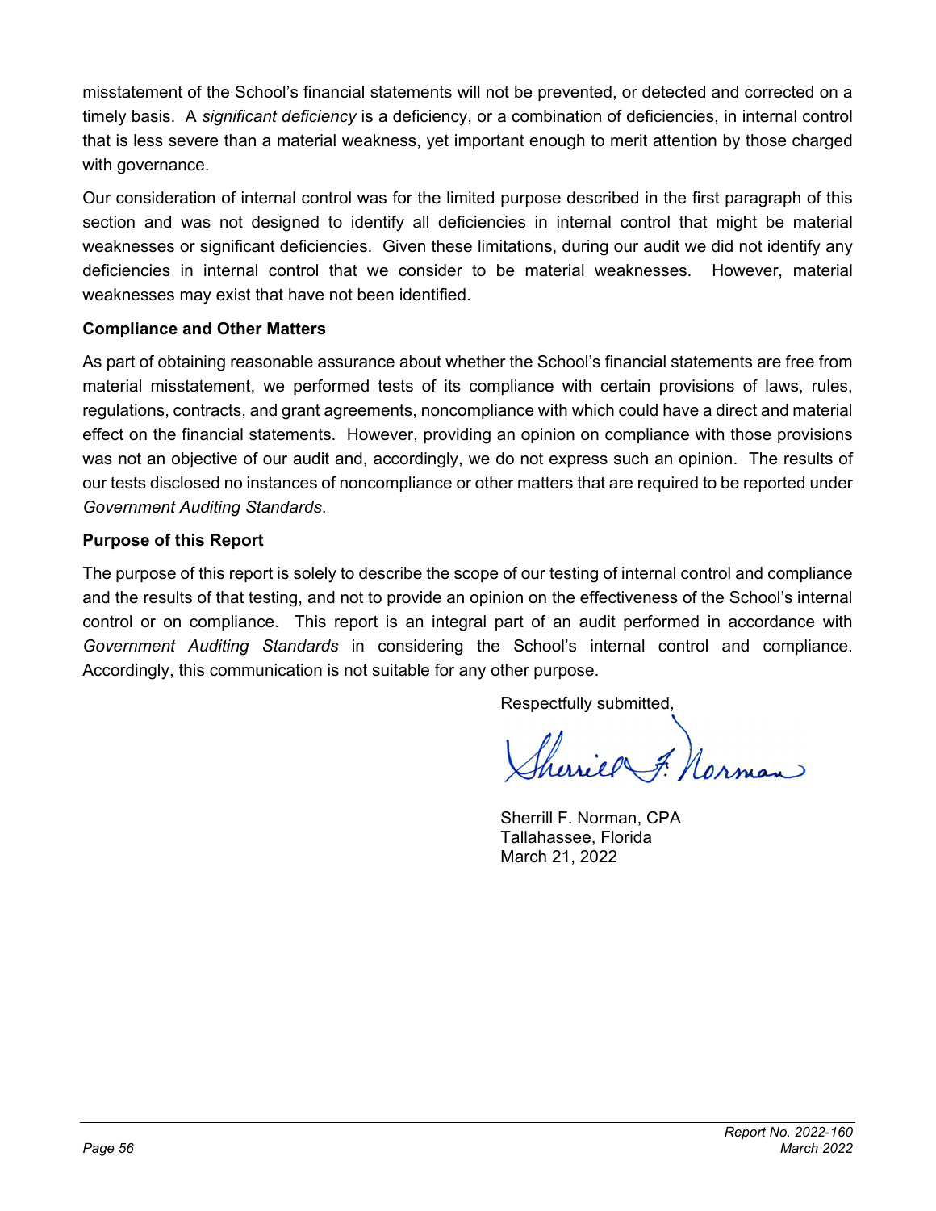misstatement of the School's financial statements will not be prevented, or detected and corrected on a timely basis. A *significant deficiency* is a deficiency, or a combination of deficiencies, in internal control that is less severe than a material weakness, yet important enough to merit attention by those charged with governance.

Our consideration of internal control was for the limited purpose described in the first paragraph of this section and was not designed to identify all deficiencies in internal control that might be material weaknesses or significant deficiencies. Given these limitations, during our audit we did not identify any deficiencies in internal control that we consider to be material weaknesses. However, material weaknesses may exist that have not been identified.

**Compliance and Other Matters**

As part of obtaining reasonable assurance about whether the School's financial statements are free from material misstatement, we performed tests of its compliance with certain provisions of laws, rules, regulations, contracts, and grant agreements, noncompliance with which could have a direct and material effect on the financial statements. However, providing an opinion on compliance with those provisions was not an objective of our audit and, accordingly, we do not express such an opinion. The results of our tests disclosed no instances of noncompliance or other matters that are required to be reported under *Government Auditing Standards*.

**Purpose of this Report**

The purpose of this report is solely to describe the scope of our testing of internal control and compliance and the results of that testing, and not to provide an opinion on the effectiveness of the School's internal control or on compliance. This report is an integral part of an audit performed in accordance with *Government Auditing Standards* in considering the School's internal control and compliance. Accordingly, this communication is not suitable for any other purpose.

Respectfully submitted,

Sherrill F. Norman, CPA
Tallahassee, Florida
March 21, 2022